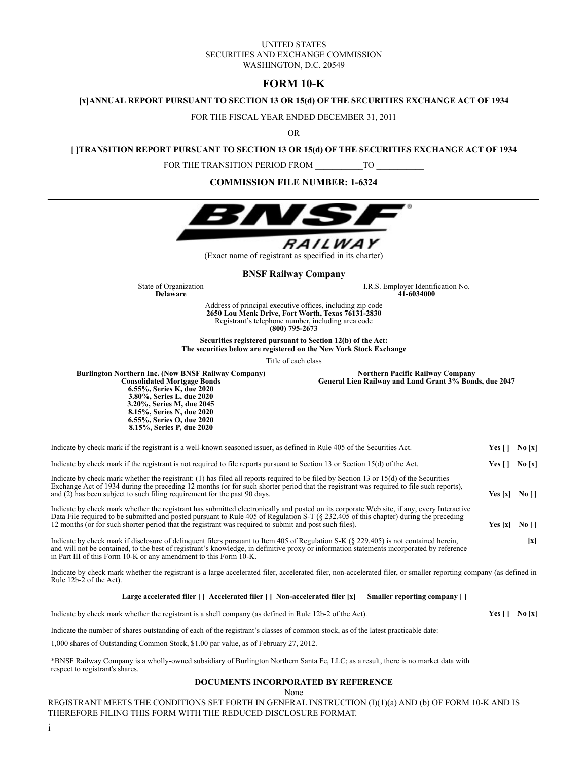UNITED STATES
SECURITIES AND EXCHANGE COMMISSION
WASHINGTON, D.C. 20549

# FORM 10-K

**[x]ANNUAL REPORT PURSUANT TO SECTION 13 OR 15(d) OF THE SECURITIES EXCHANGE ACT OF 1934**

FOR THE FISCAL YEAR ENDED DECEMBER 31, 2011

OR

**[ ]TRANSITION REPORT PURSUANT TO SECTION 13 OR 15(d) OF THE SECURITIES EXCHANGE ACT OF 1934**

FOR THE TRANSITION PERIOD FROM ___________TO ___________

**COMMISSION FILE NUMBER: 1-6324**

---

BNSF RAILWAY

(Exact name of registrant as specified in its charter)

**BNSF Railway Company**

| State of Organization | I.R.S. Employer Identification No. |
|---|---|
| **Delaware** | **41-6034000** |

Address of principal executive offices, including zip code
**2650 Lou Menk Drive, Fort Worth, Texas 76131-2830**
Registrant's telephone number, including area code
**(800) 795-2673**

**Securities registered pursuant to Section 12(b) of the Act:**
**The securities below are registered on the New York Stock Exchange**

Title of each class

**Burlington Northern Inc. (Now BNSF Railway Company)**
**Consolidated Mortgage Bonds**
**6.55%, Series K, due 2020**
**3.80%, Series L, due 2020**
**3.20%, Series M, due 2045**
**8.15%, Series N, due 2020**
**6.55%, Series O, due 2020**
**8.15%, Series P, due 2020**

**Northern Pacific Railway Company**
**General Lien Railway and Land Grant 3% Bonds, due 2047**

Indicate by check mark if the registrant is a well-known seasoned issuer, as defined in Rule 405 of the Securities Act. **Yes [ ] No [x]**

Indicate by check mark if the registrant is not required to file reports pursuant to Section 13 or Section 15(d) of the Act. **Yes [ ] No [x]**

Indicate by check mark whether the registrant: (1) has filed all reports required to be filed by Section 13 or 15(d) of the Securities Exchange Act of 1934 during the preceding 12 months (or for such shorter period that the registrant was required to file such reports), and (2) has been subject to such filing requirement for the past 90 days. **Yes [x] No [ ]**

Indicate by check mark whether the registrant has submitted electronically and posted on its corporate Web site, if any, every Interactive Data File required to be submitted and posted pursuant to Rule 405 of Regulation S-T (§ 232.405 of this chapter) during the preceding 12 months (or for such shorter period that the registrant was required to submit and post such files). **Yes [x] No [ ]**

Indicate by check mark if disclosure of delinquent filers pursuant to Item 405 of Regulation S-K (§ 229.405) is not contained herein, and will not be contained, to the best of registrant's knowledge, in definitive proxy or information statements incorporated by reference in Part III of this Form 10-K or any amendment to this Form 10-K. **[x]**

Indicate by check mark whether the registrant is a large accelerated filer, accelerated filer, non-accelerated filer, or smaller reporting company (as defined in Rule 12b-2 of the Act).

**Large accelerated filer [ ] Accelerated filer [ ] Non-accelerated filer [x] Smaller reporting company [ ]**

Indicate by check mark whether the registrant is a shell company (as defined in Rule 12b-2 of the Act). **Yes [ ] No [x]**

Indicate the number of shares outstanding of each of the registrant's classes of common stock, as of the latest practicable date:

1,000 shares of Outstanding Common Stock, $1.00 par value, as of February 27, 2012.

*BNSF Railway Company is a wholly-owned subsidiary of Burlington Northern Santa Fe, LLC; as a result, there is no market data with respect to registrant's shares.

**DOCUMENTS INCORPORATED BY REFERENCE**

None

REGISTRANT MEETS THE CONDITIONS SET FORTH IN GENERAL INSTRUCTION (I)(1)(a) AND (b) OF FORM 10-K AND IS THEREFORE FILING THIS FORM WITH THE REDUCED DISCLOSURE FORMAT.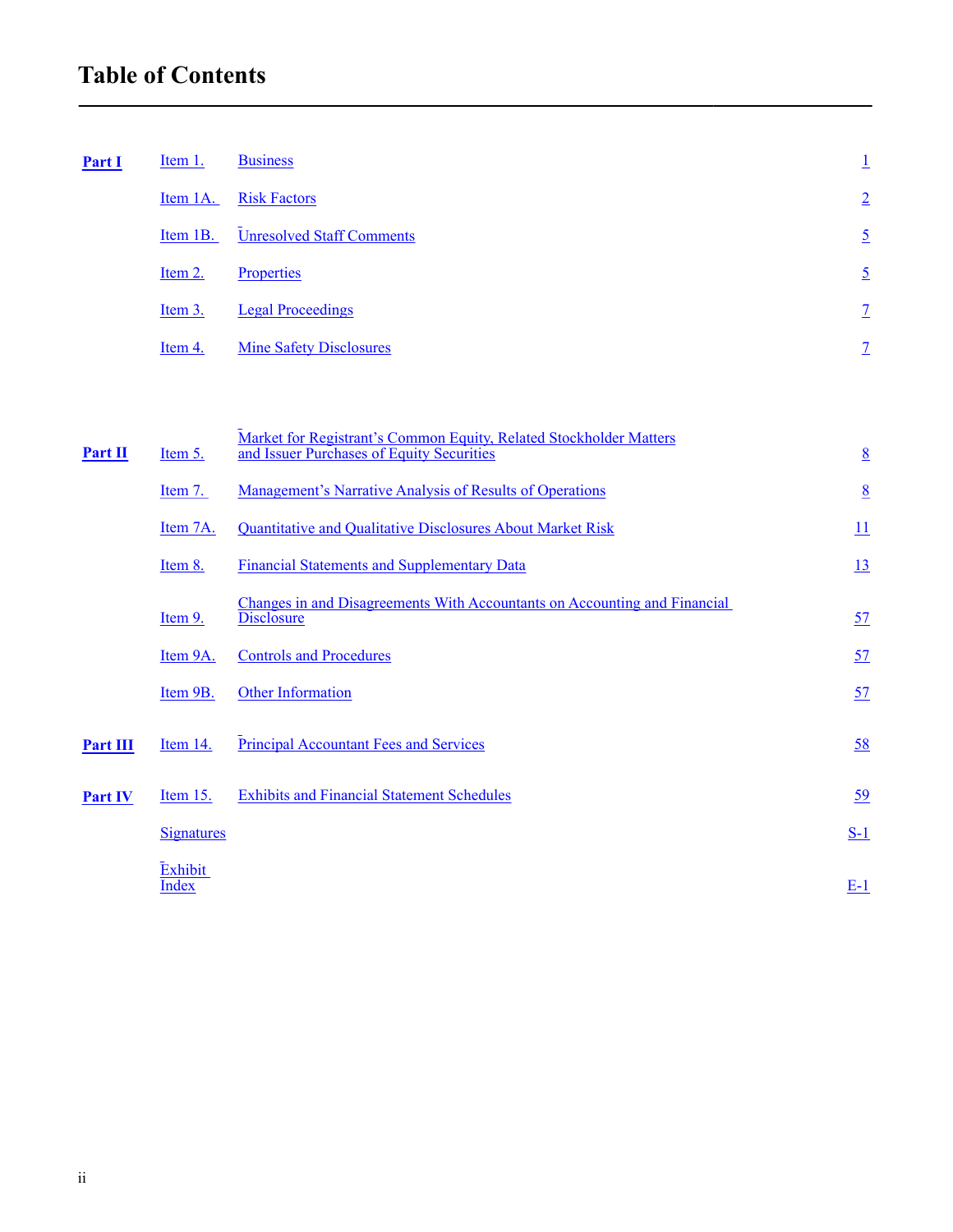# Table of Contents

| | | | |
|---|---|---|---|
| **Part I** | Item 1. | Business | 1 |
| | Item 1A. | Risk Factors | 2 |
| | Item 1B. | Unresolved Staff Comments | 5 |
| | Item 2. | Properties | 5 |
| | Item 3. | Legal Proceedings | 7 |
| | Item 4. | Mine Safety Disclosures | 7 |
| **Part II** | Item 5. | Market for Registrant’s Common Equity, Related Stockholder Matters and Issuer Purchases of Equity Securities | 8 |
| | Item 7. | Management’s Narrative Analysis of Results of Operations | 8 |
| | Item 7A. | Quantitative and Qualitative Disclosures About Market Risk | 11 |
| | Item 8. | Financial Statements and Supplementary Data | 13 |
| | Item 9. | Changes in and Disagreements With Accountants on Accounting and Financial Disclosure | 57 |
| | Item 9A. | Controls and Procedures | 57 |
| | Item 9B. | Other Information | 57 |
| **Part III** | Item 14. | Principal Accountant Fees and Services | 58 |
| **Part IV** | Item 15. | Exhibits and Financial Statement Schedules | 59 |
| | Signatures | | S-1 |
| | Exhibit Index | | E-1 |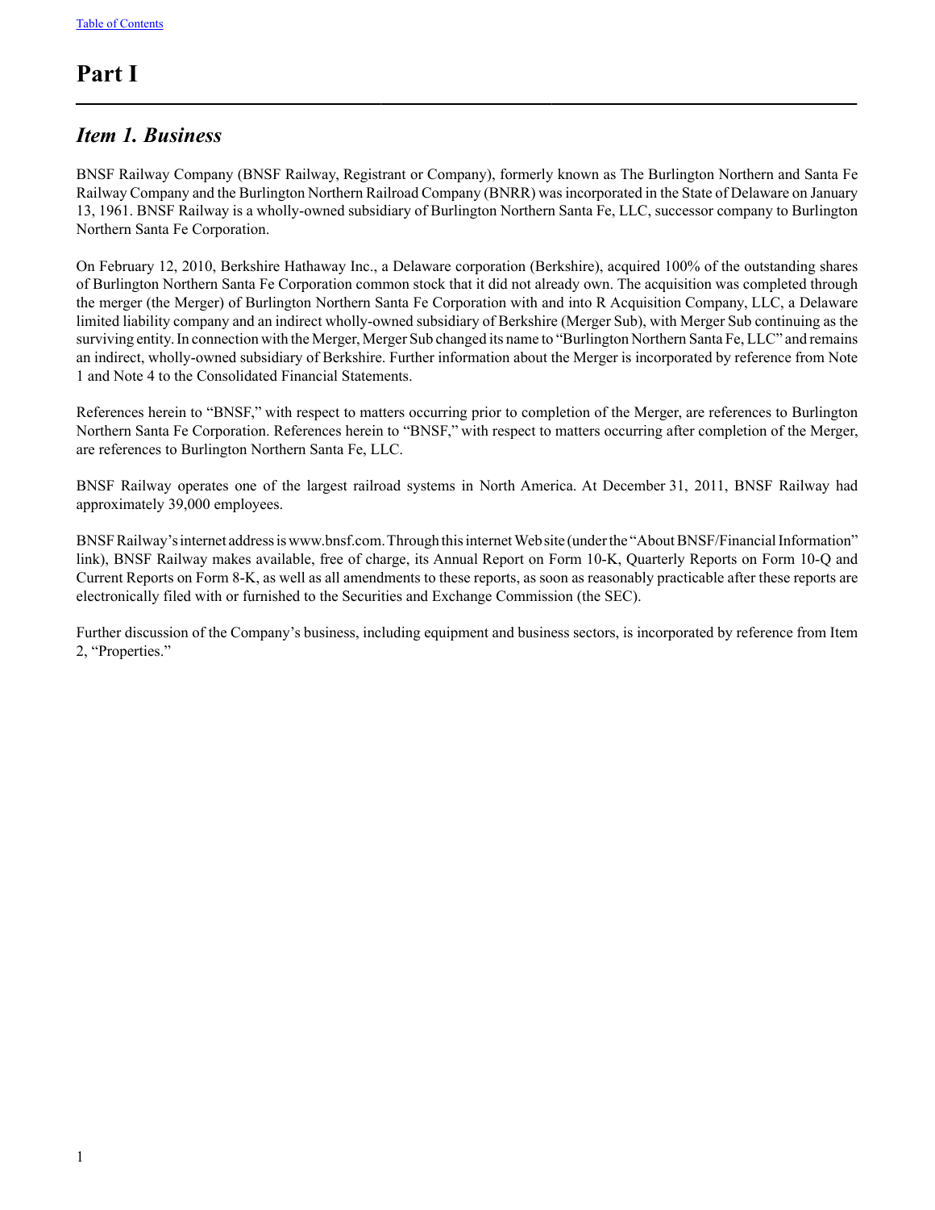# Part I

## *Item 1. Business*

BNSF Railway Company (BNSF Railway, Registrant or Company), formerly known as The Burlington Northern and Santa Fe Railway Company and the Burlington Northern Railroad Company (BNRR) was incorporated in the State of Delaware on January 13, 1961. BNSF Railway is a wholly-owned subsidiary of Burlington Northern Santa Fe, LLC, successor company to Burlington Northern Santa Fe Corporation.

On February 12, 2010, Berkshire Hathaway Inc., a Delaware corporation (Berkshire), acquired 100% of the outstanding shares of Burlington Northern Santa Fe Corporation common stock that it did not already own. The acquisition was completed through the merger (the Merger) of Burlington Northern Santa Fe Corporation with and into R Acquisition Company, LLC, a Delaware limited liability company and an indirect wholly-owned subsidiary of Berkshire (Merger Sub), with Merger Sub continuing as the surviving entity. In connection with the Merger, Merger Sub changed its name to "Burlington Northern Santa Fe, LLC" and remains an indirect, wholly-owned subsidiary of Berkshire. Further information about the Merger is incorporated by reference from Note 1 and Note 4 to the Consolidated Financial Statements.

References herein to "BNSF," with respect to matters occurring prior to completion of the Merger, are references to Burlington Northern Santa Fe Corporation. References herein to "BNSF," with respect to matters occurring after completion of the Merger, are references to Burlington Northern Santa Fe, LLC.

BNSF Railway operates one of the largest railroad systems in North America. At December 31, 2011, BNSF Railway had approximately 39,000 employees.

BNSF Railway's internet address is www.bnsf.com. Through this internet Web site (under the "About BNSF/Financial Information" link), BNSF Railway makes available, free of charge, its Annual Report on Form 10-K, Quarterly Reports on Form 10-Q and Current Reports on Form 8-K, as well as all amendments to these reports, as soon as reasonably practicable after these reports are electronically filed with or furnished to the Securities and Exchange Commission (the SEC).

Further discussion of the Company's business, including equipment and business sectors, is incorporated by reference from Item 2, "Properties."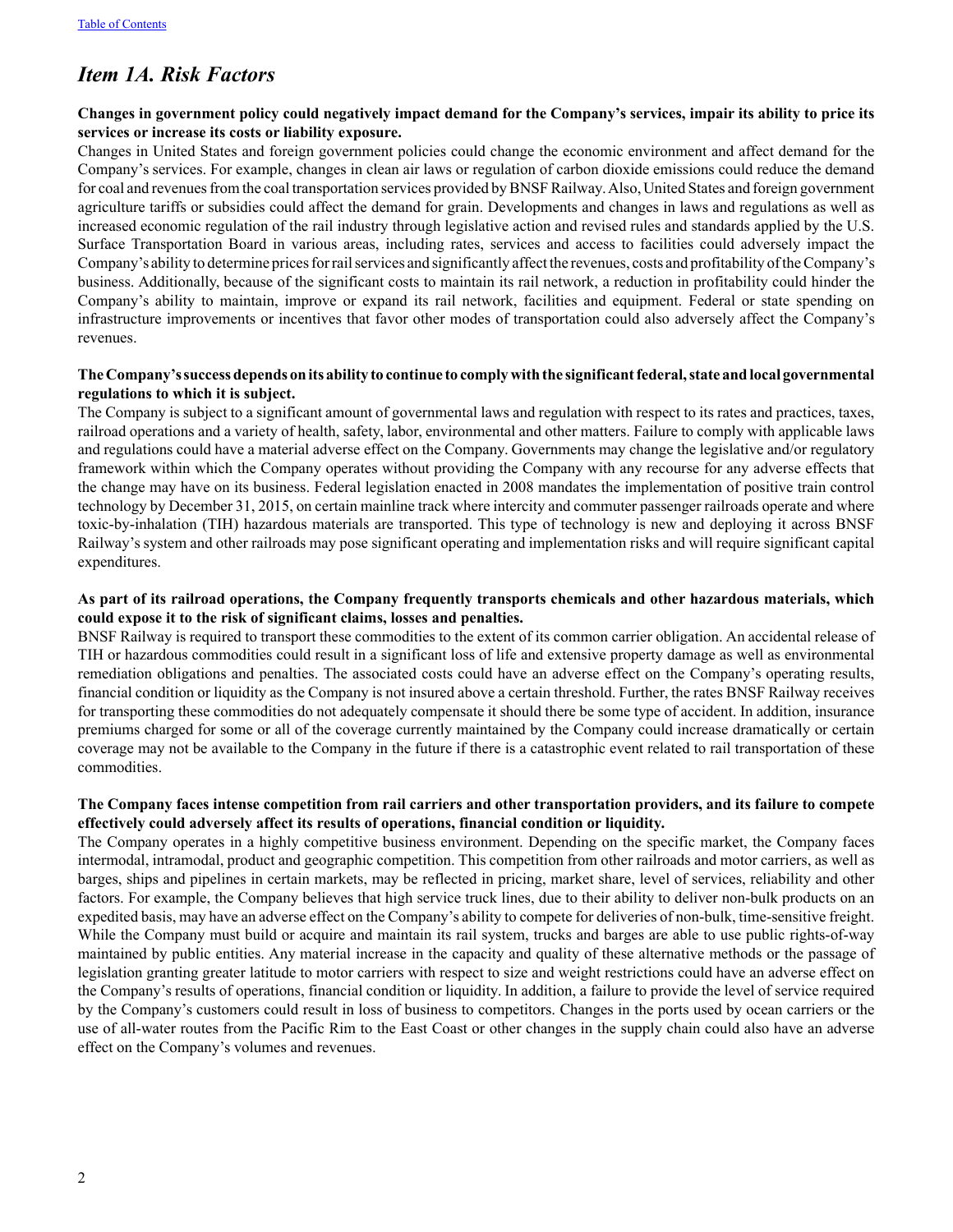# *Item 1A. Risk Factors*

**Changes in government policy could negatively impact demand for the Company's services, impair its ability to price its services or increase its costs or liability exposure.**

Changes in United States and foreign government policies could change the economic environment and affect demand for the Company's services. For example, changes in clean air laws or regulation of carbon dioxide emissions could reduce the demand for coal and revenues from the coal transportation services provided by BNSF Railway. Also, United States and foreign government agriculture tariffs or subsidies could affect the demand for grain. Developments and changes in laws and regulations as well as increased economic regulation of the rail industry through legislative action and revised rules and standards applied by the U.S. Surface Transportation Board in various areas, including rates, services and access to facilities could adversely impact the Company's ability to determine prices for rail services and significantly affect the revenues, costs and profitability of the Company's business. Additionally, because of the significant costs to maintain its rail network, a reduction in profitability could hinder the Company's ability to maintain, improve or expand its rail network, facilities and equipment. Federal or state spending on infrastructure improvements or incentives that favor other modes of transportation could also adversely affect the Company's revenues.

**The Company's success depends on its ability to continue to comply with the significant federal, state and local governmental regulations to which it is subject.**

The Company is subject to a significant amount of governmental laws and regulation with respect to its rates and practices, taxes, railroad operations and a variety of health, safety, labor, environmental and other matters. Failure to comply with applicable laws and regulations could have a material adverse effect on the Company. Governments may change the legislative and/or regulatory framework within which the Company operates without providing the Company with any recourse for any adverse effects that the change may have on its business. Federal legislation enacted in 2008 mandates the implementation of positive train control technology by December 31, 2015, on certain mainline track where intercity and commuter passenger railroads operate and where toxic-by-inhalation (TIH) hazardous materials are transported. This type of technology is new and deploying it across BNSF Railway's system and other railroads may pose significant operating and implementation risks and will require significant capital expenditures.

**As part of its railroad operations, the Company frequently transports chemicals and other hazardous materials, which could expose it to the risk of significant claims, losses and penalties.**

BNSF Railway is required to transport these commodities to the extent of its common carrier obligation. An accidental release of TIH or hazardous commodities could result in a significant loss of life and extensive property damage as well as environmental remediation obligations and penalties. The associated costs could have an adverse effect on the Company's operating results, financial condition or liquidity as the Company is not insured above a certain threshold. Further, the rates BNSF Railway receives for transporting these commodities do not adequately compensate it should there be some type of accident. In addition, insurance premiums charged for some or all of the coverage currently maintained by the Company could increase dramatically or certain coverage may not be available to the Company in the future if there is a catastrophic event related to rail transportation of these commodities.

**The Company faces intense competition from rail carriers and other transportation providers, and its failure to compete effectively could adversely affect its results of operations, financial condition or liquidity.**

The Company operates in a highly competitive business environment. Depending on the specific market, the Company faces intermodal, intramodal, product and geographic competition. This competition from other railroads and motor carriers, as well as barges, ships and pipelines in certain markets, may be reflected in pricing, market share, level of services, reliability and other factors. For example, the Company believes that high service truck lines, due to their ability to deliver non-bulk products on an expedited basis, may have an adverse effect on the Company's ability to compete for deliveries of non-bulk, time-sensitive freight. While the Company must build or acquire and maintain its rail system, trucks and barges are able to use public rights-of-way maintained by public entities. Any material increase in the capacity and quality of these alternative methods or the passage of legislation granting greater latitude to motor carriers with respect to size and weight restrictions could have an adverse effect on the Company's results of operations, financial condition or liquidity. In addition, a failure to provide the level of service required by the Company's customers could result in loss of business to competitors. Changes in the ports used by ocean carriers or the use of all-water routes from the Pacific Rim to the East Coast or other changes in the supply chain could also have an adverse effect on the Company's volumes and revenues.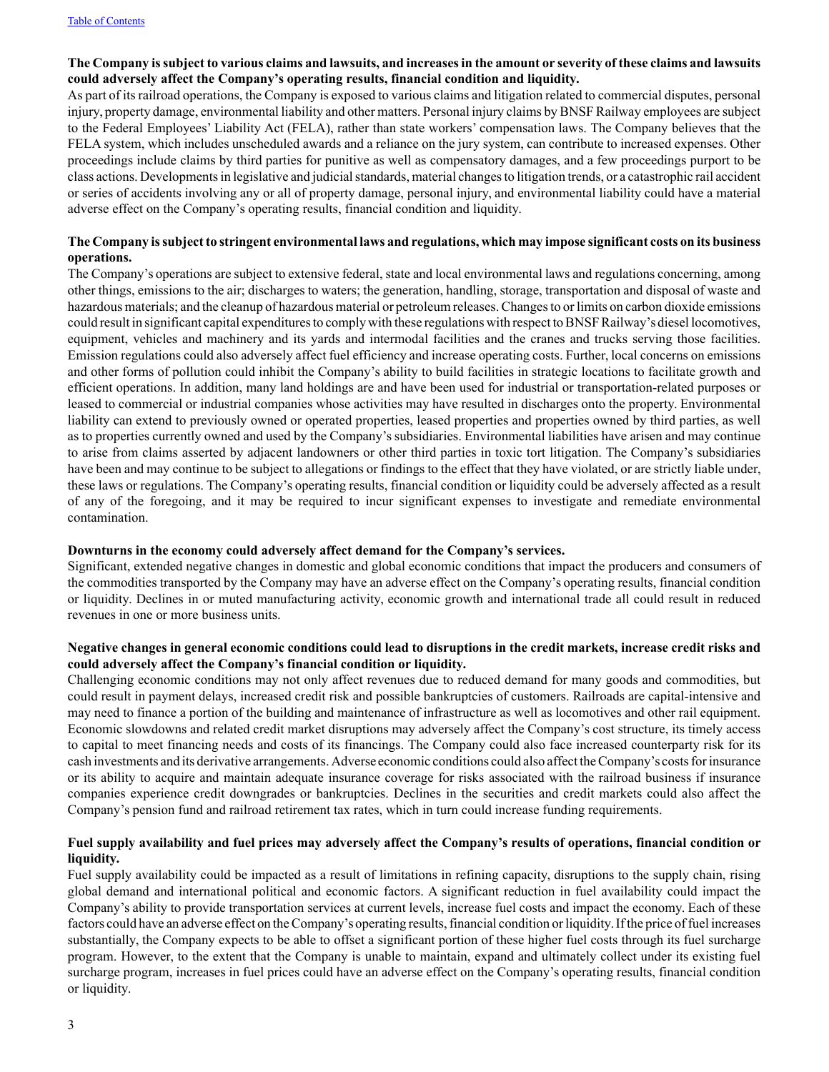**The Company is subject to various claims and lawsuits, and increases in the amount or severity of these claims and lawsuits could adversely affect the Company's operating results, financial condition and liquidity.**

As part of its railroad operations, the Company is exposed to various claims and litigation related to commercial disputes, personal injury, property damage, environmental liability and other matters. Personal injury claims by BNSF Railway employees are subject to the Federal Employees' Liability Act (FELA), rather than state workers' compensation laws. The Company believes that the FELA system, which includes unscheduled awards and a reliance on the jury system, can contribute to increased expenses. Other proceedings include claims by third parties for punitive as well as compensatory damages, and a few proceedings purport to be class actions. Developments in legislative and judicial standards, material changes to litigation trends, or a catastrophic rail accident or series of accidents involving any or all of property damage, personal injury, and environmental liability could have a material adverse effect on the Company's operating results, financial condition and liquidity.

**The Company is subject to stringent environmental laws and regulations, which may impose significant costs on its business operations.**

The Company's operations are subject to extensive federal, state and local environmental laws and regulations concerning, among other things, emissions to the air; discharges to waters; the generation, handling, storage, transportation and disposal of waste and hazardous materials; and the cleanup of hazardous material or petroleum releases. Changes to or limits on carbon dioxide emissions could result in significant capital expenditures to comply with these regulations with respect to BNSF Railway's diesel locomotives, equipment, vehicles and machinery and its yards and intermodal facilities and the cranes and trucks serving those facilities. Emission regulations could also adversely affect fuel efficiency and increase operating costs. Further, local concerns on emissions and other forms of pollution could inhibit the Company's ability to build facilities in strategic locations to facilitate growth and efficient operations. In addition, many land holdings are and have been used for industrial or transportation-related purposes or leased to commercial or industrial companies whose activities may have resulted in discharges onto the property. Environmental liability can extend to previously owned or operated properties, leased properties and properties owned by third parties, as well as to properties currently owned and used by the Company's subsidiaries. Environmental liabilities have arisen and may continue to arise from claims asserted by adjacent landowners or other third parties in toxic tort litigation. The Company's subsidiaries have been and may continue to be subject to allegations or findings to the effect that they have violated, or are strictly liable under, these laws or regulations. The Company's operating results, financial condition or liquidity could be adversely affected as a result of any of the foregoing, and it may be required to incur significant expenses to investigate and remediate environmental contamination.

**Downturns in the economy could adversely affect demand for the Company's services.**

Significant, extended negative changes in domestic and global economic conditions that impact the producers and consumers of the commodities transported by the Company may have an adverse effect on the Company's operating results, financial condition or liquidity. Declines in or muted manufacturing activity, economic growth and international trade all could result in reduced revenues in one or more business units.

**Negative changes in general economic conditions could lead to disruptions in the credit markets, increase credit risks and could adversely affect the Company's financial condition or liquidity.**

Challenging economic conditions may not only affect revenues due to reduced demand for many goods and commodities, but could result in payment delays, increased credit risk and possible bankruptcies of customers. Railroads are capital-intensive and may need to finance a portion of the building and maintenance of infrastructure as well as locomotives and other rail equipment. Economic slowdowns and related credit market disruptions may adversely affect the Company's cost structure, its timely access to capital to meet financing needs and costs of its financings. The Company could also face increased counterparty risk for its cash investments and its derivative arrangements. Adverse economic conditions could also affect the Company's costs for insurance or its ability to acquire and maintain adequate insurance coverage for risks associated with the railroad business if insurance companies experience credit downgrades or bankruptcies. Declines in the securities and credit markets could also affect the Company's pension fund and railroad retirement tax rates, which in turn could increase funding requirements.

**Fuel supply availability and fuel prices may adversely affect the Company's results of operations, financial condition or liquidity.**

Fuel supply availability could be impacted as a result of limitations in refining capacity, disruptions to the supply chain, rising global demand and international political and economic factors. A significant reduction in fuel availability could impact the Company's ability to provide transportation services at current levels, increase fuel costs and impact the economy. Each of these factors could have an adverse effect on the Company's operating results, financial condition or liquidity. If the price of fuel increases substantially, the Company expects to be able to offset a significant portion of these higher fuel costs through its fuel surcharge program. However, to the extent that the Company is unable to maintain, expand and ultimately collect under its existing fuel surcharge program, increases in fuel prices could have an adverse effect on the Company's operating results, financial condition or liquidity.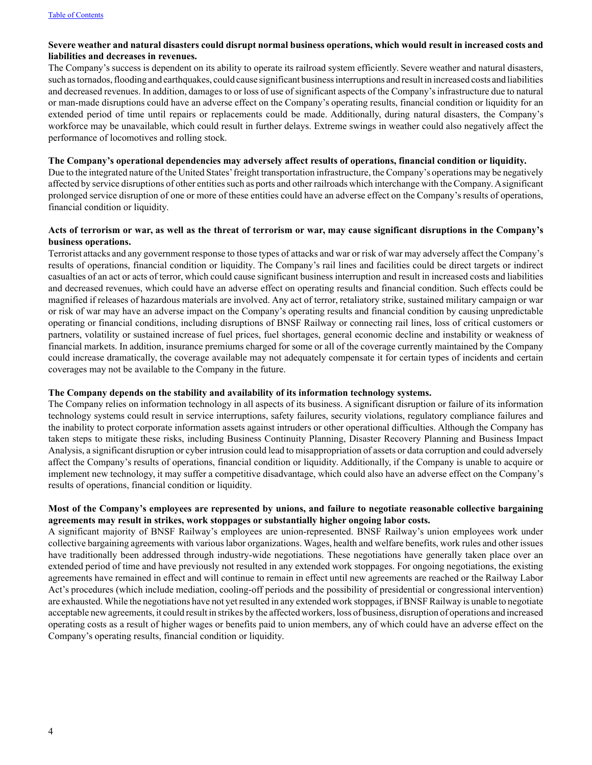**Severe weather and natural disasters could disrupt normal business operations, which would result in increased costs and liabilities and decreases in revenues.**

The Company's success is dependent on its ability to operate its railroad system efficiently. Severe weather and natural disasters, such as tornados, flooding and earthquakes, could cause significant business interruptions and result in increased costs and liabilities and decreased revenues. In addition, damages to or loss of use of significant aspects of the Company's infrastructure due to natural or man-made disruptions could have an adverse effect on the Company's operating results, financial condition or liquidity for an extended period of time until repairs or replacements could be made. Additionally, during natural disasters, the Company's workforce may be unavailable, which could result in further delays. Extreme swings in weather could also negatively affect the performance of locomotives and rolling stock.

**The Company's operational dependencies may adversely affect results of operations, financial condition or liquidity.**

Due to the integrated nature of the United States' freight transportation infrastructure, the Company's operations may be negatively affected by service disruptions of other entities such as ports and other railroads which interchange with the Company. A significant prolonged service disruption of one or more of these entities could have an adverse effect on the Company's results of operations, financial condition or liquidity.

**Acts of terrorism or war, as well as the threat of terrorism or war, may cause significant disruptions in the Company's business operations.**

Terrorist attacks and any government response to those types of attacks and war or risk of war may adversely affect the Company's results of operations, financial condition or liquidity. The Company's rail lines and facilities could be direct targets or indirect casualties of an act or acts of terror, which could cause significant business interruption and result in increased costs and liabilities and decreased revenues, which could have an adverse effect on operating results and financial condition. Such effects could be magnified if releases of hazardous materials are involved. Any act of terror, retaliatory strike, sustained military campaign or war or risk of war may have an adverse impact on the Company's operating results and financial condition by causing unpredictable operating or financial conditions, including disruptions of BNSF Railway or connecting rail lines, loss of critical customers or partners, volatility or sustained increase of fuel prices, fuel shortages, general economic decline and instability or weakness of financial markets. In addition, insurance premiums charged for some or all of the coverage currently maintained by the Company could increase dramatically, the coverage available may not adequately compensate it for certain types of incidents and certain coverages may not be available to the Company in the future.

**The Company depends on the stability and availability of its information technology systems.**

The Company relies on information technology in all aspects of its business. A significant disruption or failure of its information technology systems could result in service interruptions, safety failures, security violations, regulatory compliance failures and the inability to protect corporate information assets against intruders or other operational difficulties. Although the Company has taken steps to mitigate these risks, including Business Continuity Planning, Disaster Recovery Planning and Business Impact Analysis, a significant disruption or cyber intrusion could lead to misappropriation of assets or data corruption and could adversely affect the Company's results of operations, financial condition or liquidity. Additionally, if the Company is unable to acquire or implement new technology, it may suffer a competitive disadvantage, which could also have an adverse effect on the Company's results of operations, financial condition or liquidity.

**Most of the Company's employees are represented by unions, and failure to negotiate reasonable collective bargaining agreements may result in strikes, work stoppages or substantially higher ongoing labor costs.**

A significant majority of BNSF Railway's employees are union-represented. BNSF Railway's union employees work under collective bargaining agreements with various labor organizations. Wages, health and welfare benefits, work rules and other issues have traditionally been addressed through industry-wide negotiations. These negotiations have generally taken place over an extended period of time and have previously not resulted in any extended work stoppages. For ongoing negotiations, the existing agreements have remained in effect and will continue to remain in effect until new agreements are reached or the Railway Labor Act's procedures (which include mediation, cooling-off periods and the possibility of presidential or congressional intervention) are exhausted. While the negotiations have not yet resulted in any extended work stoppages, if BNSF Railway is unable to negotiate acceptable new agreements, it could result in strikes by the affected workers, loss of business, disruption of operations and increased operating costs as a result of higher wages or benefits paid to union members, any of which could have an adverse effect on the Company's operating results, financial condition or liquidity.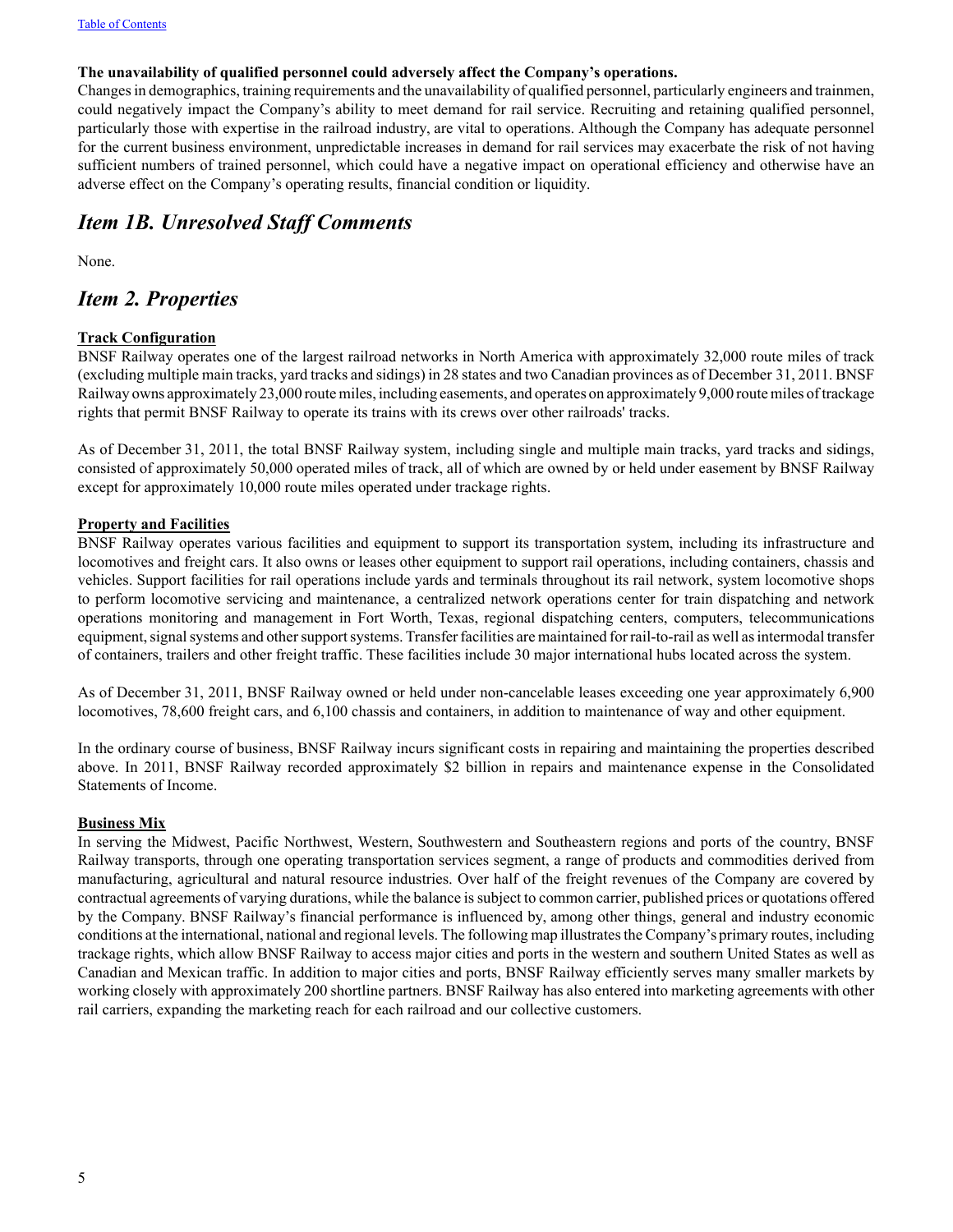**The unavailability of qualified personnel could adversely affect the Company's operations.**

Changes in demographics, training requirements and the unavailability of qualified personnel, particularly engineers and trainmen, could negatively impact the Company's ability to meet demand for rail service. Recruiting and retaining qualified personnel, particularly those with expertise in the railroad industry, are vital to operations. Although the Company has adequate personnel for the current business environment, unpredictable increases in demand for rail services may exacerbate the risk of not having sufficient numbers of trained personnel, which could have a negative impact on operational efficiency and otherwise have an adverse effect on the Company's operating results, financial condition or liquidity.

## *Item 1B. Unresolved Staff Comments*

None.

## *Item 2. Properties*

**Track Configuration**

BNSF Railway operates one of the largest railroad networks in North America with approximately 32,000 route miles of track (excluding multiple main tracks, yard tracks and sidings) in 28 states and two Canadian provinces as of December 31, 2011. BNSF Railway owns approximately 23,000 route miles, including easements, and operates on approximately 9,000 route miles of trackage rights that permit BNSF Railway to operate its trains with its crews over other railroads' tracks.

As of December 31, 2011, the total BNSF Railway system, including single and multiple main tracks, yard tracks and sidings, consisted of approximately 50,000 operated miles of track, all of which are owned by or held under easement by BNSF Railway except for approximately 10,000 route miles operated under trackage rights.

**Property and Facilities**

BNSF Railway operates various facilities and equipment to support its transportation system, including its infrastructure and locomotives and freight cars. It also owns or leases other equipment to support rail operations, including containers, chassis and vehicles. Support facilities for rail operations include yards and terminals throughout its rail network, system locomotive shops to perform locomotive servicing and maintenance, a centralized network operations center for train dispatching and network operations monitoring and management in Fort Worth, Texas, regional dispatching centers, computers, telecommunications equipment, signal systems and other support systems. Transfer facilities are maintained for rail-to-rail as well as intermodal transfer of containers, trailers and other freight traffic. These facilities include 30 major international hubs located across the system.

As of December 31, 2011, BNSF Railway owned or held under non-cancelable leases exceeding one year approximately 6,900 locomotives, 78,600 freight cars, and 6,100 chassis and containers, in addition to maintenance of way and other equipment.

In the ordinary course of business, BNSF Railway incurs significant costs in repairing and maintaining the properties described above. In 2011, BNSF Railway recorded approximately $2 billion in repairs and maintenance expense in the Consolidated Statements of Income.

**Business Mix**

In serving the Midwest, Pacific Northwest, Western, Southwestern and Southeastern regions and ports of the country, BNSF Railway transports, through one operating transportation services segment, a range of products and commodities derived from manufacturing, agricultural and natural resource industries. Over half of the freight revenues of the Company are covered by contractual agreements of varying durations, while the balance is subject to common carrier, published prices or quotations offered by the Company. BNSF Railway's financial performance is influenced by, among other things, general and industry economic conditions at the international, national and regional levels. The following map illustrates the Company's primary routes, including trackage rights, which allow BNSF Railway to access major cities and ports in the western and southern United States as well as Canadian and Mexican traffic. In addition to major cities and ports, BNSF Railway efficiently serves many smaller markets by working closely with approximately 200 shortline partners. BNSF Railway has also entered into marketing agreements with other rail carriers, expanding the marketing reach for each railroad and our collective customers.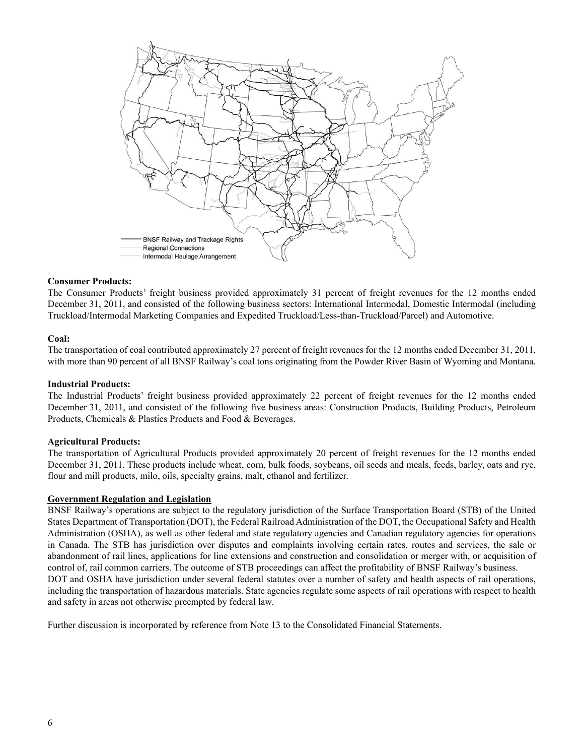BNSF Railway and Trackage Rights

Regional Connections

Intermodal Haulage Arrangement

**Consumer Products:**

The Consumer Products' freight business provided approximately 31 percent of freight revenues for the 12 months ended December 31, 2011, and consisted of the following business sectors: International Intermodal, Domestic Intermodal (including Truckload/Intermodal Marketing Companies and Expedited Truckload/Less-than-Truckload/Parcel) and Automotive.

**Coal:**

The transportation of coal contributed approximately 27 percent of freight revenues for the 12 months ended December 31, 2011, with more than 90 percent of all BNSF Railway's coal tons originating from the Powder River Basin of Wyoming and Montana.

**Industrial Products:**

The Industrial Products' freight business provided approximately 22 percent of freight revenues for the 12 months ended December 31, 2011, and consisted of the following five business areas: Construction Products, Building Products, Petroleum Products, Chemicals & Plastics Products and Food & Beverages.

**Agricultural Products:**

The transportation of Agricultural Products provided approximately 20 percent of freight revenues for the 12 months ended December 31, 2011. These products include wheat, corn, bulk foods, soybeans, oil seeds and meals, feeds, barley, oats and rye, flour and mill products, milo, oils, specialty grains, malt, ethanol and fertilizer.

**Government Regulation and Legislation**

BNSF Railway's operations are subject to the regulatory jurisdiction of the Surface Transportation Board (STB) of the United States Department of Transportation (DOT), the Federal Railroad Administration of the DOT, the Occupational Safety and Health Administration (OSHA), as well as other federal and state regulatory agencies and Canadian regulatory agencies for operations in Canada. The STB has jurisdiction over disputes and complaints involving certain rates, routes and services, the sale or abandonment of rail lines, applications for line extensions and construction and consolidation or merger with, or acquisition of control of, rail common carriers. The outcome of STB proceedings can affect the profitability of BNSF Railway's business. DOT and OSHA have jurisdiction under several federal statutes over a number of safety and health aspects of rail operations, including the transportation of hazardous materials. State agencies regulate some aspects of rail operations with respect to health and safety in areas not otherwise preempted by federal law.

Further discussion is incorporated by reference from Note 13 to the Consolidated Financial Statements.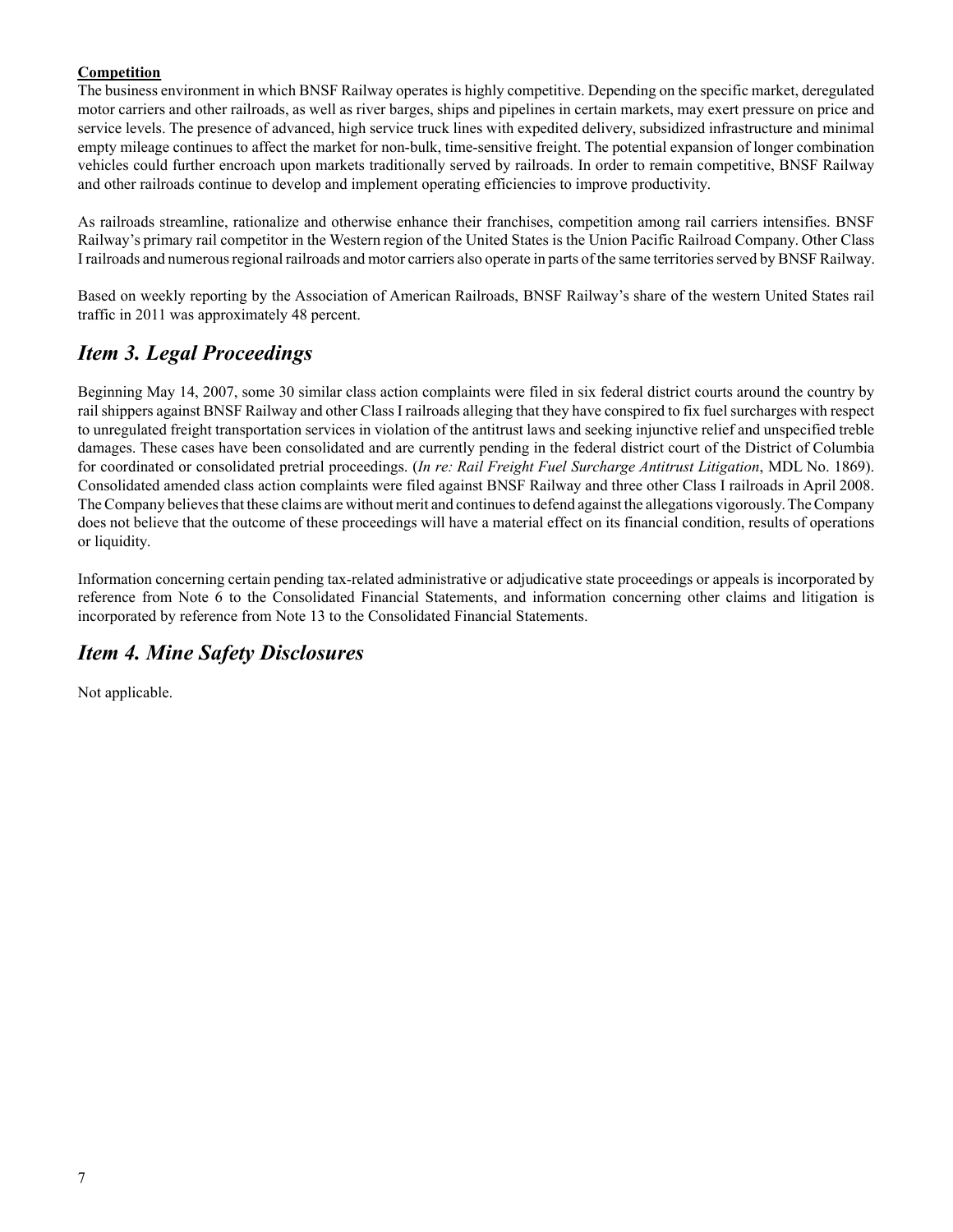**Competition**

The business environment in which BNSF Railway operates is highly competitive. Depending on the specific market, deregulated motor carriers and other railroads, as well as river barges, ships and pipelines in certain markets, may exert pressure on price and service levels. The presence of advanced, high service truck lines with expedited delivery, subsidized infrastructure and minimal empty mileage continues to affect the market for non-bulk, time-sensitive freight. The potential expansion of longer combination vehicles could further encroach upon markets traditionally served by railroads. In order to remain competitive, BNSF Railway and other railroads continue to develop and implement operating efficiencies to improve productivity.

As railroads streamline, rationalize and otherwise enhance their franchises, competition among rail carriers intensifies. BNSF Railway's primary rail competitor in the Western region of the United States is the Union Pacific Railroad Company. Other Class I railroads and numerous regional railroads and motor carriers also operate in parts of the same territories served by BNSF Railway.

Based on weekly reporting by the Association of American Railroads, BNSF Railway's share of the western United States rail traffic in 2011 was approximately 48 percent.

## *Item 3. Legal Proceedings*

Beginning May 14, 2007, some 30 similar class action complaints were filed in six federal district courts around the country by rail shippers against BNSF Railway and other Class I railroads alleging that they have conspired to fix fuel surcharges with respect to unregulated freight transportation services in violation of the antitrust laws and seeking injunctive relief and unspecified treble damages. These cases have been consolidated and are currently pending in the federal district court of the District of Columbia for coordinated or consolidated pretrial proceedings. (*In re: Rail Freight Fuel Surcharge Antitrust Litigation*, MDL No. 1869). Consolidated amended class action complaints were filed against BNSF Railway and three other Class I railroads in April 2008. The Company believes that these claims are without merit and continues to defend against the allegations vigorously. The Company does not believe that the outcome of these proceedings will have a material effect on its financial condition, results of operations or liquidity.

Information concerning certain pending tax-related administrative or adjudicative state proceedings or appeals is incorporated by reference from Note 6 to the Consolidated Financial Statements, and information concerning other claims and litigation is incorporated by reference from Note 13 to the Consolidated Financial Statements.

## *Item 4. Mine Safety Disclosures*

Not applicable.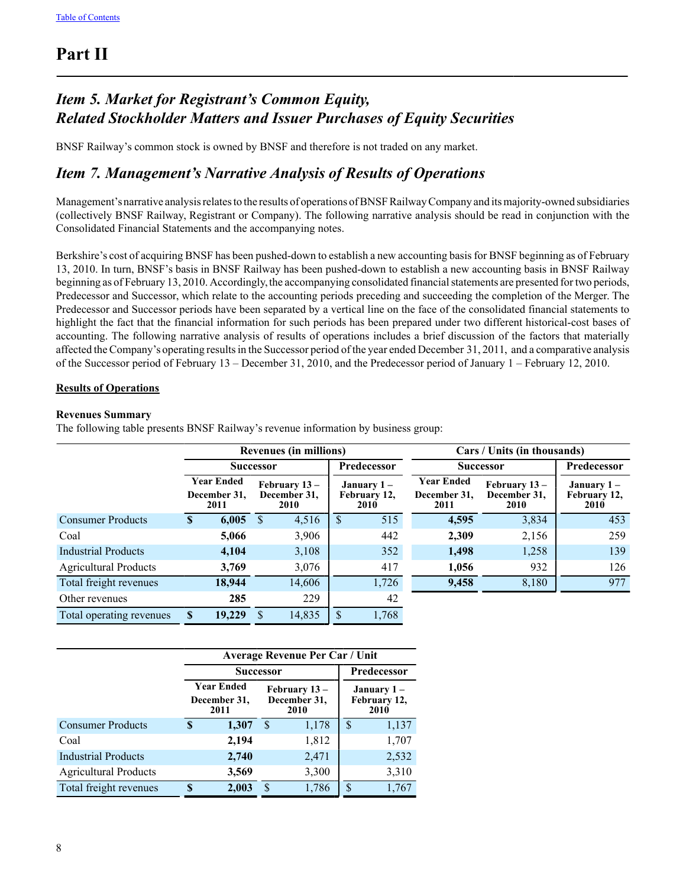# Part II

## *Item 5. Market for Registrant's Common Equity, Related Stockholder Matters and Issuer Purchases of Equity Securities*

BNSF Railway's common stock is owned by BNSF and therefore is not traded on any market.

## *Item 7. Management's Narrative Analysis of Results of Operations*

Management's narrative analysis relates to the results of operations of BNSF Railway Company and its majority-owned subsidiaries (collectively BNSF Railway, Registrant or Company). The following narrative analysis should be read in conjunction with the Consolidated Financial Statements and the accompanying notes.

Berkshire's cost of acquiring BNSF has been pushed-down to establish a new accounting basis for BNSF beginning as of February 13, 2010. In turn, BNSF's basis in BNSF Railway has been pushed-down to establish a new accounting basis in BNSF Railway beginning as of February 13, 2010. Accordingly, the accompanying consolidated financial statements are presented for two periods, Predecessor and Successor, which relate to the accounting periods preceding and succeeding the completion of the Merger. The Predecessor and Successor periods have been separated by a vertical line on the face of the consolidated financial statements to highlight the fact that the financial information for such periods has been prepared under two different historical-cost bases of accounting. The following narrative analysis of results of operations includes a brief discussion of the factors that materially affected the Company's operating results in the Successor period of the year ended December 31, 2011, and a comparative analysis of the Successor period of February 13 – December 31, 2010, and the Predecessor period of January 1 – February 12, 2010.

**Results of Operations**

**Revenues Summary**

The following table presents BNSF Railway's revenue information by business group:

| | Revenues (in millions) | | | Cars / Units (in thousands) | | |
|---|---|---|---|---|---|---|
| | Successor | | Predecessor | Successor | | Predecessor |
| | Year Ended December 31, 2011 | February 13 – December 31, 2010 | January 1 – February 12, 2010 | Year Ended December 31, 2011 | February 13 – December 31, 2010 | January 1 – February 12, 2010 |
| Consumer Products | **$ 6,005** | $ 4,516 | $ 515 | **4,595** | 3,834 | 453 |
| Coal | **5,066** | 3,906 | 442 | **2,309** | 2,156 | 259 |
| Industrial Products | **4,104** | 3,108 | 352 | **1,498** | 1,258 | 139 |
| Agricultural Products | **3,769** | 3,076 | 417 | **1,056** | 932 | 126 |
| Total freight revenues | **18,944** | 14,606 | 1,726 | **9,458** | 8,180 | 977 |
| Other revenues | **285** | 229 | 42 | | | |
| Total operating revenues | **$ 19,229** | $ 14,835 | $ 1,768 | | | |

| | Average Revenue Per Car / Unit | | |
|---|---|---|---|
| | Successor | | Predecessor |
| | Year Ended December 31, 2011 | February 13 – December 31, 2010 | January 1 – February 12, 2010 |
| Consumer Products | **$ 1,307** | $ 1,178 | $ 1,137 |
| Coal | **2,194** | 1,812 | 1,707 |
| Industrial Products | **2,740** | 2,471 | 2,532 |
| Agricultural Products | **3,569** | 3,300 | 3,310 |
| Total freight revenues | **$ 2,003** | $ 1,786 | $ 1,767 |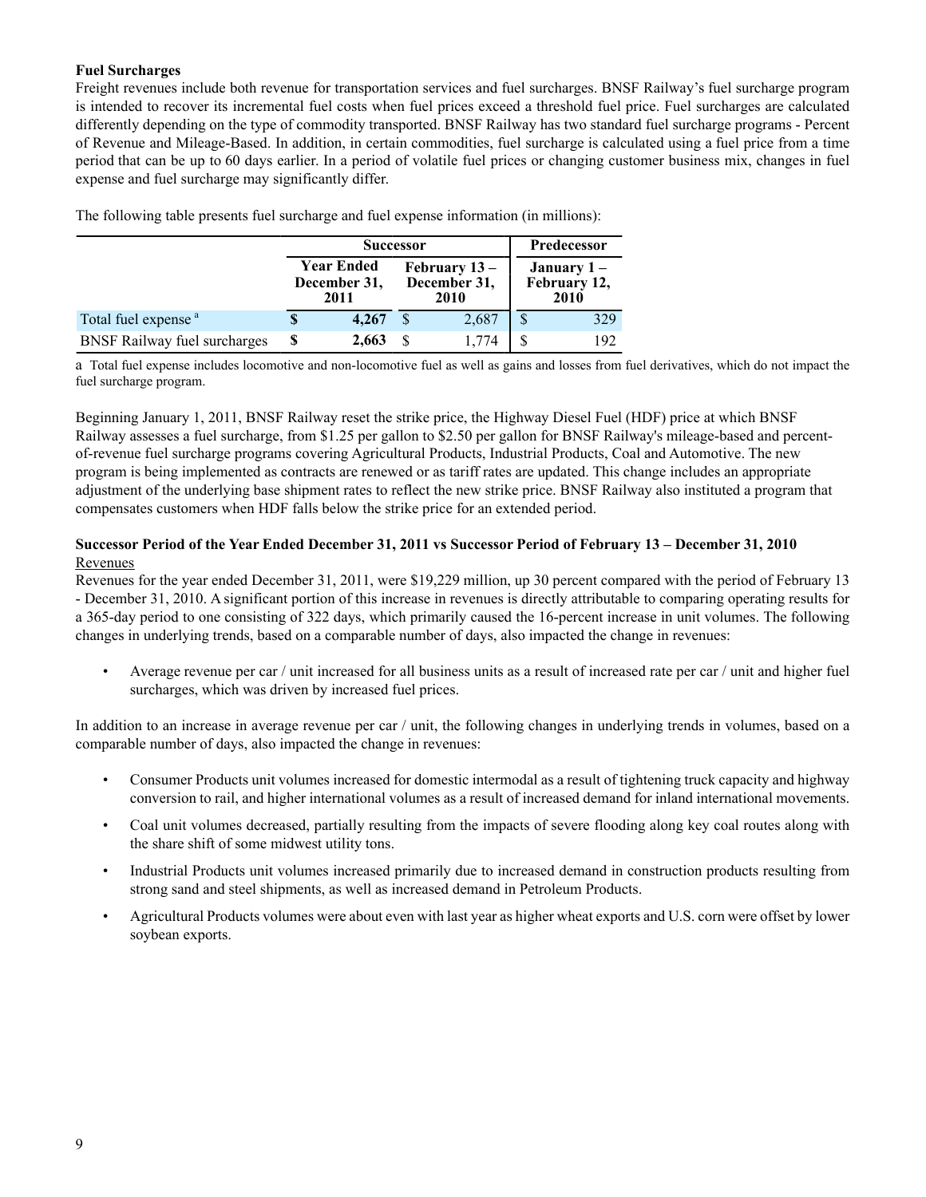**Fuel Surcharges**

Freight revenues include both revenue for transportation services and fuel surcharges. BNSF Railway's fuel surcharge program is intended to recover its incremental fuel costs when fuel prices exceed a threshold fuel price. Fuel surcharges are calculated differently depending on the type of commodity transported. BNSF Railway has two standard fuel surcharge programs - Percent of Revenue and Mileage-Based. In addition, in certain commodities, fuel surcharge is calculated using a fuel price from a time period that can be up to 60 days earlier. In a period of volatile fuel prices or changing customer business mix, changes in fuel expense and fuel surcharge may significantly differ.

The following table presents fuel surcharge and fuel expense information (in millions):

| | Successor | | Predecessor |
|---|---|---|---|
| | Year Ended December 31, 2011 | February 13 – December 31, 2010 | January 1 – February 12, 2010 |
| Total fuel expense [a] | $ 4,267 | $ 2,687 | $ 329 |
| BNSF Railway fuel surcharges | $ 2,663 | $ 1,774 | $ 192 |

a Total fuel expense includes locomotive and non-locomotive fuel as well as gains and losses from fuel derivatives, which do not impact the fuel surcharge program.

Beginning January 1, 2011, BNSF Railway reset the strike price, the Highway Diesel Fuel (HDF) price at which BNSF Railway assesses a fuel surcharge, from $1.25 per gallon to $2.50 per gallon for BNSF Railway's mileage-based and percent-of-revenue fuel surcharge programs covering Agricultural Products, Industrial Products, Coal and Automotive. The new program is being implemented as contracts are renewed or as tariff rates are updated. This change includes an appropriate adjustment of the underlying base shipment rates to reflect the new strike price. BNSF Railway also instituted a program that compensates customers when HDF falls below the strike price for an extended period.

**Successor Period of the Year Ended December 31, 2011 vs Successor Period of February 13 – December 31, 2010**

Revenues

Revenues for the year ended December 31, 2011, were $19,229 million, up 30 percent compared with the period of February 13 - December 31, 2010. A significant portion of this increase in revenues is directly attributable to comparing operating results for a 365-day period to one consisting of 322 days, which primarily caused the 16-percent increase in unit volumes. The following changes in underlying trends, based on a comparable number of days, also impacted the change in revenues:

- Average revenue per car / unit increased for all business units as a result of increased rate per car / unit and higher fuel surcharges, which was driven by increased fuel prices.

In addition to an increase in average revenue per car / unit, the following changes in underlying trends in volumes, based on a comparable number of days, also impacted the change in revenues:

- Consumer Products unit volumes increased for domestic intermodal as a result of tightening truck capacity and highway conversion to rail, and higher international volumes as a result of increased demand for inland international movements.
- Coal unit volumes decreased, partially resulting from the impacts of severe flooding along key coal routes along with the share shift of some midwest utility tons.
- Industrial Products unit volumes increased primarily due to increased demand in construction products resulting from strong sand and steel shipments, as well as increased demand in Petroleum Products.
- Agricultural Products volumes were about even with last year as higher wheat exports and U.S. corn were offset by lower soybean exports.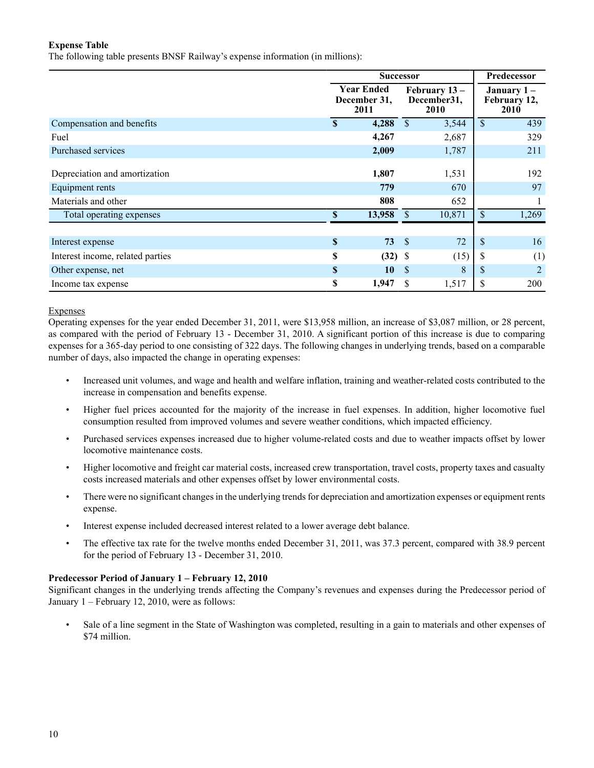**Expense Table**

The following table presents BNSF Railway's expense information (in millions):

| | Successor | | Predecessor |
|---|---|---|---|
| | Year Ended December 31, 2011 | February 13 – December31, 2010 | January 1 – February 12, 2010 |
| Compensation and benefits | **$ 4,288** | $ 3,544 | $ 439 |
| Fuel | **4,267** | 2,687 | 329 |
| Purchased services | **2,009** | 1,787 | 211 |
| Depreciation and amortization | **1,807** | 1,531 | 192 |
| Equipment rents | **779** | 670 | 97 |
| Materials and other | **808** | 652 | 1 |
| Total operating expenses | **$ 13,958** | $ 10,871 | $ 1,269 |
| | | | |
| Interest expense | **$ 73** | $ 72 | $ 16 |
| Interest income, related parties | **$ (32)** | $ (15) | $ (1) |
| Other expense, net | **$ 10** | $ 8 | $ 2 |
| Income tax expense | **$ 1,947** | $ 1,517 | $ 200 |

Expenses

Operating expenses for the year ended December 31, 2011, were $13,958 million, an increase of $3,087 million, or 28 percent, as compared with the period of February 13 - December 31, 2010. A significant portion of this increase is due to comparing expenses for a 365-day period to one consisting of 322 days. The following changes in underlying trends, based on a comparable number of days, also impacted the change in operating expenses:

- Increased unit volumes, and wage and health and welfare inflation, training and weather-related costs contributed to the increase in compensation and benefits expense.
- Higher fuel prices accounted for the majority of the increase in fuel expenses. In addition, higher locomotive fuel consumption resulted from improved volumes and severe weather conditions, which impacted efficiency.
- Purchased services expenses increased due to higher volume-related costs and due to weather impacts offset by lower locomotive maintenance costs.
- Higher locomotive and freight car material costs, increased crew transportation, travel costs, property taxes and casualty costs increased materials and other expenses offset by lower environmental costs.
- There were no significant changes in the underlying trends for depreciation and amortization expenses or equipment rents expense.
- Interest expense included decreased interest related to a lower average debt balance.
- The effective tax rate for the twelve months ended December 31, 2011, was 37.3 percent, compared with 38.9 percent for the period of February 13 - December 31, 2010.

**Predecessor Period of January 1 – February 12, 2010**

Significant changes in the underlying trends affecting the Company's revenues and expenses during the Predecessor period of January 1 – February 12, 2010, were as follows:

- Sale of a line segment in the State of Washington was completed, resulting in a gain to materials and other expenses of $74 million.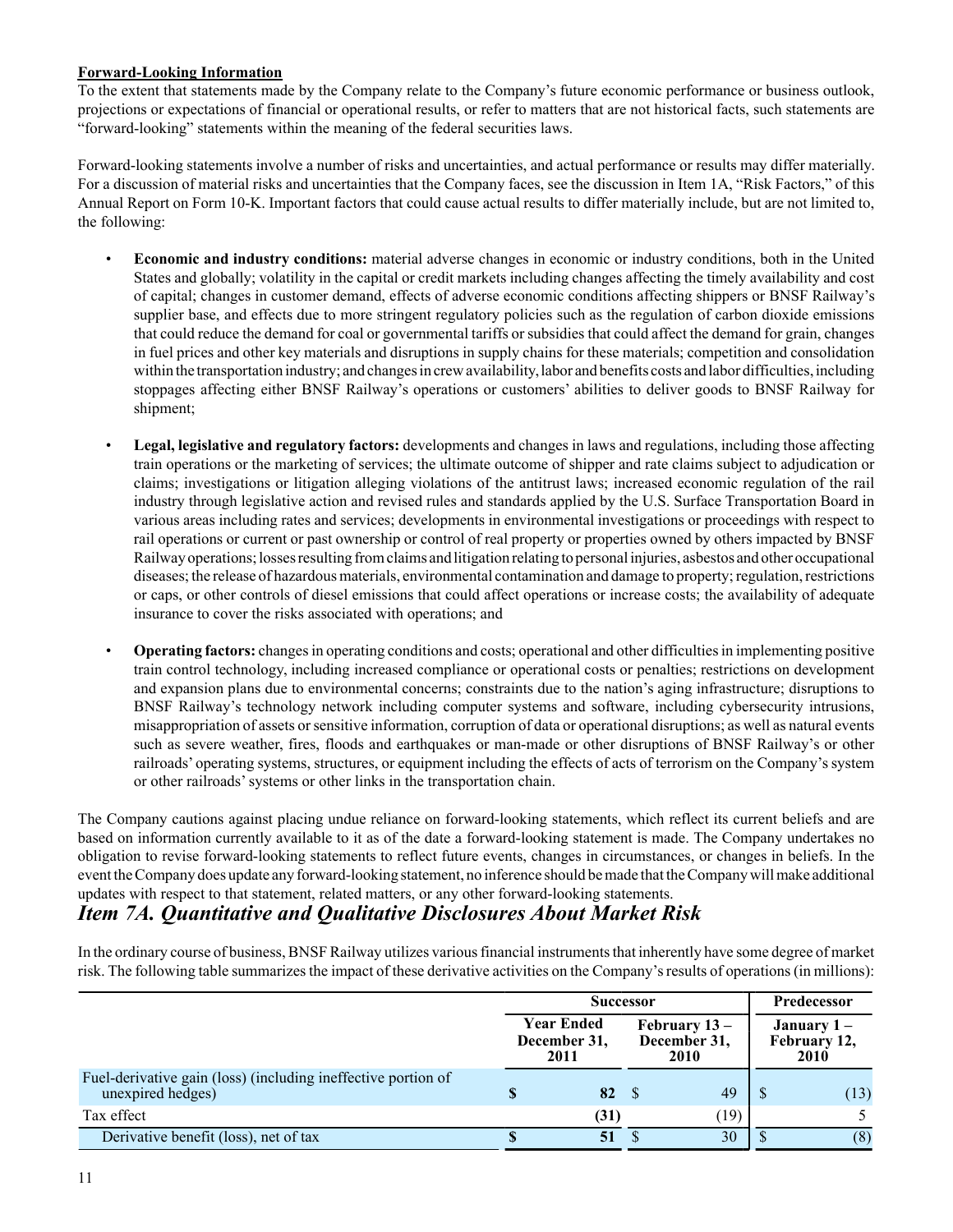**Forward-Looking Information**

To the extent that statements made by the Company relate to the Company's future economic performance or business outlook, projections or expectations of financial or operational results, or refer to matters that are not historical facts, such statements are "forward-looking" statements within the meaning of the federal securities laws.

Forward-looking statements involve a number of risks and uncertainties, and actual performance or results may differ materially. For a discussion of material risks and uncertainties that the Company faces, see the discussion in Item 1A, "Risk Factors," of this Annual Report on Form 10-K. Important factors that could cause actual results to differ materially include, but are not limited to, the following:

- **Economic and industry conditions:** material adverse changes in economic or industry conditions, both in the United States and globally; volatility in the capital or credit markets including changes affecting the timely availability and cost of capital; changes in customer demand, effects of adverse economic conditions affecting shippers or BNSF Railway's supplier base, and effects due to more stringent regulatory policies such as the regulation of carbon dioxide emissions that could reduce the demand for coal or governmental tariffs or subsidies that could affect the demand for grain, changes in fuel prices and other key materials and disruptions in supply chains for these materials; competition and consolidation within the transportation industry; and changes in crew availability, labor and benefits costs and labor difficulties, including stoppages affecting either BNSF Railway's operations or customers' abilities to deliver goods to BNSF Railway for shipment;

- **Legal, legislative and regulatory factors:** developments and changes in laws and regulations, including those affecting train operations or the marketing of services; the ultimate outcome of shipper and rate claims subject to adjudication or claims; investigations or litigation alleging violations of the antitrust laws; increased economic regulation of the rail industry through legislative action and revised rules and standards applied by the U.S. Surface Transportation Board in various areas including rates and services; developments in environmental investigations or proceedings with respect to rail operations or current or past ownership or control of real property or properties owned by others impacted by BNSF Railway operations; losses resulting from claims and litigation relating to personal injuries, asbestos and other occupational diseases; the release of hazardous materials, environmental contamination and damage to property; regulation, restrictions or caps, or other controls of diesel emissions that could affect operations or increase costs; the availability of adequate insurance to cover the risks associated with operations; and

- **Operating factors:** changes in operating conditions and costs; operational and other difficulties in implementing positive train control technology, including increased compliance or operational costs or penalties; restrictions on development and expansion plans due to environmental concerns; constraints due to the nation's aging infrastructure; disruptions to BNSF Railway's technology network including computer systems and software, including cybersecurity intrusions, misappropriation of assets or sensitive information, corruption of data or operational disruptions; as well as natural events such as severe weather, fires, floods and earthquakes or man-made or other disruptions of BNSF Railway's or other railroads' operating systems, structures, or equipment including the effects of acts of terrorism on the Company's system or other railroads' systems or other links in the transportation chain.

The Company cautions against placing undue reliance on forward-looking statements, which reflect its current beliefs and are based on information currently available to it as of the date a forward-looking statement is made. The Company undertakes no obligation to revise forward-looking statements to reflect future events, changes in circumstances, or changes in beliefs. In the event the Company does update any forward-looking statement, no inference should be made that the Company will make additional updates with respect to that statement, related matters, or any other forward-looking statements.

## *Item 7A. Quantitative and Qualitative Disclosures About Market Risk*

In the ordinary course of business, BNSF Railway utilizes various financial instruments that inherently have some degree of market risk. The following table summarizes the impact of these derivative activities on the Company's results of operations (in millions):

| | Successor | | Predecessor |
|---|---|---|---|
| | Year Ended December 31, 2011 | February 13 – December 31, 2010 | January 1 – February 12, 2010 |
| Fuel-derivative gain (loss) (including ineffective portion of unexpired hedges) | $ 82 | $ 49 | $ (13) |
| Tax effect | (31) | (19) | 5 |
| Derivative benefit (loss), net of tax | $ 51 | $ 30 | $ (8) |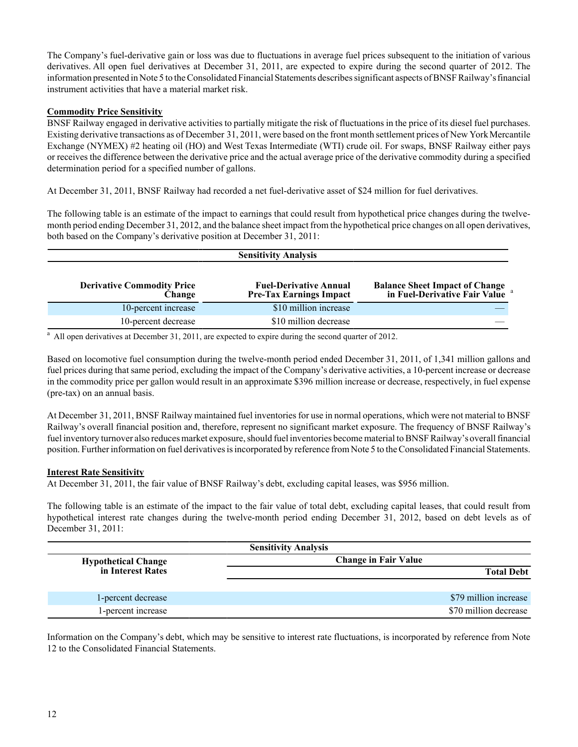The Company's fuel-derivative gain or loss was due to fluctuations in average fuel prices subsequent to the initiation of various derivatives. All open fuel derivatives at December 31, 2011, are expected to expire during the second quarter of 2012. The information presented in Note 5 to the Consolidated Financial Statements describes significant aspects of BNSF Railway's financial instrument activities that have a material market risk.

**Commodity Price Sensitivity**

BNSF Railway engaged in derivative activities to partially mitigate the risk of fluctuations in the price of its diesel fuel purchases. Existing derivative transactions as of December 31, 2011, were based on the front month settlement prices of New York Mercantile Exchange (NYMEX) #2 heating oil (HO) and West Texas Intermediate (WTI) crude oil. For swaps, BNSF Railway either pays or receives the difference between the derivative price and the actual average price of the derivative commodity during a specified determination period for a specified number of gallons.

At December 31, 2011, BNSF Railway had recorded a net fuel-derivative asset of $24 million for fuel derivatives.

The following table is an estimate of the impact to earnings that could result from hypothetical price changes during the twelve-month period ending December 31, 2012, and the balance sheet impact from the hypothetical price changes on all open derivatives, both based on the Company's derivative position at December 31, 2011:

| Sensitivity Analysis | | |
|---|---|---|
| **Derivative Commodity Price Change** | **Fuel-Derivative Annual Pre-Tax Earnings Impact** | **Balance Sheet Impact of Change in Fuel-Derivative Fair Value** [a] |
| 10-percent increase | $10 million increase | — |
| 10-percent decrease | $10 million decrease | — |

[a] All open derivatives at December 31, 2011, are expected to expire during the second quarter of 2012.

Based on locomotive fuel consumption during the twelve-month period ended December 31, 2011, of 1,341 million gallons and fuel prices during that same period, excluding the impact of the Company's derivative activities, a 10-percent increase or decrease in the commodity price per gallon would result in an approximate $396 million increase or decrease, respectively, in fuel expense (pre-tax) on an annual basis.

At December 31, 2011, BNSF Railway maintained fuel inventories for use in normal operations, which were not material to BNSF Railway's overall financial position and, therefore, represent no significant market exposure. The frequency of BNSF Railway's fuel inventory turnover also reduces market exposure, should fuel inventories become material to BNSF Railway's overall financial position. Further information on fuel derivatives is incorporated by reference from Note 5 to the Consolidated Financial Statements.

**Interest Rate Sensitivity**

At December 31, 2011, the fair value of BNSF Railway's debt, excluding capital leases, was $956 million.

The following table is an estimate of the impact to the fair value of total debt, excluding capital leases, that could result from hypothetical interest rate changes during the twelve-month period ending December 31, 2012, based on debt levels as of December 31, 2011:

| Sensitivity Analysis | |
|---|---|
| **Hypothetical Change in Interest Rates** | **Change in Fair Value** |
| | **Total Debt** |
| 1-percent decrease | $79 million increase |
| 1-percent increase | $70 million decrease |

Information on the Company's debt, which may be sensitive to interest rate fluctuations, is incorporated by reference from Note 12 to the Consolidated Financial Statements.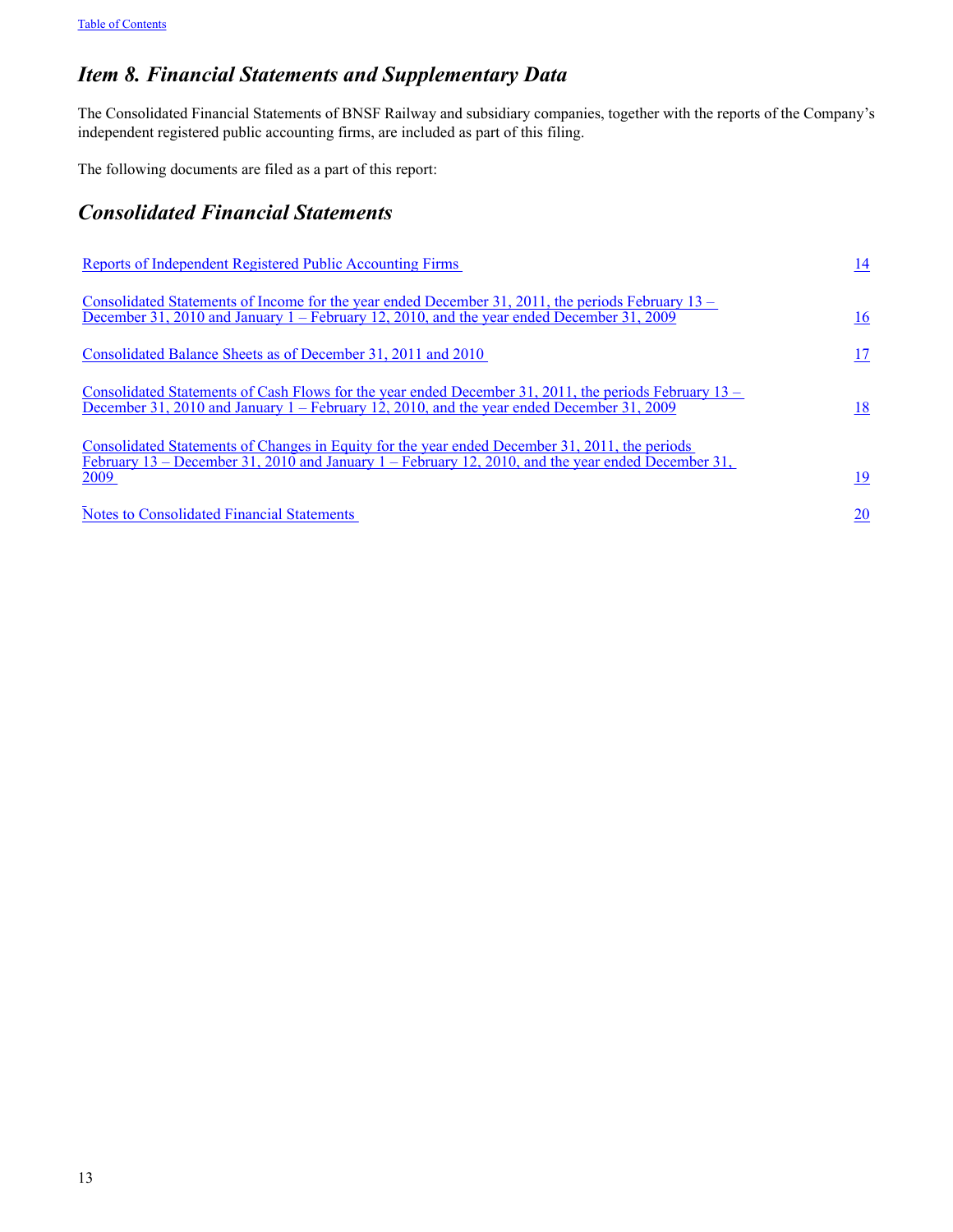# *Item 8. Financial Statements and Supplementary Data*

The Consolidated Financial Statements of BNSF Railway and subsidiary companies, together with the reports of the Company's independent registered public accounting firms, are included as part of this filing.

The following documents are filed as a part of this report:

# *Consolidated Financial Statements*

| | |
|---|---|
| Reports of Independent Registered Public Accounting Firms | 14 |
| Consolidated Statements of Income for the year ended December 31, 2011, the periods February 13 – December 31, 2010 and January 1 – February 12, 2010, and the year ended December 31, 2009 | 16 |
| Consolidated Balance Sheets as of December 31, 2011 and 2010 | 17 |
| Consolidated Statements of Cash Flows for the year ended December 31, 2011, the periods February 13 – December 31, 2010 and January 1 – February 12, 2010, and the year ended December 31, 2009 | 18 |
| Consolidated Statements of Changes in Equity for the year ended December 31, 2011, the periods February 13 – December 31, 2010 and January 1 – February 12, 2010, and the year ended December 31, 2009 | 19 |
| Notes to Consolidated Financial Statements | 20 |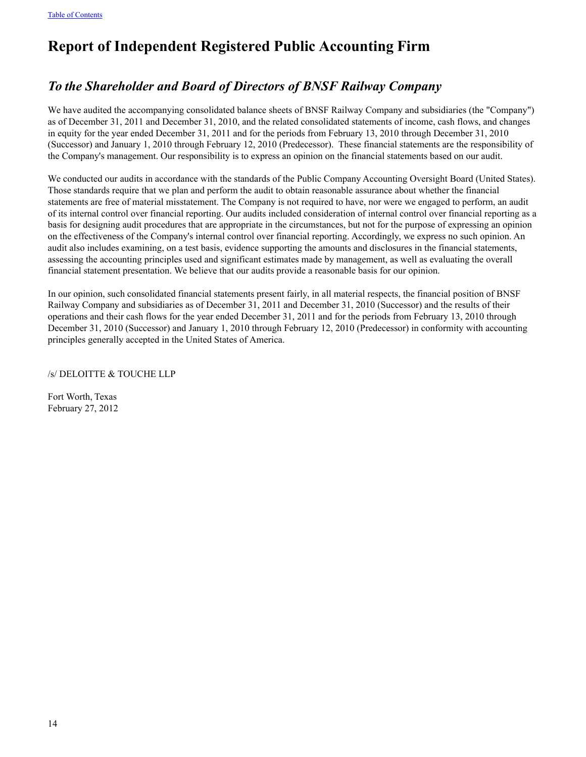# Report of Independent Registered Public Accounting Firm

## *To the Shareholder and Board of Directors of BNSF Railway Company*

We have audited the accompanying consolidated balance sheets of BNSF Railway Company and subsidiaries (the "Company") as of December 31, 2011 and December 31, 2010, and the related consolidated statements of income, cash flows, and changes in equity for the year ended December 31, 2011 and for the periods from February 13, 2010 through December 31, 2010 (Successor) and January 1, 2010 through February 12, 2010 (Predecessor). These financial statements are the responsibility of the Company's management. Our responsibility is to express an opinion on the financial statements based on our audit.

We conducted our audits in accordance with the standards of the Public Company Accounting Oversight Board (United States). Those standards require that we plan and perform the audit to obtain reasonable assurance about whether the financial statements are free of material misstatement. The Company is not required to have, nor were we engaged to perform, an audit of its internal control over financial reporting. Our audits included consideration of internal control over financial reporting as a basis for designing audit procedures that are appropriate in the circumstances, but not for the purpose of expressing an opinion on the effectiveness of the Company's internal control over financial reporting. Accordingly, we express no such opinion. An audit also includes examining, on a test basis, evidence supporting the amounts and disclosures in the financial statements, assessing the accounting principles used and significant estimates made by management, as well as evaluating the overall financial statement presentation. We believe that our audits provide a reasonable basis for our opinion.

In our opinion, such consolidated financial statements present fairly, in all material respects, the financial position of BNSF Railway Company and subsidiaries as of December 31, 2011 and December 31, 2010 (Successor) and the results of their operations and their cash flows for the year ended December 31, 2011 and for the periods from February 13, 2010 through December 31, 2010 (Successor) and January 1, 2010 through February 12, 2010 (Predecessor) in conformity with accounting principles generally accepted in the United States of America.

/s/ DELOITTE & TOUCHE LLP

Fort Worth, Texas
February 27, 2012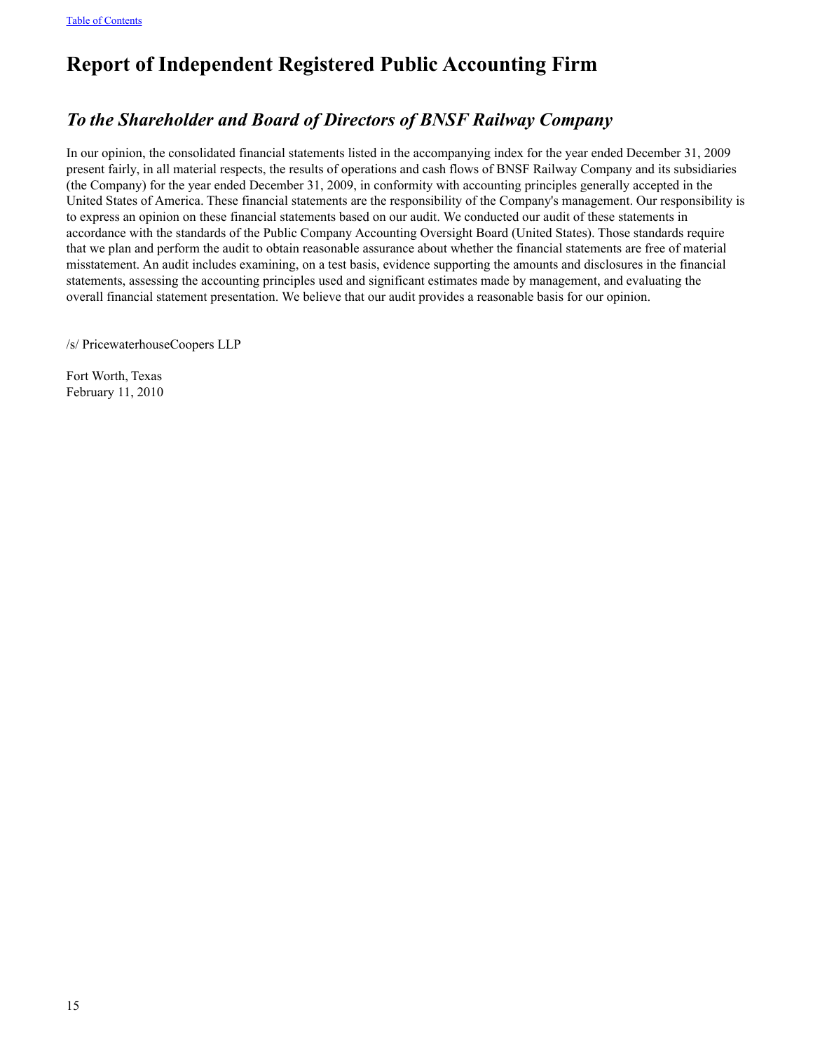# Report of Independent Registered Public Accounting Firm

## *To the Shareholder and Board of Directors of BNSF Railway Company*

In our opinion, the consolidated financial statements listed in the accompanying index for the year ended December 31, 2009 present fairly, in all material respects, the results of operations and cash flows of BNSF Railway Company and its subsidiaries (the Company) for the year ended December 31, 2009, in conformity with accounting principles generally accepted in the United States of America. These financial statements are the responsibility of the Company's management. Our responsibility is to express an opinion on these financial statements based on our audit. We conducted our audit of these statements in accordance with the standards of the Public Company Accounting Oversight Board (United States). Those standards require that we plan and perform the audit to obtain reasonable assurance about whether the financial statements are free of material misstatement. An audit includes examining, on a test basis, evidence supporting the amounts and disclosures in the financial statements, assessing the accounting principles used and significant estimates made by management, and evaluating the overall financial statement presentation. We believe that our audit provides a reasonable basis for our opinion.

/s/ PricewaterhouseCoopers LLP

Fort Worth, Texas
February 11, 2010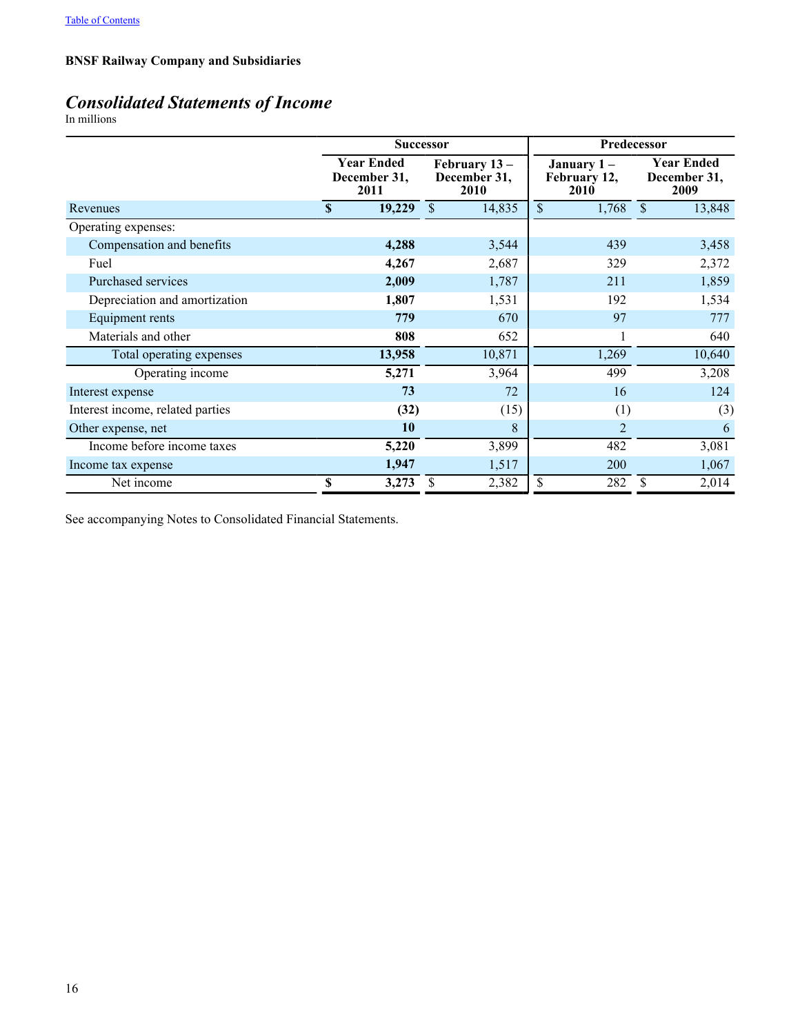**BNSF Railway Company and Subsidiaries**

## *Consolidated Statements of Income*

In millions

| | Successor | | Predecessor | |
|---|---|---|---|---|
| | **Year Ended December 31, 2011** | **February 13 – December 31, 2010** | **January 1 – February 12, 2010** | **Year Ended December 31, 2009** |
| Revenues | **$ 19,229** | $ 14,835 | $ 1,768 | $ 13,848 |
| Operating expenses: | | | | |
| Compensation and benefits | **4,288** | 3,544 | 439 | 3,458 |
| Fuel | **4,267** | 2,687 | 329 | 2,372 |
| Purchased services | **2,009** | 1,787 | 211 | 1,859 |
| Depreciation and amortization | **1,807** | 1,531 | 192 | 1,534 |
| Equipment rents | **779** | 670 | 97 | 777 |
| Materials and other | **808** | 652 | 1 | 640 |
| Total operating expenses | **13,958** | 10,871 | 1,269 | 10,640 |
| Operating income | **5,271** | 3,964 | 499 | 3,208 |
| Interest expense | **73** | 72 | 16 | 124 |
| Interest income, related parties | **(32)** | (15) | (1) | (3) |
| Other expense, net | **10** | 8 | 2 | 6 |
| Income before income taxes | **5,220** | 3,899 | 482 | 3,081 |
| Income tax expense | **1,947** | 1,517 | 200 | 1,067 |
| Net income | **$ 3,273** | $ 2,382 | $ 282 | $ 2,014 |

See accompanying Notes to Consolidated Financial Statements.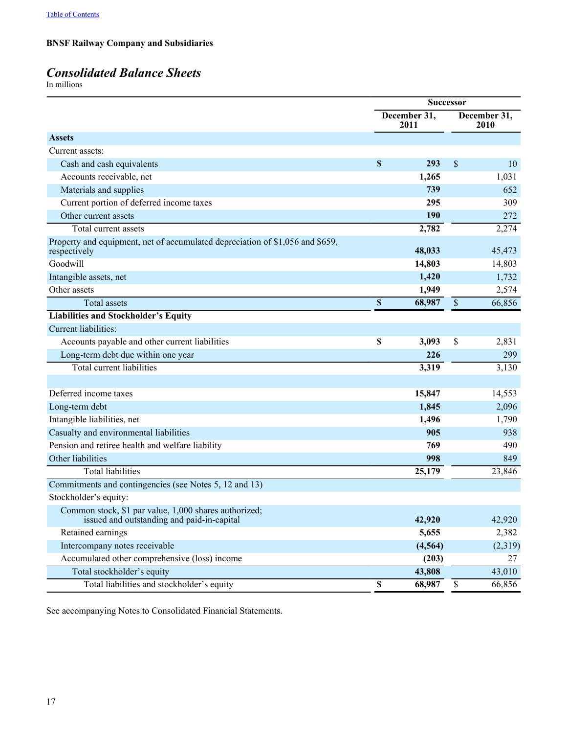**BNSF Railway Company and Subsidiaries**

## *Consolidated Balance Sheets*

In millions

| | Successor | |
|---|---|---|
| | December 31, 2011 | December 31, 2010 |
| **Assets** | | |
| Current assets: | | |
| Cash and cash equivalents | **$ 293** | $ 10 |
| Accounts receivable, net | **1,265** | 1,031 |
| Materials and supplies | **739** | 652 |
| Current portion of deferred income taxes | **295** | 309 |
| Other current assets | **190** | 272 |
| Total current assets | **2,782** | 2,274 |
| Property and equipment, net of accumulated depreciation of $1,056 and $659, respectively | **48,033** | 45,473 |
| Goodwill | **14,803** | 14,803 |
| Intangible assets, net | **1,420** | 1,732 |
| Other assets | **1,949** | 2,574 |
| Total assets | **$ 68,987** | $ 66,856 |
| **Liabilities and Stockholder's Equity** | | |
| Current liabilities: | | |
| Accounts payable and other current liabilities | **$ 3,093** | $ 2,831 |
| Long-term debt due within one year | **226** | 299 |
| Total current liabilities | **3,319** | 3,130 |
| | | |
| Deferred income taxes | **15,847** | 14,553 |
| Long-term debt | **1,845** | 2,096 |
| Intangible liabilities, net | **1,496** | 1,790 |
| Casualty and environmental liabilities | **905** | 938 |
| Pension and retiree health and welfare liability | **769** | 490 |
| Other liabilities | **998** | 849 |
| Total liabilities | **25,179** | 23,846 |
| Commitments and contingencies (see Notes 5, 12 and 13) | | |
| Stockholder's equity: | | |
| Common stock, $1 par value, 1,000 shares authorized; issued and outstanding and paid-in-capital | **42,920** | 42,920 |
| Retained earnings | **5,655** | 2,382 |
| Intercompany notes receivable | **(4,564)** | (2,319) |
| Accumulated other comprehensive (loss) income | **(203)** | 27 |
| Total stockholder's equity | **43,808** | 43,010 |
| Total liabilities and stockholder's equity | **$ 68,987** | $ 66,856 |

See accompanying Notes to Consolidated Financial Statements.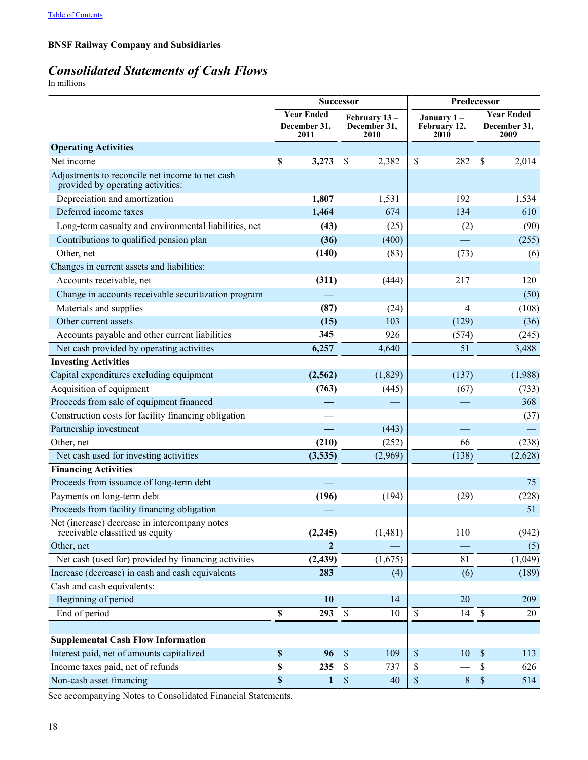**BNSF Railway Company and Subsidiaries**

# *Consolidated Statements of Cash Flows*

In millions

| | Successor | | Predecessor | |
|---|---|---|---|---|
| | Year Ended December 31, 2011 | February 13 – December 31, 2010 | January 1 – February 12, 2010 | Year Ended December 31, 2009 |
| **Operating Activities** | | | | |
| Net income | **$ 3,273** | $ 2,382 | $ 282 | $ 2,014 |
| Adjustments to reconcile net income to net cash provided by operating activities: | | | | |
| Depreciation and amortization | **1,807** | 1,531 | 192 | 1,534 |
| Deferred income taxes | **1,464** | 674 | 134 | 610 |
| Long-term casualty and environmental liabilities, net | **(43)** | (25) | (2) | (90) |
| Contributions to qualified pension plan | **(36)** | (400) | — | (255) |
| Other, net | **(140)** | (83) | (73) | (6) |
| Changes in current assets and liabilities: | | | | |
| Accounts receivable, net | **(311)** | (444) | 217 | 120 |
| Change in accounts receivable securitization program | **—** | — | — | (50) |
| Materials and supplies | **(87)** | (24) | 4 | (108) |
| Other current assets | **(15)** | 103 | (129) | (36) |
| Accounts payable and other current liabilities | **345** | 926 | (574) | (245) |
| Net cash provided by operating activities | **6,257** | 4,640 | 51 | 3,488 |
| **Investing Activities** | | | | |
| Capital expenditures excluding equipment | **(2,562)** | (1,829) | (137) | (1,988) |
| Acquisition of equipment | **(763)** | (445) | (67) | (733) |
| Proceeds from sale of equipment financed | **—** | — | — | 368 |
| Construction costs for facility financing obligation | **—** | — | — | (37) |
| Partnership investment | **—** | (443) | — | — |
| Other, net | **(210)** | (252) | 66 | (238) |
| Net cash used for investing activities | **(3,535)** | (2,969) | (138) | (2,628) |
| **Financing Activities** | | | | |
| Proceeds from issuance of long-term debt | **—** | — | — | 75 |
| Payments on long-term debt | **(196)** | (194) | (29) | (228) |
| Proceeds from facility financing obligation | **—** | — | — | 51 |
| Net (increase) decrease in intercompany notes receivable classified as equity | **(2,245)** | (1,481) | 110 | (942) |
| Other, net | **2** | — | — | (5) |
| Net cash (used for) provided by financing activities | **(2,439)** | (1,675) | 81 | (1,049) |
| Increase (decrease) in cash and cash equivalents | **283** | (4) | (6) | (189) |
| Cash and cash equivalents: | | | | |
| Beginning of period | **10** | 14 | 20 | 209 |
| End of period | **$ 293** | $ 10 | $ 14 | $ 20 |
| | | | | |
| **Supplemental Cash Flow Information** | | | | |
| Interest paid, net of amounts capitalized | **$ 96** | $ 109 | $ 10 | $ 113 |
| Income taxes paid, net of refunds | **$ 235** | $ 737 | $ — | $ 626 |
| Non-cash asset financing | **$ 1** | $ 40 | $ 8 | $ 514 |

See accompanying Notes to Consolidated Financial Statements.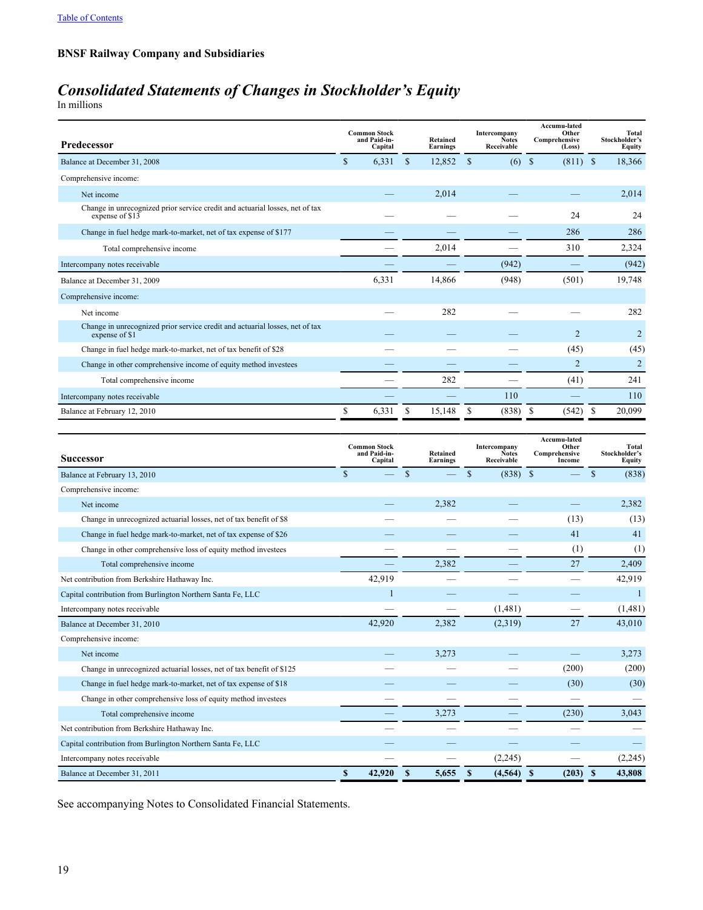[Table of Contents](#)

**BNSF Railway Company and Subsidiaries**

# *Consolidated Statements of Changes in Stockholder's Equity*

In millions

| Predecessor | Common Stock and Paid-in-Capital | Retained Earnings | Intercompany Notes Receivable | Accumu-lated Other Comprehensive (Loss) | Total Stockholder's Equity |
|---|---|---|---|---|---|
| Balance at December 31, 2008 | $ 6,331 | $ 12,852 | $ (6) | $ (811) | $ 18,366 |
| Comprehensive income: | | | | | |
| Net income | — | 2,014 | — | — | 2,014 |
| Change in unrecognized prior service credit and actuarial losses, net of tax expense of $13 | — | — | — | 24 | 24 |
| Change in fuel hedge mark-to-market, net of tax expense of $177 | — | — | — | 286 | 286 |
| Total comprehensive income | — | 2,014 | — | 310 | 2,324 |
| Intercompany notes receivable | — | — | (942) | — | (942) |
| Balance at December 31, 2009 | 6,331 | 14,866 | (948) | (501) | 19,748 |
| Comprehensive income: | | | | | |
| Net income | — | 282 | — | — | 282 |
| Change in unrecognized prior service credit and actuarial losses, net of tax expense of $1 | — | — | — | 2 | 2 |
| Change in fuel hedge mark-to-market, net of tax benefit of $28 | — | — | — | (45) | (45) |
| Change in other comprehensive income of equity method investees | — | — | — | 2 | 2 |
| Total comprehensive income | — | 282 | — | (41) | 241 |
| Intercompany notes receivable | — | — | 110 | — | 110 |
| Balance at February 12, 2010 | $ 6,331 | $ 15,148 | $ (838) | $ (542) | $ 20,099 |

| Successor | Common Stock and Paid-in-Capital | Retained Earnings | Intercompany Notes Receivable | Accumu-lated Other Comprehensive Income | Total Stockholder's Equity |
|---|---|---|---|---|---|
| Balance at February 13, 2010 | $ — | $ — | $ (838) | $ — | $ (838) |
| Comprehensive income: | | | | | |
| Net income | — | 2,382 | — | — | 2,382 |
| Change in unrecognized actuarial losses, net of tax benefit of $8 | — | — | — | (13) | (13) |
| Change in fuel hedge mark-to-market, net of tax expense of $26 | — | — | — | 41 | 41 |
| Change in other comprehensive loss of equity method investees | — | — | — | (1) | (1) |
| Total comprehensive income | — | 2,382 | — | 27 | 2,409 |
| Net contribution from Berkshire Hathaway Inc. | 42,919 | — | — | — | 42,919 |
| Capital contribution from Burlington Northern Santa Fe, LLC | 1 | — | — | — | 1 |
| Intercompany notes receivable | — | — | (1,481) | — | (1,481) |
| Balance at December 31, 2010 | 42,920 | 2,382 | (2,319) | 27 | 43,010 |
| Comprehensive income: | | | | | |
| Net income | — | 3,273 | — | — | 3,273 |
| Change in unrecognized actuarial losses, net of tax benefit of $125 | — | — | — | (200) | (200) |
| Change in fuel hedge mark-to-market, net of tax expense of $18 | — | — | — | (30) | (30) |
| Change in other comprehensive loss of equity method investees | — | — | — | — | — |
| Total comprehensive income | — | 3,273 | — | (230) | 3,043 |
| Net contribution from Berkshire Hathaway Inc. | — | — | — | — | — |
| Capital contribution from Burlington Northern Santa Fe, LLC | — | — | — | — | — |
| Intercompany notes receivable | — | — | (2,245) | — | (2,245) |
| **Balance at December 31, 2011** | **$ 42,920** | **$ 5,655** | **$ (4,564)** | **$ (203)** | **$ 43,808** |

See accompanying Notes to Consolidated Financial Statements.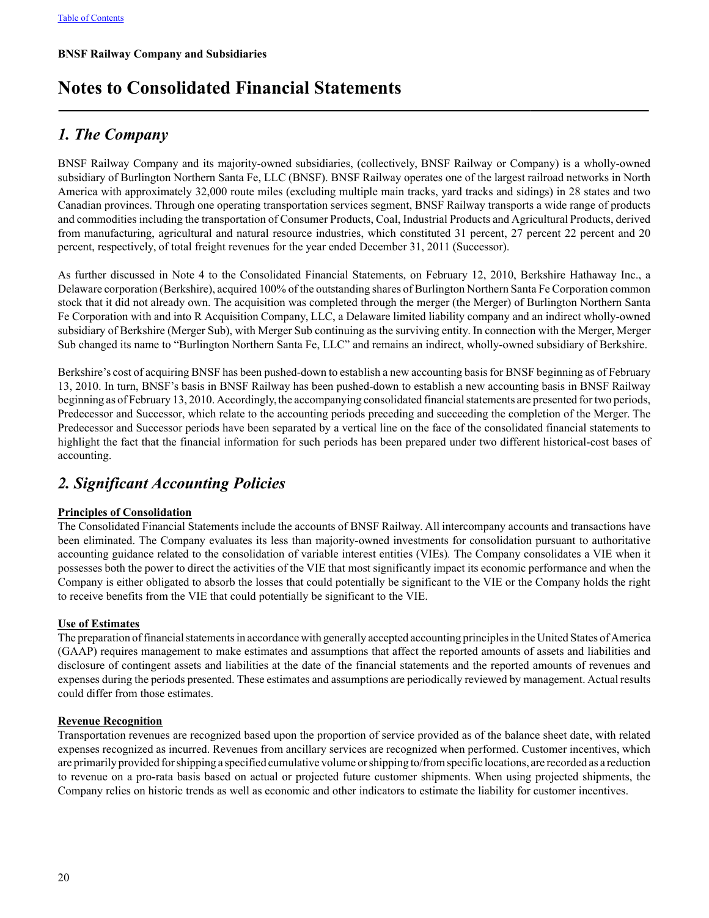**BNSF Railway Company and Subsidiaries**

# Notes to Consolidated Financial Statements

## *1. The Company*

BNSF Railway Company and its majority-owned subsidiaries, (collectively, BNSF Railway or Company) is a wholly-owned subsidiary of Burlington Northern Santa Fe, LLC (BNSF). BNSF Railway operates one of the largest railroad networks in North America with approximately 32,000 route miles (excluding multiple main tracks, yard tracks and sidings) in 28 states and two Canadian provinces. Through one operating transportation services segment, BNSF Railway transports a wide range of products and commodities including the transportation of Consumer Products, Coal, Industrial Products and Agricultural Products, derived from manufacturing, agricultural and natural resource industries, which constituted 31 percent, 27 percent 22 percent and 20 percent, respectively, of total freight revenues for the year ended December 31, 2011 (Successor).

As further discussed in Note 4 to the Consolidated Financial Statements, on February 12, 2010, Berkshire Hathaway Inc., a Delaware corporation (Berkshire), acquired 100% of the outstanding shares of Burlington Northern Santa Fe Corporation common stock that it did not already own. The acquisition was completed through the merger (the Merger) of Burlington Northern Santa Fe Corporation with and into R Acquisition Company, LLC, a Delaware limited liability company and an indirect wholly-owned subsidiary of Berkshire (Merger Sub), with Merger Sub continuing as the surviving entity. In connection with the Merger, Merger Sub changed its name to "Burlington Northern Santa Fe, LLC" and remains an indirect, wholly-owned subsidiary of Berkshire.

Berkshire's cost of acquiring BNSF has been pushed-down to establish a new accounting basis for BNSF beginning as of February 13, 2010. In turn, BNSF's basis in BNSF Railway has been pushed-down to establish a new accounting basis in BNSF Railway beginning as of February 13, 2010. Accordingly, the accompanying consolidated financial statements are presented for two periods, Predecessor and Successor, which relate to the accounting periods preceding and succeeding the completion of the Merger. The Predecessor and Successor periods have been separated by a vertical line on the face of the consolidated financial statements to highlight the fact that the financial information for such periods has been prepared under two different historical-cost bases of accounting.

## *2. Significant Accounting Policies*

**Principles of Consolidation**

The Consolidated Financial Statements include the accounts of BNSF Railway. All intercompany accounts and transactions have been eliminated. The Company evaluates its less than majority-owned investments for consolidation pursuant to authoritative accounting guidance related to the consolidation of variable interest entities (VIEs). The Company consolidates a VIE when it possesses both the power to direct the activities of the VIE that most significantly impact its economic performance and when the Company is either obligated to absorb the losses that could potentially be significant to the VIE or the Company holds the right to receive benefits from the VIE that could potentially be significant to the VIE.

**Use of Estimates**

The preparation of financial statements in accordance with generally accepted accounting principles in the United States of America (GAAP) requires management to make estimates and assumptions that affect the reported amounts of assets and liabilities and disclosure of contingent assets and liabilities at the date of the financial statements and the reported amounts of revenues and expenses during the periods presented. These estimates and assumptions are periodically reviewed by management. Actual results could differ from those estimates.

**Revenue Recognition**

Transportation revenues are recognized based upon the proportion of service provided as of the balance sheet date, with related expenses recognized as incurred. Revenues from ancillary services are recognized when performed. Customer incentives, which are primarily provided for shipping a specified cumulative volume or shipping to/from specific locations, are recorded as a reduction to revenue on a pro-rata basis based on actual or projected future customer shipments. When using projected shipments, the Company relies on historic trends as well as economic and other indicators to estimate the liability for customer incentives.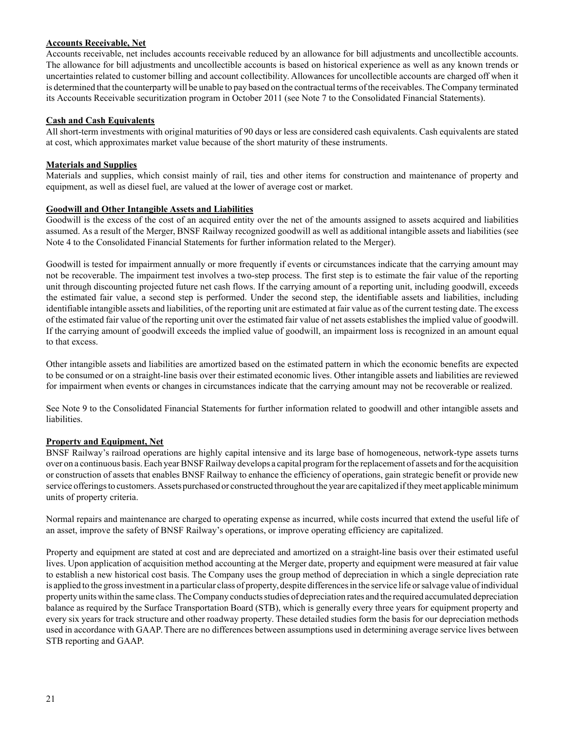**Accounts Receivable, Net**

Accounts receivable, net includes accounts receivable reduced by an allowance for bill adjustments and uncollectible accounts. The allowance for bill adjustments and uncollectible accounts is based on historical experience as well as any known trends or uncertainties related to customer billing and account collectibility. Allowances for uncollectible accounts are charged off when it is determined that the counterparty will be unable to pay based on the contractual terms of the receivables. The Company terminated its Accounts Receivable securitization program in October 2011 (see Note 7 to the Consolidated Financial Statements).

**Cash and Cash Equivalents**

All short-term investments with original maturities of 90 days or less are considered cash equivalents. Cash equivalents are stated at cost, which approximates market value because of the short maturity of these instruments.

**Materials and Supplies**

Materials and supplies, which consist mainly of rail, ties and other items for construction and maintenance of property and equipment, as well as diesel fuel, are valued at the lower of average cost or market.

**Goodwill and Other Intangible Assets and Liabilities**

Goodwill is the excess of the cost of an acquired entity over the net of the amounts assigned to assets acquired and liabilities assumed. As a result of the Merger, BNSF Railway recognized goodwill as well as additional intangible assets and liabilities (see Note 4 to the Consolidated Financial Statements for further information related to the Merger).

Goodwill is tested for impairment annually or more frequently if events or circumstances indicate that the carrying amount may not be recoverable. The impairment test involves a two-step process. The first step is to estimate the fair value of the reporting unit through discounting projected future net cash flows. If the carrying amount of a reporting unit, including goodwill, exceeds the estimated fair value, a second step is performed. Under the second step, the identifiable assets and liabilities, including identifiable intangible assets and liabilities, of the reporting unit are estimated at fair value as of the current testing date. The excess of the estimated fair value of the reporting unit over the estimated fair value of net assets establishes the implied value of goodwill. If the carrying amount of goodwill exceeds the implied value of goodwill, an impairment loss is recognized in an amount equal to that excess.

Other intangible assets and liabilities are amortized based on the estimated pattern in which the economic benefits are expected to be consumed or on a straight-line basis over their estimated economic lives. Other intangible assets and liabilities are reviewed for impairment when events or changes in circumstances indicate that the carrying amount may not be recoverable or realized.

See Note 9 to the Consolidated Financial Statements for further information related to goodwill and other intangible assets and liabilities.

**Property and Equipment, Net**

BNSF Railway's railroad operations are highly capital intensive and its large base of homogeneous, network-type assets turns over on a continuous basis. Each year BNSF Railway develops a capital program for the replacement of assets and for the acquisition or construction of assets that enables BNSF Railway to enhance the efficiency of operations, gain strategic benefit or provide new service offerings to customers. Assets purchased or constructed throughout the year are capitalized if they meet applicable minimum units of property criteria.

Normal repairs and maintenance are charged to operating expense as incurred, while costs incurred that extend the useful life of an asset, improve the safety of BNSF Railway's operations, or improve operating efficiency are capitalized.

Property and equipment are stated at cost and are depreciated and amortized on a straight-line basis over their estimated useful lives. Upon application of acquisition method accounting at the Merger date, property and equipment were measured at fair value to establish a new historical cost basis. The Company uses the group method of depreciation in which a single depreciation rate is applied to the gross investment in a particular class of property, despite differences in the service life or salvage value of individual property units within the same class. The Company conducts studies of depreciation rates and the required accumulated depreciation balance as required by the Surface Transportation Board (STB), which is generally every three years for equipment property and every six years for track structure and other roadway property. These detailed studies form the basis for our depreciation methods used in accordance with GAAP. There are no differences between assumptions used in determining average service lives between STB reporting and GAAP.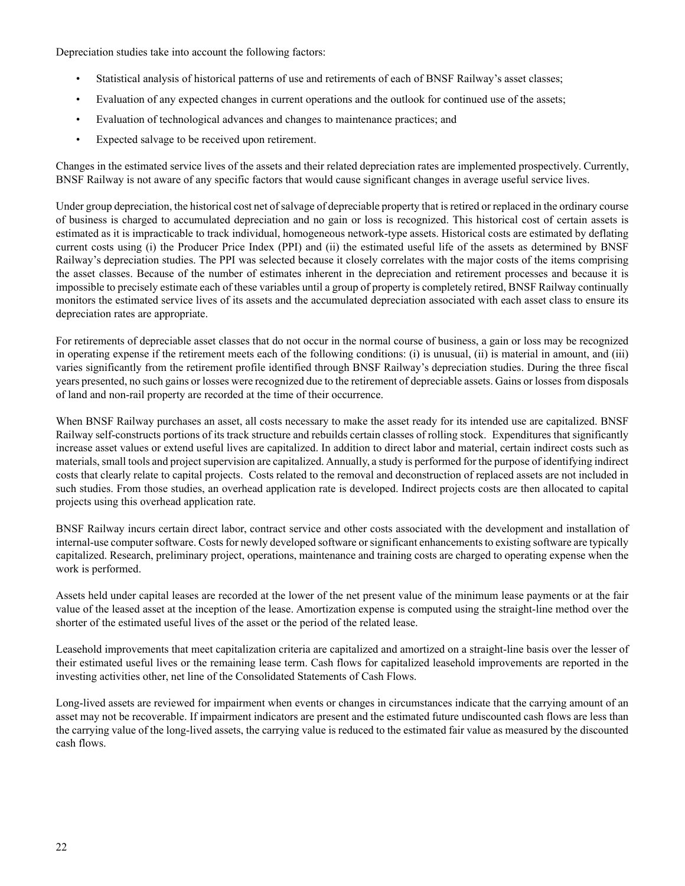Depreciation studies take into account the following factors:

- Statistical analysis of historical patterns of use and retirements of each of BNSF Railway's asset classes;
- Evaluation of any expected changes in current operations and the outlook for continued use of the assets;
- Evaluation of technological advances and changes to maintenance practices; and
- Expected salvage to be received upon retirement.

Changes in the estimated service lives of the assets and their related depreciation rates are implemented prospectively. Currently, BNSF Railway is not aware of any specific factors that would cause significant changes in average useful service lives.

Under group depreciation, the historical cost net of salvage of depreciable property that is retired or replaced in the ordinary course of business is charged to accumulated depreciation and no gain or loss is recognized. This historical cost of certain assets is estimated as it is impracticable to track individual, homogeneous network-type assets. Historical costs are estimated by deflating current costs using (i) the Producer Price Index (PPI) and (ii) the estimated useful life of the assets as determined by BNSF Railway's depreciation studies. The PPI was selected because it closely correlates with the major costs of the items comprising the asset classes. Because of the number of estimates inherent in the depreciation and retirement processes and because it is impossible to precisely estimate each of these variables until a group of property is completely retired, BNSF Railway continually monitors the estimated service lives of its assets and the accumulated depreciation associated with each asset class to ensure its depreciation rates are appropriate.

For retirements of depreciable asset classes that do not occur in the normal course of business, a gain or loss may be recognized in operating expense if the retirement meets each of the following conditions: (i) is unusual, (ii) is material in amount, and (iii) varies significantly from the retirement profile identified through BNSF Railway's depreciation studies. During the three fiscal years presented, no such gains or losses were recognized due to the retirement of depreciable assets. Gains or losses from disposals of land and non-rail property are recorded at the time of their occurrence.

When BNSF Railway purchases an asset, all costs necessary to make the asset ready for its intended use are capitalized. BNSF Railway self-constructs portions of its track structure and rebuilds certain classes of rolling stock. Expenditures that significantly increase asset values or extend useful lives are capitalized. In addition to direct labor and material, certain indirect costs such as materials, small tools and project supervision are capitalized. Annually, a study is performed for the purpose of identifying indirect costs that clearly relate to capital projects. Costs related to the removal and deconstruction of replaced assets are not included in such studies. From those studies, an overhead application rate is developed. Indirect projects costs are then allocated to capital projects using this overhead application rate.

BNSF Railway incurs certain direct labor, contract service and other costs associated with the development and installation of internal-use computer software. Costs for newly developed software or significant enhancements to existing software are typically capitalized. Research, preliminary project, operations, maintenance and training costs are charged to operating expense when the work is performed.

Assets held under capital leases are recorded at the lower of the net present value of the minimum lease payments or at the fair value of the leased asset at the inception of the lease. Amortization expense is computed using the straight-line method over the shorter of the estimated useful lives of the asset or the period of the related lease.

Leasehold improvements that meet capitalization criteria are capitalized and amortized on a straight-line basis over the lesser of their estimated useful lives or the remaining lease term. Cash flows for capitalized leasehold improvements are reported in the investing activities other, net line of the Consolidated Statements of Cash Flows.

Long-lived assets are reviewed for impairment when events or changes in circumstances indicate that the carrying amount of an asset may not be recoverable. If impairment indicators are present and the estimated future undiscounted cash flows are less than the carrying value of the long-lived assets, the carrying value is reduced to the estimated fair value as measured by the discounted cash flows.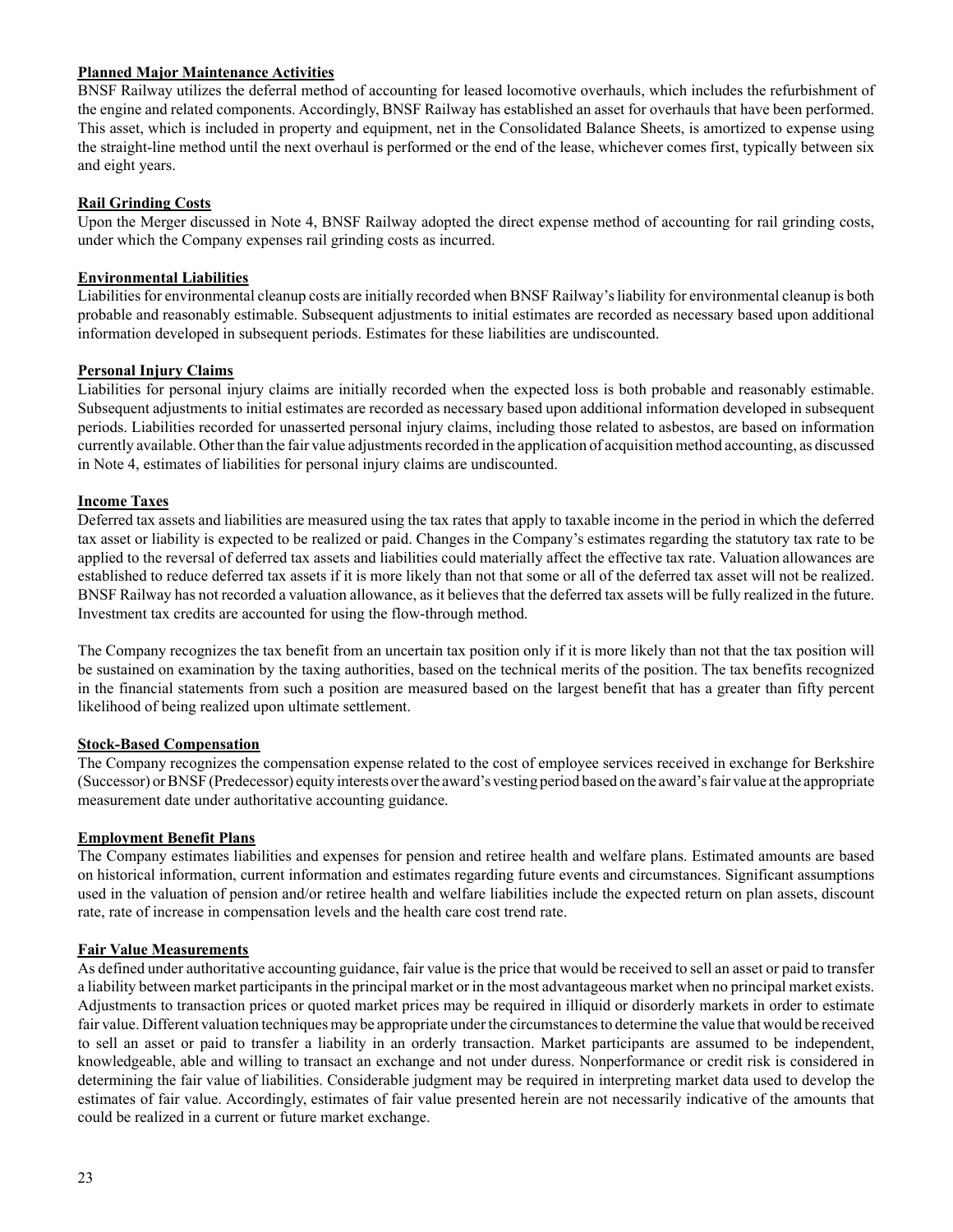**Planned Major Maintenance Activities**

BNSF Railway utilizes the deferral method of accounting for leased locomotive overhauls, which includes the refurbishment of the engine and related components. Accordingly, BNSF Railway has established an asset for overhauls that have been performed. This asset, which is included in property and equipment, net in the Consolidated Balance Sheets, is amortized to expense using the straight-line method until the next overhaul is performed or the end of the lease, whichever comes first, typically between six and eight years.

**Rail Grinding Costs**

Upon the Merger discussed in Note 4, BNSF Railway adopted the direct expense method of accounting for rail grinding costs, under which the Company expenses rail grinding costs as incurred.

**Environmental Liabilities**

Liabilities for environmental cleanup costs are initially recorded when BNSF Railway's liability for environmental cleanup is both probable and reasonably estimable. Subsequent adjustments to initial estimates are recorded as necessary based upon additional information developed in subsequent periods. Estimates for these liabilities are undiscounted.

**Personal Injury Claims**

Liabilities for personal injury claims are initially recorded when the expected loss is both probable and reasonably estimable. Subsequent adjustments to initial estimates are recorded as necessary based upon additional information developed in subsequent periods. Liabilities recorded for unasserted personal injury claims, including those related to asbestos, are based on information currently available. Other than the fair value adjustments recorded in the application of acquisition method accounting, as discussed in Note 4, estimates of liabilities for personal injury claims are undiscounted.

**Income Taxes**

Deferred tax assets and liabilities are measured using the tax rates that apply to taxable income in the period in which the deferred tax asset or liability is expected to be realized or paid. Changes in the Company's estimates regarding the statutory tax rate to be applied to the reversal of deferred tax assets and liabilities could materially affect the effective tax rate. Valuation allowances are established to reduce deferred tax assets if it is more likely than not that some or all of the deferred tax asset will not be realized. BNSF Railway has not recorded a valuation allowance, as it believes that the deferred tax assets will be fully realized in the future. Investment tax credits are accounted for using the flow-through method.

The Company recognizes the tax benefit from an uncertain tax position only if it is more likely than not that the tax position will be sustained on examination by the taxing authorities, based on the technical merits of the position. The tax benefits recognized in the financial statements from such a position are measured based on the largest benefit that has a greater than fifty percent likelihood of being realized upon ultimate settlement.

**Stock-Based Compensation**

The Company recognizes the compensation expense related to the cost of employee services received in exchange for Berkshire (Successor) or BNSF (Predecessor) equity interests over the award's vesting period based on the award's fair value at the appropriate measurement date under authoritative accounting guidance.

**Employment Benefit Plans**

The Company estimates liabilities and expenses for pension and retiree health and welfare plans. Estimated amounts are based on historical information, current information and estimates regarding future events and circumstances. Significant assumptions used in the valuation of pension and/or retiree health and welfare liabilities include the expected return on plan assets, discount rate, rate of increase in compensation levels and the health care cost trend rate.

**Fair Value Measurements**

As defined under authoritative accounting guidance, fair value is the price that would be received to sell an asset or paid to transfer a liability between market participants in the principal market or in the most advantageous market when no principal market exists. Adjustments to transaction prices or quoted market prices may be required in illiquid or disorderly markets in order to estimate fair value. Different valuation techniques may be appropriate under the circumstances to determine the value that would be received to sell an asset or paid to transfer a liability in an orderly transaction. Market participants are assumed to be independent, knowledgeable, able and willing to transact an exchange and not under duress. Nonperformance or credit risk is considered in determining the fair value of liabilities. Considerable judgment may be required in interpreting market data used to develop the estimates of fair value. Accordingly, estimates of fair value presented herein are not necessarily indicative of the amounts that could be realized in a current or future market exchange.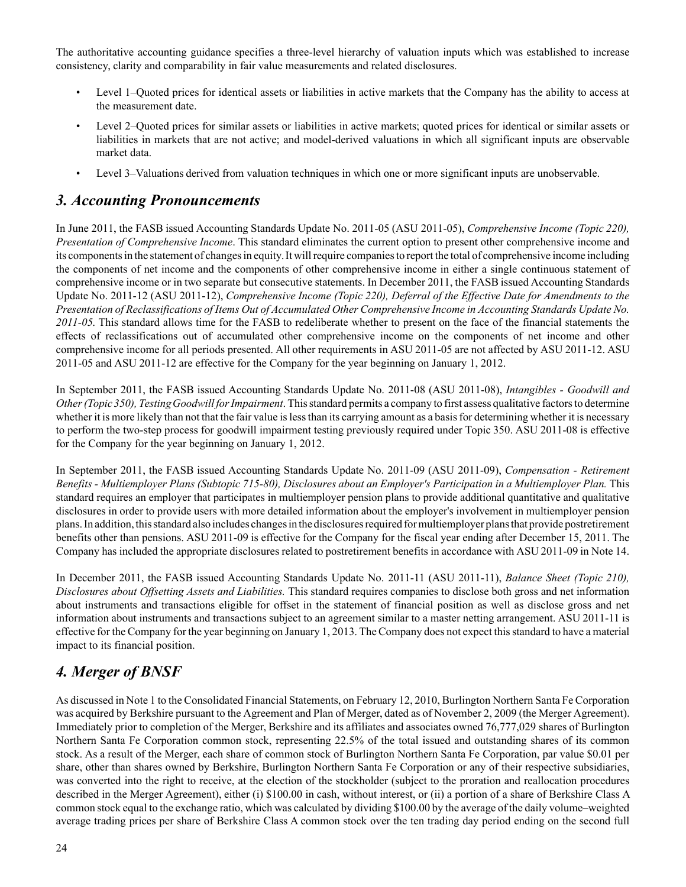The authoritative accounting guidance specifies a three-level hierarchy of valuation inputs which was established to increase consistency, clarity and comparability in fair value measurements and related disclosures.

- Level 1–Quoted prices for identical assets or liabilities in active markets that the Company has the ability to access at the measurement date.
- Level 2–Quoted prices for similar assets or liabilities in active markets; quoted prices for identical or similar assets or liabilities in markets that are not active; and model-derived valuations in which all significant inputs are observable market data.
- Level 3–Valuations derived from valuation techniques in which one or more significant inputs are unobservable.

## *3. Accounting Pronouncements*

In June 2011, the FASB issued Accounting Standards Update No. 2011-05 (ASU 2011-05), *Comprehensive Income (Topic 220), Presentation of Comprehensive Income*. This standard eliminates the current option to present other comprehensive income and its components in the statement of changes in equity. It will require companies to report the total of comprehensive income including the components of net income and the components of other comprehensive income in either a single continuous statement of comprehensive income or in two separate but consecutive statements. In December 2011, the FASB issued Accounting Standards Update No. 2011-12 (ASU 2011-12), *Comprehensive Income (Topic 220), Deferral of the Effective Date for Amendments to the Presentation of Reclassifications of Items Out of Accumulated Other Comprehensive Income in Accounting Standards Update No. 2011-05.* This standard allows time for the FASB to redeliberate whether to present on the face of the financial statements the effects of reclassifications out of accumulated other comprehensive income on the components of net income and other comprehensive income for all periods presented. All other requirements in ASU 2011-05 are not affected by ASU 2011-12. ASU 2011-05 and ASU 2011-12 are effective for the Company for the year beginning on January 1, 2012.

In September 2011, the FASB issued Accounting Standards Update No. 2011-08 (ASU 2011-08), *Intangibles - Goodwill and Other (Topic 350), Testing Goodwill for Impairment*. This standard permits a company to first assess qualitative factors to determine whether it is more likely than not that the fair value is less than its carrying amount as a basis for determining whether it is necessary to perform the two-step process for goodwill impairment testing previously required under Topic 350. ASU 2011-08 is effective for the Company for the year beginning on January 1, 2012.

In September 2011, the FASB issued Accounting Standards Update No. 2011-09 (ASU 2011-09), *Compensation - Retirement Benefits - Multiemployer Plans (Subtopic 715-80), Disclosures about an Employer's Participation in a Multiemployer Plan.* This standard requires an employer that participates in multiemployer pension plans to provide additional quantitative and qualitative disclosures in order to provide users with more detailed information about the employer's involvement in multiemployer pension plans. In addition, this standard also includes changes in the disclosures required for multiemployer plans that provide postretirement benefits other than pensions. ASU 2011-09 is effective for the Company for the fiscal year ending after December 15, 2011. The Company has included the appropriate disclosures related to postretirement benefits in accordance with ASU 2011-09 in Note 14.

In December 2011, the FASB issued Accounting Standards Update No. 2011-11 (ASU 2011-11), *Balance Sheet (Topic 210), Disclosures about Offsetting Assets and Liabilities.* This standard requires companies to disclose both gross and net information about instruments and transactions eligible for offset in the statement of financial position as well as disclose gross and net information about instruments and transactions subject to an agreement similar to a master netting arrangement. ASU 2011-11 is effective for the Company for the year beginning on January 1, 2013. The Company does not expect this standard to have a material impact to its financial position.

## *4. Merger of BNSF*

As discussed in Note 1 to the Consolidated Financial Statements, on February 12, 2010, Burlington Northern Santa Fe Corporation was acquired by Berkshire pursuant to the Agreement and Plan of Merger, dated as of November 2, 2009 (the Merger Agreement). Immediately prior to completion of the Merger, Berkshire and its affiliates and associates owned 76,777,029 shares of Burlington Northern Santa Fe Corporation common stock, representing 22.5% of the total issued and outstanding shares of its common stock. As a result of the Merger, each share of common stock of Burlington Northern Santa Fe Corporation, par value $0.01 per share, other than shares owned by Berkshire, Burlington Northern Santa Fe Corporation or any of their respective subsidiaries, was converted into the right to receive, at the election of the stockholder (subject to the proration and reallocation procedures described in the Merger Agreement), either (i) $100.00 in cash, without interest, or (ii) a portion of a share of Berkshire Class A common stock equal to the exchange ratio, which was calculated by dividing $100.00 by the average of the daily volume–weighted average trading prices per share of Berkshire Class A common stock over the ten trading day period ending on the second full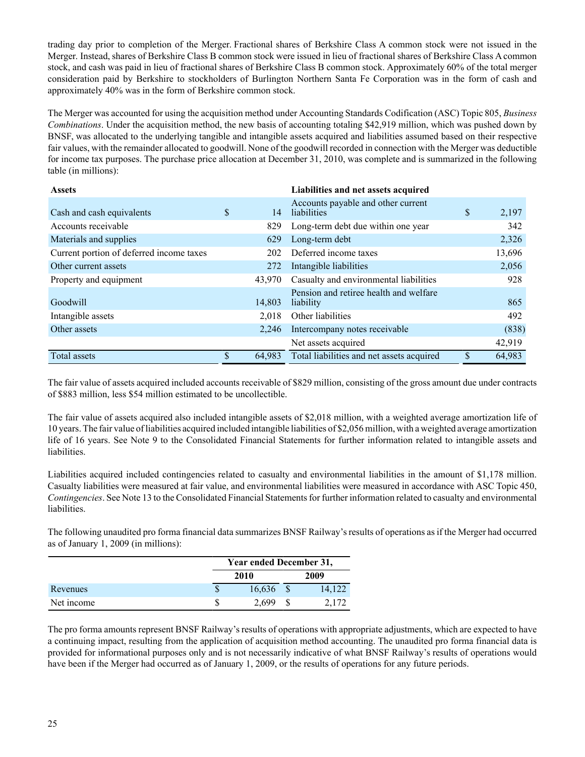trading day prior to completion of the Merger. Fractional shares of Berkshire Class A common stock were not issued in the Merger. Instead, shares of Berkshire Class B common stock were issued in lieu of fractional shares of Berkshire Class A common stock, and cash was paid in lieu of fractional shares of Berkshire Class B common stock. Approximately 60% of the total merger consideration paid by Berkshire to stockholders of Burlington Northern Santa Fe Corporation was in the form of cash and approximately 40% was in the form of Berkshire common stock.

The Merger was accounted for using the acquisition method under Accounting Standards Codification (ASC) Topic 805, *Business Combinations*. Under the acquisition method, the new basis of accounting totaling $42,919 million, which was pushed down by BNSF, was allocated to the underlying tangible and intangible assets acquired and liabilities assumed based on their respective fair values, with the remainder allocated to goodwill. None of the goodwill recorded in connection with the Merger was deductible for income tax purposes. The purchase price allocation at December 31, 2010, was complete and is summarized in the following table (in millions):

| **Assets** | | **Liabilities and net assets acquired** | |
|---|---|---|---|
| Cash and cash equivalents | $ 14 | Accounts payable and other current liabilities | $ 2,197 |
| Accounts receivable | 829 | Long-term debt due within one year | 342 |
| Materials and supplies | 629 | Long-term debt | 2,326 |
| Current portion of deferred income taxes | 202 | Deferred income taxes | 13,696 |
| Other current assets | 272 | Intangible liabilities | 2,056 |
| Property and equipment | 43,970 | Casualty and environmental liabilities | 928 |
| Goodwill | 14,803 | Pension and retiree health and welfare liability | 865 |
| Intangible assets | 2,018 | Other liabilities | 492 |
| Other assets | 2,246 | Intercompany notes receivable | (838) |
| | | Net assets acquired | 42,919 |
| Total assets | $ 64,983 | Total liabilities and net assets acquired | $ 64,983 |

The fair value of assets acquired included accounts receivable of $829 million, consisting of the gross amount due under contracts of $883 million, less $54 million estimated to be uncollectible.

The fair value of assets acquired also included intangible assets of $2,018 million, with a weighted average amortization life of 10 years. The fair value of liabilities acquired included intangible liabilities of $2,056 million, with a weighted average amortization life of 16 years. See Note 9 to the Consolidated Financial Statements for further information related to intangible assets and liabilities.

Liabilities acquired included contingencies related to casualty and environmental liabilities in the amount of $1,178 million. Casualty liabilities were measured at fair value, and environmental liabilities were measured in accordance with ASC Topic 450, *Contingencies*. See Note 13 to the Consolidated Financial Statements for further information related to casualty and environmental liabilities.

The following unaudited pro forma financial data summarizes BNSF Railway's results of operations as if the Merger had occurred as of January 1, 2009 (in millions):

| | **Year ended December 31,** | |
|---|---|---|
| | **2010** | **2009** |
| Revenues | $ 16,636 | $ 14,122 |
| Net income | $ 2,699 | $ 2,172 |

The pro forma amounts represent BNSF Railway's results of operations with appropriate adjustments, which are expected to have a continuing impact, resulting from the application of acquisition method accounting. The unaudited pro forma financial data is provided for informational purposes only and is not necessarily indicative of what BNSF Railway's results of operations would have been if the Merger had occurred as of January 1, 2009, or the results of operations for any future periods.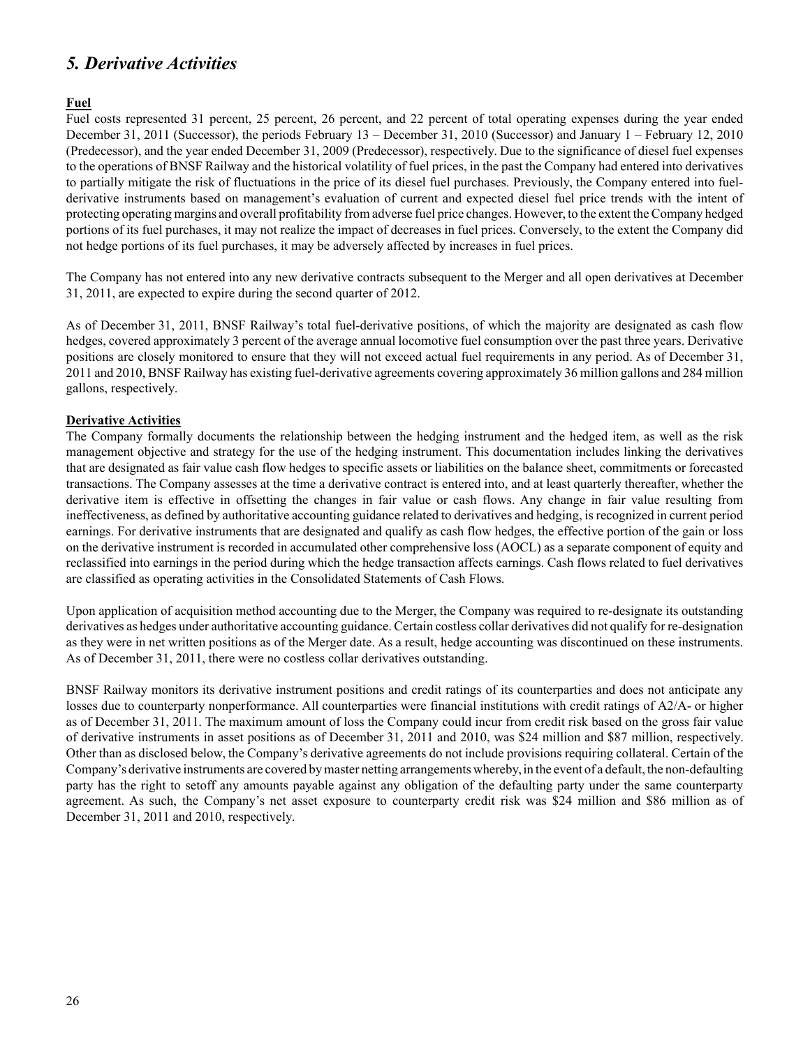## *5. Derivative Activities*

**Fuel**

Fuel costs represented 31 percent, 25 percent, 26 percent, and 22 percent of total operating expenses during the year ended December 31, 2011 (Successor), the periods February 13 – December 31, 2010 (Successor) and January 1 – February 12, 2010 (Predecessor), and the year ended December 31, 2009 (Predecessor), respectively. Due to the significance of diesel fuel expenses to the operations of BNSF Railway and the historical volatility of fuel prices, in the past the Company had entered into derivatives to partially mitigate the risk of fluctuations in the price of its diesel fuel purchases. Previously, the Company entered into fuel-derivative instruments based on management's evaluation of current and expected diesel fuel price trends with the intent of protecting operating margins and overall profitability from adverse fuel price changes. However, to the extent the Company hedged portions of its fuel purchases, it may not realize the impact of decreases in fuel prices. Conversely, to the extent the Company did not hedge portions of its fuel purchases, it may be adversely affected by increases in fuel prices.

The Company has not entered into any new derivative contracts subsequent to the Merger and all open derivatives at December 31, 2011, are expected to expire during the second quarter of 2012.

As of December 31, 2011, BNSF Railway's total fuel-derivative positions, of which the majority are designated as cash flow hedges, covered approximately 3 percent of the average annual locomotive fuel consumption over the past three years. Derivative positions are closely monitored to ensure that they will not exceed actual fuel requirements in any period. As of December 31, 2011 and 2010, BNSF Railway has existing fuel-derivative agreements covering approximately 36 million gallons and 284 million gallons, respectively.

**Derivative Activities**

The Company formally documents the relationship between the hedging instrument and the hedged item, as well as the risk management objective and strategy for the use of the hedging instrument. This documentation includes linking the derivatives that are designated as fair value cash flow hedges to specific assets or liabilities on the balance sheet, commitments or forecasted transactions. The Company assesses at the time a derivative contract is entered into, and at least quarterly thereafter, whether the derivative item is effective in offsetting the changes in fair value or cash flows. Any change in fair value resulting from ineffectiveness, as defined by authoritative accounting guidance related to derivatives and hedging, is recognized in current period earnings. For derivative instruments that are designated and qualify as cash flow hedges, the effective portion of the gain or loss on the derivative instrument is recorded in accumulated other comprehensive loss (AOCL) as a separate component of equity and reclassified into earnings in the period during which the hedge transaction affects earnings. Cash flows related to fuel derivatives are classified as operating activities in the Consolidated Statements of Cash Flows.

Upon application of acquisition method accounting due to the Merger, the Company was required to re-designate its outstanding derivatives as hedges under authoritative accounting guidance. Certain costless collar derivatives did not qualify for re-designation as they were in net written positions as of the Merger date. As a result, hedge accounting was discontinued on these instruments. As of December 31, 2011, there were no costless collar derivatives outstanding.

BNSF Railway monitors its derivative instrument positions and credit ratings of its counterparties and does not anticipate any losses due to counterparty nonperformance. All counterparties were financial institutions with credit ratings of A2/A- or higher as of December 31, 2011. The maximum amount of loss the Company could incur from credit risk based on the gross fair value of derivative instruments in asset positions as of December 31, 2011 and 2010, was $24 million and $87 million, respectively. Other than as disclosed below, the Company's derivative agreements do not include provisions requiring collateral. Certain of the Company's derivative instruments are covered by master netting arrangements whereby, in the event of a default, the non-defaulting party has the right to setoff any amounts payable against any obligation of the defaulting party under the same counterparty agreement. As such, the Company's net asset exposure to counterparty credit risk was $24 million and $86 million as of December 31, 2011 and 2010, respectively.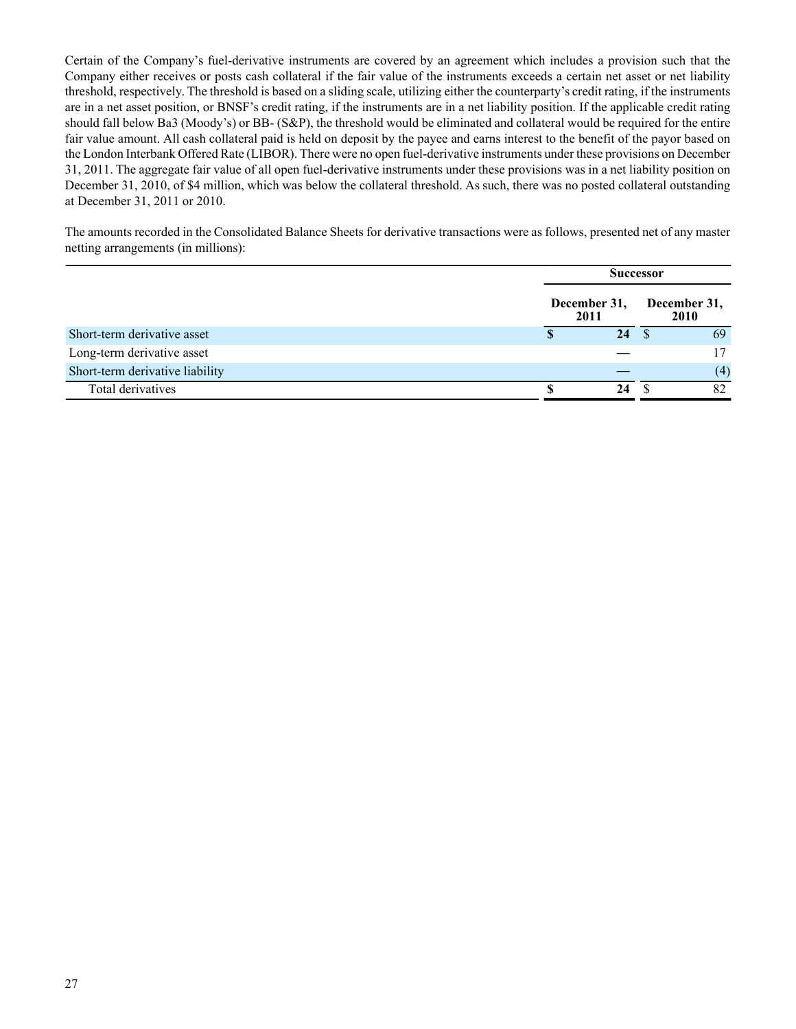Certain of the Company's fuel-derivative instruments are covered by an agreement which includes a provision such that the Company either receives or posts cash collateral if the fair value of the instruments exceeds a certain net asset or net liability threshold, respectively. The threshold is based on a sliding scale, utilizing either the counterparty's credit rating, if the instruments are in a net asset position, or BNSF's credit rating, if the instruments are in a net liability position. If the applicable credit rating should fall below Ba3 (Moody's) or BB- (S&P), the threshold would be eliminated and collateral would be required for the entire fair value amount. All cash collateral paid is held on deposit by the payee and earns interest to the benefit of the payor based on the London Interbank Offered Rate (LIBOR). There were no open fuel-derivative instruments under these provisions on December 31, 2011. The aggregate fair value of all open fuel-derivative instruments under these provisions was in a net liability position on December 31, 2010, of $4 million, which was below the collateral threshold. As such, there was no posted collateral outstanding at December 31, 2011 or 2010.

The amounts recorded in the Consolidated Balance Sheets for derivative transactions were as follows, presented net of any master netting arrangements (in millions):

| | Successor | |
|---|---|---|
| | **December 31, 2011** | **December 31, 2010** |
| Short-term derivative asset | **$ 24** | $ 69 |
| Long-term derivative asset | **—** | 17 |
| Short-term derivative liability | **—** | (4) |
| Total derivatives | **$ 24** | $ 82 |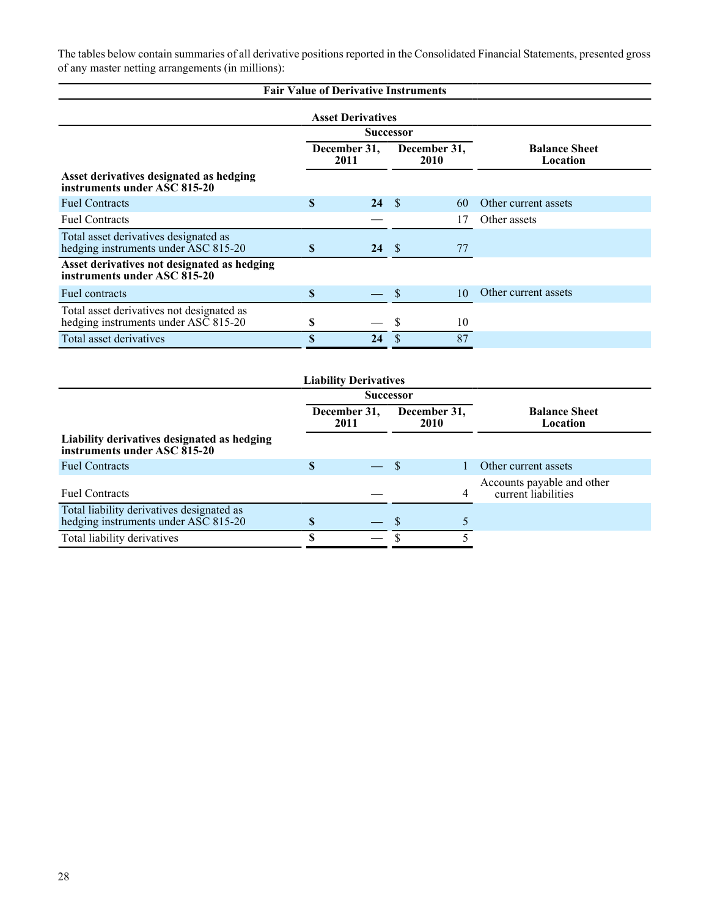The tables below contain summaries of all derivative positions reported in the Consolidated Financial Statements, presented gross of any master netting arrangements (in millions):

**Fair Value of Derivative Instruments**

**Asset Derivatives**

| | Successor | | |
|---|---|---|---|
| | December 31, 2011 | December 31, 2010 | Balance Sheet Location |
| **Asset derivatives designated as hedging instruments under ASC 815-20** | | | |
| Fuel Contracts | **$ 24** | $ 60 | Other current assets |
| Fuel Contracts | **—** | 17 | Other assets |
| Total asset derivatives designated as hedging instruments under ASC 815-20 | **$ 24** | $ 77 | |
| **Asset derivatives not designated as hedging instruments under ASC 815-20** | | | |
| Fuel contracts | **$ —** | $ 10 | Other current assets |
| Total asset derivatives not designated as hedging instruments under ASC 815-20 | **$ —** | $ 10 | |
| Total asset derivatives | **$ 24** | $ 87 | |

**Liability Derivatives**

| | Successor | | |
|---|---|---|---|
| | December 31, 2011 | December 31, 2010 | Balance Sheet Location |
| **Liability derivatives designated as hedging instruments under ASC 815-20** | | | |
| Fuel Contracts | **$ —** | $ 1 | Other current assets |
| Fuel Contracts | **—** | 4 | Accounts payable and other current liabilities |
| Total liability derivatives designated as hedging instruments under ASC 815-20 | **$ —** | $ 5 | |
| Total liability derivatives | **$ —** | $ 5 | |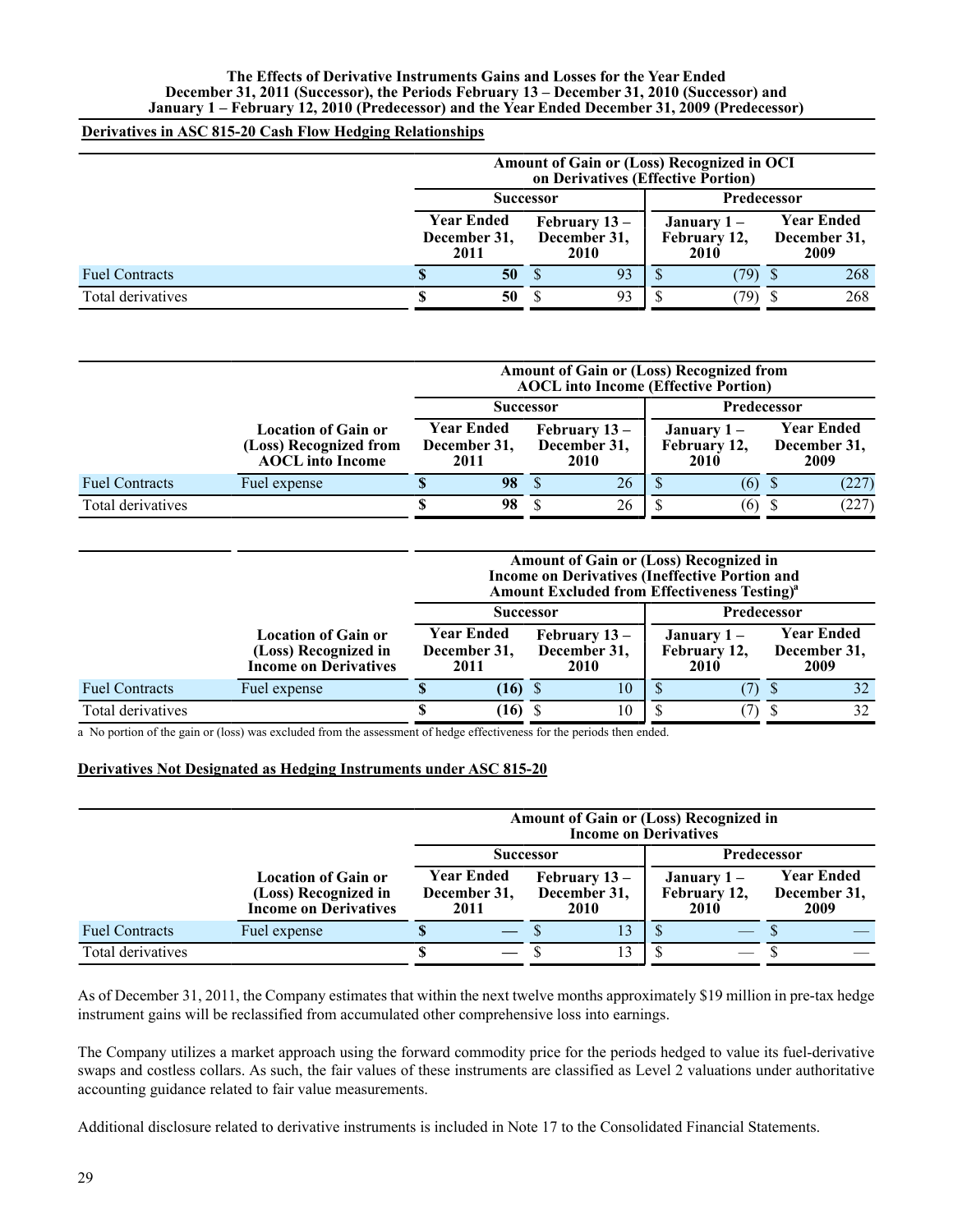**The Effects of Derivative Instruments Gains and Losses for the Year Ended December 31, 2011 (Successor), the Periods February 13 – December 31, 2010 (Successor) and January 1 – February 12, 2010 (Predecessor) and the Year Ended December 31, 2009 (Predecessor)**

**Derivatives in ASC 815-20 Cash Flow Hedging Relationships**

| | Amount of Gain or (Loss) Recognized in OCI on Derivatives (Effective Portion) | | | |
|---|---|---|---|---|
| | Successor | | Predecessor | |
| | Year Ended December 31, 2011 | February 13 – December 31, 2010 | January 1 – February 12, 2010 | Year Ended December 31, 2009 |
| Fuel Contracts | **$ 50** | $ 93 | $ (79) | $ 268 |
| Total derivatives | **$ 50** | $ 93 | $ (79) | $ 268 |

| | | Amount of Gain or (Loss) Recognized from AOCL into Income (Effective Portion) | | | |
|---|---|---|---|---|---|
| | | Successor | | Predecessor | |
| | Location of Gain or (Loss) Recognized from AOCL into Income | Year Ended December 31, 2011 | February 13 – December 31, 2010 | January 1 – February 12, 2010 | Year Ended December 31, 2009 |
| Fuel Contracts | Fuel expense | **$ 98** | $ 26 | $ (6) | $ (227) |
| Total derivatives | | **$ 98** | $ 26 | $ (6) | $ (227) |

| | | Amount of Gain or (Loss) Recognized in Income on Derivatives (Ineffective Portion and Amount Excluded from Effectiveness Testing)[a] | | | |
|---|---|---|---|---|---|
| | | Successor | | Predecessor | |
| | Location of Gain or (Loss) Recognized in Income on Derivatives | Year Ended December 31, 2011 | February 13 – December 31, 2010 | January 1 – February 12, 2010 | Year Ended December 31, 2009 |
| Fuel Contracts | Fuel expense | **$ (16)** | $ 10 | $ (7) | $ 32 |
| Total derivatives | | **$ (16)** | $ 10 | $ (7) | $ 32 |

a No portion of the gain or (loss) was excluded from the assessment of hedge effectiveness for the periods then ended.

**Derivatives Not Designated as Hedging Instruments under ASC 815-20**

| | | Amount of Gain or (Loss) Recognized in Income on Derivatives | | | |
|---|---|---|---|---|---|
| | | Successor | | Predecessor | |
| | Location of Gain or (Loss) Recognized in Income on Derivatives | Year Ended December 31, 2011 | February 13 – December 31, 2010 | January 1 – February 12, 2010 | Year Ended December 31, 2009 |
| Fuel Contracts | Fuel expense | **$ —** | $ 13 | $ — | $ — |
| Total derivatives | | **$ —** | $ 13 | $ — | $ — |

As of December 31, 2011, the Company estimates that within the next twelve months approximately $19 million in pre-tax hedge instrument gains will be reclassified from accumulated other comprehensive loss into earnings.

The Company utilizes a market approach using the forward commodity price for the periods hedged to value its fuel-derivative swaps and costless collars. As such, the fair values of these instruments are classified as Level 2 valuations under authoritative accounting guidance related to fair value measurements.

Additional disclosure related to derivative instruments is included in Note 17 to the Consolidated Financial Statements.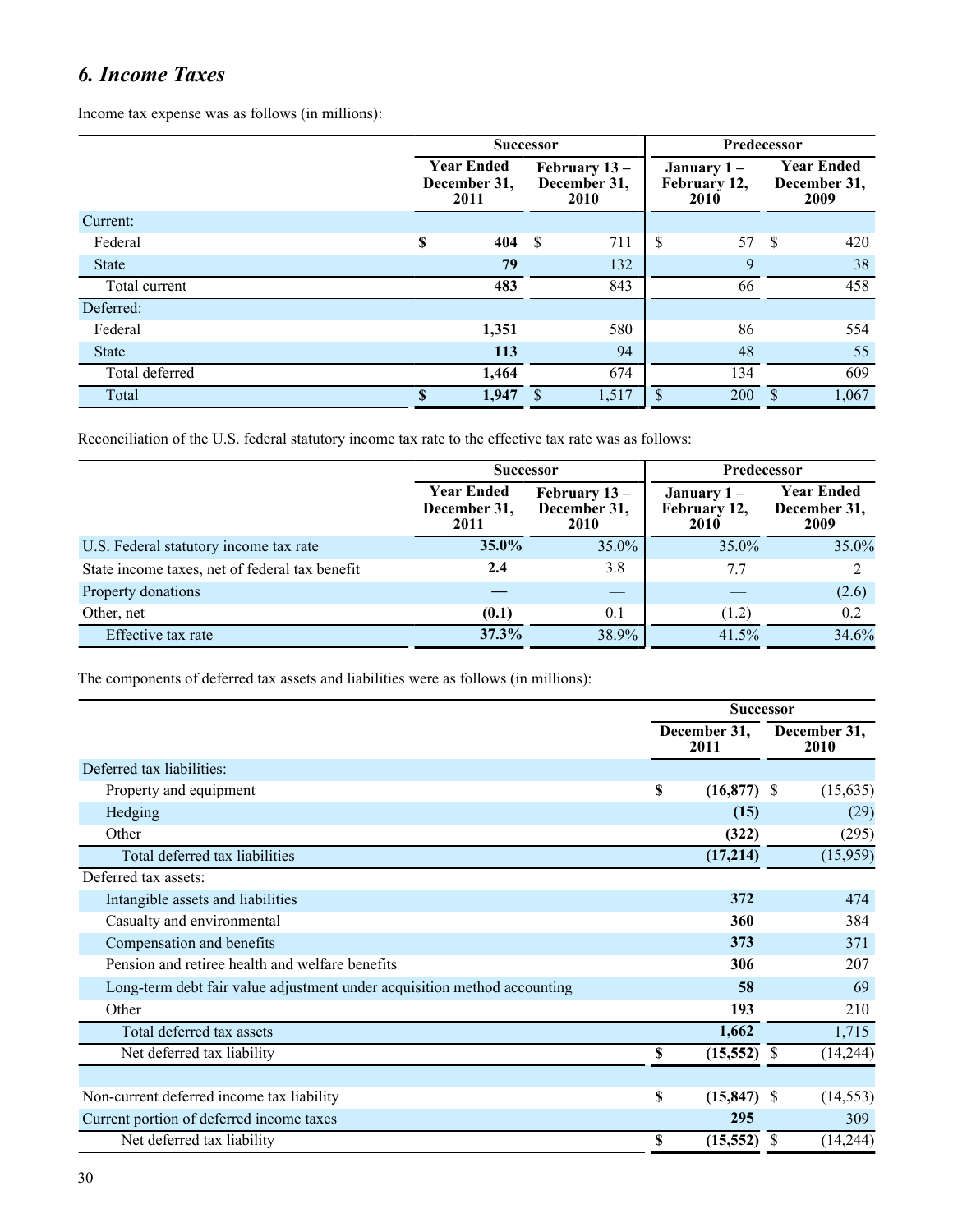## *6. Income Taxes*

Income tax expense was as follows (in millions):

| | Successor | | Predecessor | |
|---|---|---|---|---|
| | **Year Ended December 31, 2011** | **February 13 – December 31, 2010** | **January 1 – February 12, 2010** | **Year Ended December 31, 2009** |
| Current: | | | | |
| Federal | **$ 404** | $ 711 | $ 57 | $ 420 |
| State | **79** | 132 | 9 | 38 |
| Total current | **483** | 843 | 66 | 458 |
| Deferred: | | | | |
| Federal | **1,351** | 580 | 86 | 554 |
| State | **113** | 94 | 48 | 55 |
| Total deferred | **1,464** | 674 | 134 | 609 |
| Total | **$ 1,947** | $ 1,517 | $ 200 | $ 1,067 |

Reconciliation of the U.S. federal statutory income tax rate to the effective tax rate was as follows:

| | Successor | | Predecessor | |
|---|---|---|---|---|
| | **Year Ended December 31, 2011** | **February 13 – December 31, 2010** | **January 1 – February 12, 2010** | **Year Ended December 31, 2009** |
| U.S. Federal statutory income tax rate | **35.0%** | 35.0% | 35.0% | 35.0% |
| State income taxes, net of federal tax benefit | **2.4** | 3.8 | 7.7 | 2 |
| Property donations | **—** | — | — | (2.6) |
| Other, net | **(0.1)** | 0.1 | (1.2) | 0.2 |
| Effective tax rate | **37.3%** | 38.9% | 41.5% | 34.6% |

The components of deferred tax assets and liabilities were as follows (in millions):

| | Successor | |
|---|---|---|
| | **December 31, 2011** | **December 31, 2010** |
| Deferred tax liabilities: | | |
| Property and equipment | **$ (16,877)** | $ (15,635) |
| Hedging | **(15)** | (29) |
| Other | **(322)** | (295) |
| Total deferred tax liabilities | **(17,214)** | (15,959) |
| Deferred tax assets: | | |
| Intangible assets and liabilities | **372** | 474 |
| Casualty and environmental | **360** | 384 |
| Compensation and benefits | **373** | 371 |
| Pension and retiree health and welfare benefits | **306** | 207 |
| Long-term debt fair value adjustment under acquisition method accounting | **58** | 69 |
| Other | **193** | 210 |
| Total deferred tax assets | **1,662** | 1,715 |
| Net deferred tax liability | **$ (15,552)** | $ (14,244) |
| | | |
| Non-current deferred income tax liability | **$ (15,847)** | $ (14,553) |
| Current portion of deferred income taxes | **295** | 309 |
| Net deferred tax liability | **$ (15,552)** | $ (14,244) |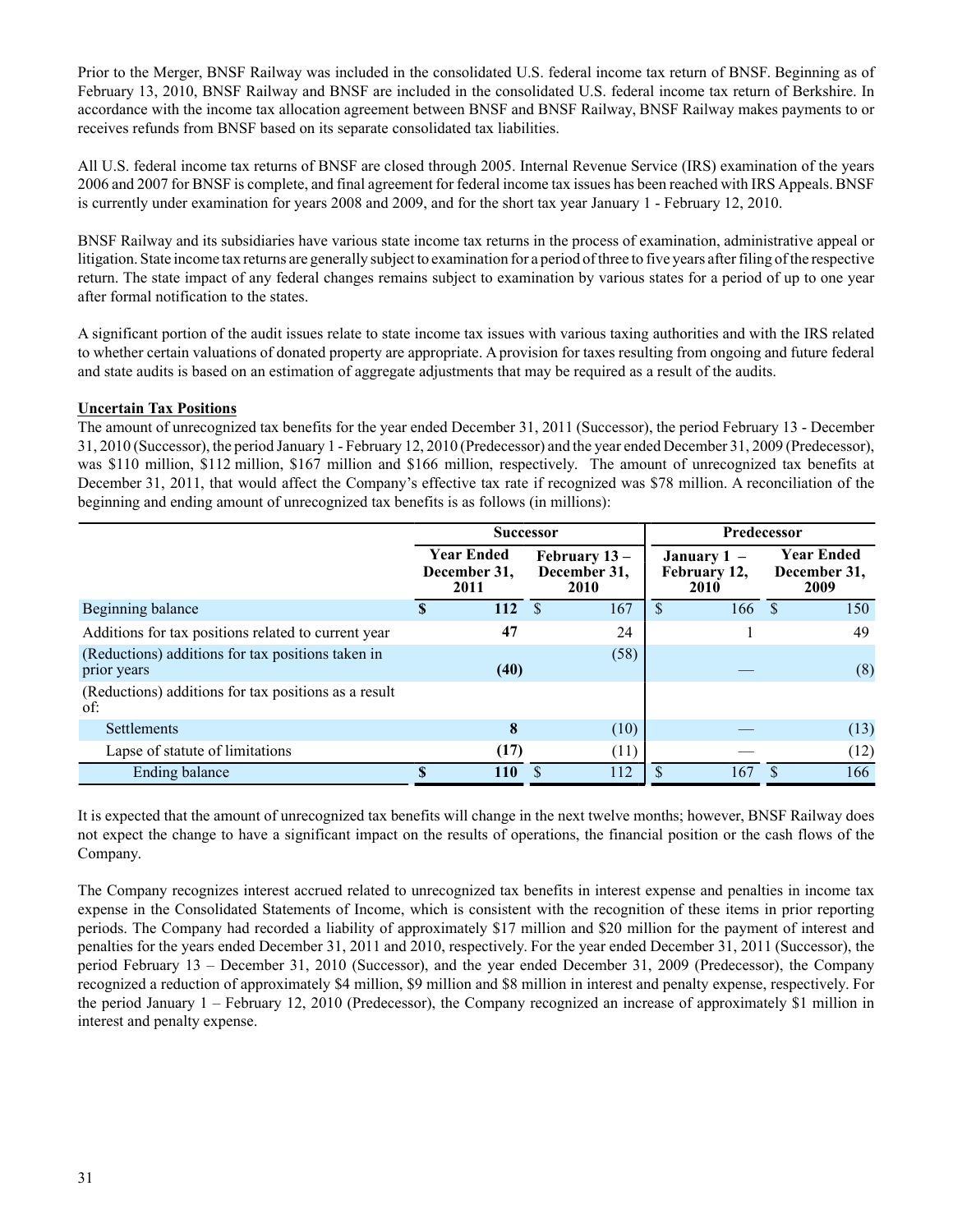Prior to the Merger, BNSF Railway was included in the consolidated U.S. federal income tax return of BNSF. Beginning as of February 13, 2010, BNSF Railway and BNSF are included in the consolidated U.S. federal income tax return of Berkshire. In accordance with the income tax allocation agreement between BNSF and BNSF Railway, BNSF Railway makes payments to or receives refunds from BNSF based on its separate consolidated tax liabilities.

All U.S. federal income tax returns of BNSF are closed through 2005. Internal Revenue Service (IRS) examination of the years 2006 and 2007 for BNSF is complete, and final agreement for federal income tax issues has been reached with IRS Appeals. BNSF is currently under examination for years 2008 and 2009, and for the short tax year January 1 - February 12, 2010.

BNSF Railway and its subsidiaries have various state income tax returns in the process of examination, administrative appeal or litigation. State income tax returns are generally subject to examination for a period of three to five years after filing of the respective return. The state impact of any federal changes remains subject to examination by various states for a period of up to one year after formal notification to the states.

A significant portion of the audit issues relate to state income tax issues with various taxing authorities and with the IRS related to whether certain valuations of donated property are appropriate. A provision for taxes resulting from ongoing and future federal and state audits is based on an estimation of aggregate adjustments that may be required as a result of the audits.

**Uncertain Tax Positions**

The amount of unrecognized tax benefits for the year ended December 31, 2011 (Successor), the period February 13 - December 31, 2010 (Successor), the period January 1 - February 12, 2010 (Predecessor) and the year ended December 31, 2009 (Predecessor), was $110 million, $112 million, $167 million and $166 million, respectively. The amount of unrecognized tax benefits at December 31, 2011, that would affect the Company's effective tax rate if recognized was $78 million. A reconciliation of the beginning and ending amount of unrecognized tax benefits is as follows (in millions):

| | Successor | | Predecessor | |
|---|---|---|---|---|
| | Year Ended December 31, 2011 | February 13 – December 31, 2010 | January 1 – February 12, 2010 | Year Ended December 31, 2009 |
| Beginning balance | **$ 112** | $ 167 | $ 166 | $ 150 |
| Additions for tax positions related to current year | **47** | 24 | 1 | 49 |
| (Reductions) additions for tax positions taken in prior years | **(40)** | (58) | — | (8) |
| (Reductions) additions for tax positions as a result of: | | | | |
| Settlements | **8** | (10) | — | (13) |
| Lapse of statute of limitations | **(17)** | (11) | — | (12) |
| Ending balance | **$ 110** | $ 112 | $ 167 | $ 166 |

It is expected that the amount of unrecognized tax benefits will change in the next twelve months; however, BNSF Railway does not expect the change to have a significant impact on the results of operations, the financial position or the cash flows of the Company.

The Company recognizes interest accrued related to unrecognized tax benefits in interest expense and penalties in income tax expense in the Consolidated Statements of Income, which is consistent with the recognition of these items in prior reporting periods. The Company had recorded a liability of approximately $17 million and $20 million for the payment of interest and penalties for the years ended December 31, 2011 and 2010, respectively. For the year ended December 31, 2011 (Successor), the period February 13 – December 31, 2010 (Successor), and the year ended December 31, 2009 (Predecessor), the Company recognized a reduction of approximately $4 million, $9 million and $8 million in interest and penalty expense, respectively. For the period January 1 – February 12, 2010 (Predecessor), the Company recognized an increase of approximately $1 million in interest and penalty expense.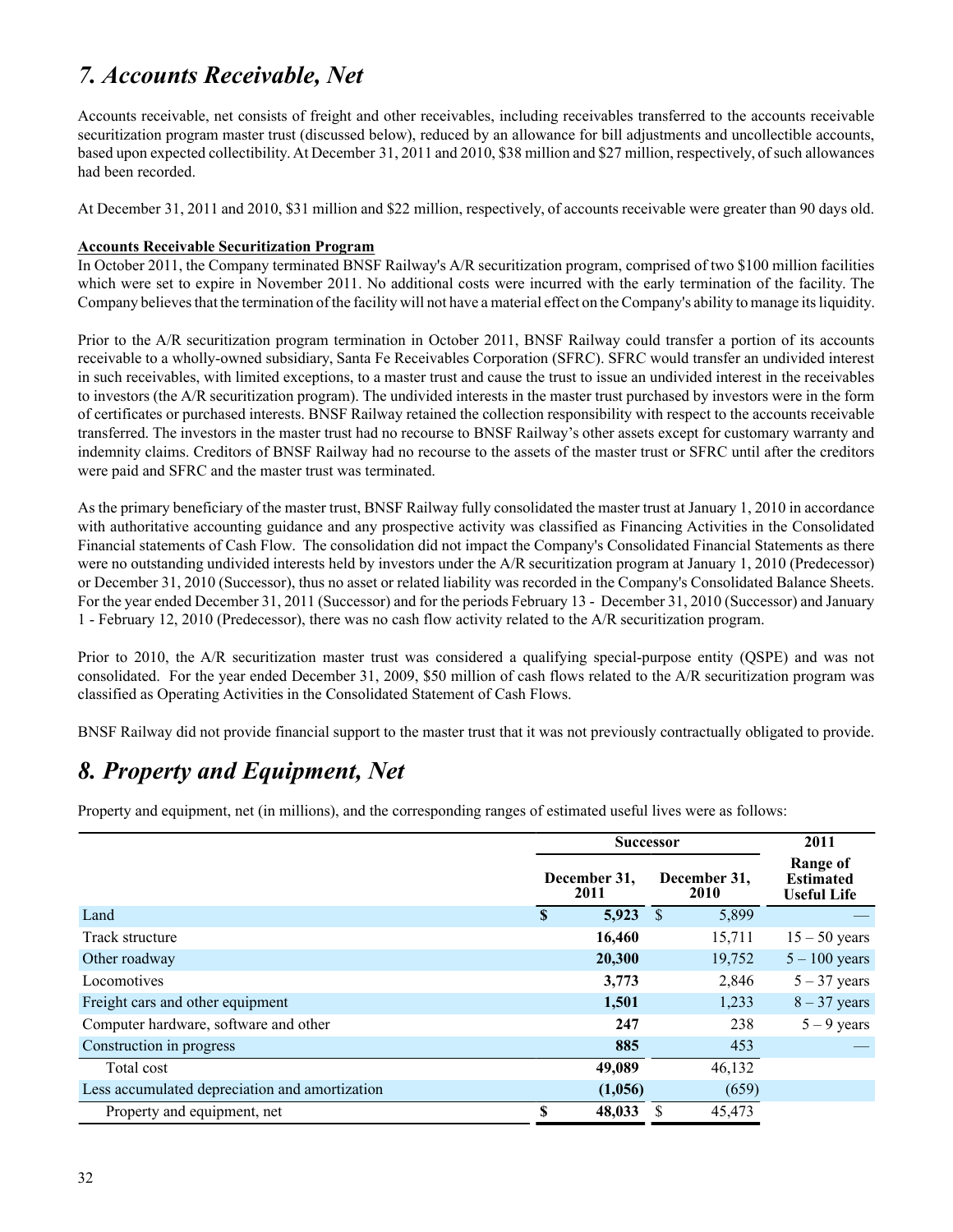## *7. Accounts Receivable, Net*

Accounts receivable, net consists of freight and other receivables, including receivables transferred to the accounts receivable securitization program master trust (discussed below), reduced by an allowance for bill adjustments and uncollectible accounts, based upon expected collectibility. At December 31, 2011 and 2010, $38 million and $27 million, respectively, of such allowances had been recorded.

At December 31, 2011 and 2010, $31 million and $22 million, respectively, of accounts receivable were greater than 90 days old.

**Accounts Receivable Securitization Program**

In October 2011, the Company terminated BNSF Railway's A/R securitization program, comprised of two $100 million facilities which were set to expire in November 2011. No additional costs were incurred with the early termination of the facility. The Company believes that the termination of the facility will not have a material effect on the Company's ability to manage its liquidity.

Prior to the A/R securitization program termination in October 2011, BNSF Railway could transfer a portion of its accounts receivable to a wholly-owned subsidiary, Santa Fe Receivables Corporation (SFRC). SFRC would transfer an undivided interest in such receivables, with limited exceptions, to a master trust and cause the trust to issue an undivided interest in the receivables to investors (the A/R securitization program). The undivided interests in the master trust purchased by investors were in the form of certificates or purchased interests. BNSF Railway retained the collection responsibility with respect to the accounts receivable transferred. The investors in the master trust had no recourse to BNSF Railway's other assets except for customary warranty and indemnity claims. Creditors of BNSF Railway had no recourse to the assets of the master trust or SFRC until after the creditors were paid and SFRC and the master trust was terminated.

As the primary beneficiary of the master trust, BNSF Railway fully consolidated the master trust at January 1, 2010 in accordance with authoritative accounting guidance and any prospective activity was classified as Financing Activities in the Consolidated Financial statements of Cash Flow. The consolidation did not impact the Company's Consolidated Financial Statements as there were no outstanding undivided interests held by investors under the A/R securitization program at January 1, 2010 (Predecessor) or December 31, 2010 (Successor), thus no asset or related liability was recorded in the Company's Consolidated Balance Sheets. For the year ended December 31, 2011 (Successor) and for the periods February 13 - December 31, 2010 (Successor) and January 1 - February 12, 2010 (Predecessor), there was no cash flow activity related to the A/R securitization program.

Prior to 2010, the A/R securitization master trust was considered a qualifying special-purpose entity (QSPE) and was not consolidated. For the year ended December 31, 2009, $50 million of cash flows related to the A/R securitization program was classified as Operating Activities in the Consolidated Statement of Cash Flows.

BNSF Railway did not provide financial support to the master trust that it was not previously contractually obligated to provide.

## *8. Property and Equipment, Net*

Property and equipment, net (in millions), and the corresponding ranges of estimated useful lives were as follows:

| | Successor | | 2011 |
|---|---|---|---|
| | **December 31, 2011** | **December 31, 2010** | **Range of Estimated Useful Life** |
| Land | **$ 5,923** | $ 5,899 | — |
| Track structure | **16,460** | 15,711 | 15 – 50 years |
| Other roadway | **20,300** | 19,752 | 5 – 100 years |
| Locomotives | **3,773** | 2,846 | 5 – 37 years |
| Freight cars and other equipment | **1,501** | 1,233 | 8 – 37 years |
| Computer hardware, software and other | **247** | 238 | 5 – 9 years |
| Construction in progress | **885** | 453 | — |
| Total cost | **49,089** | 46,132 | |
| Less accumulated depreciation and amortization | **(1,056)** | (659) | |
| Property and equipment, net | **$ 48,033** | $ 45,473 | |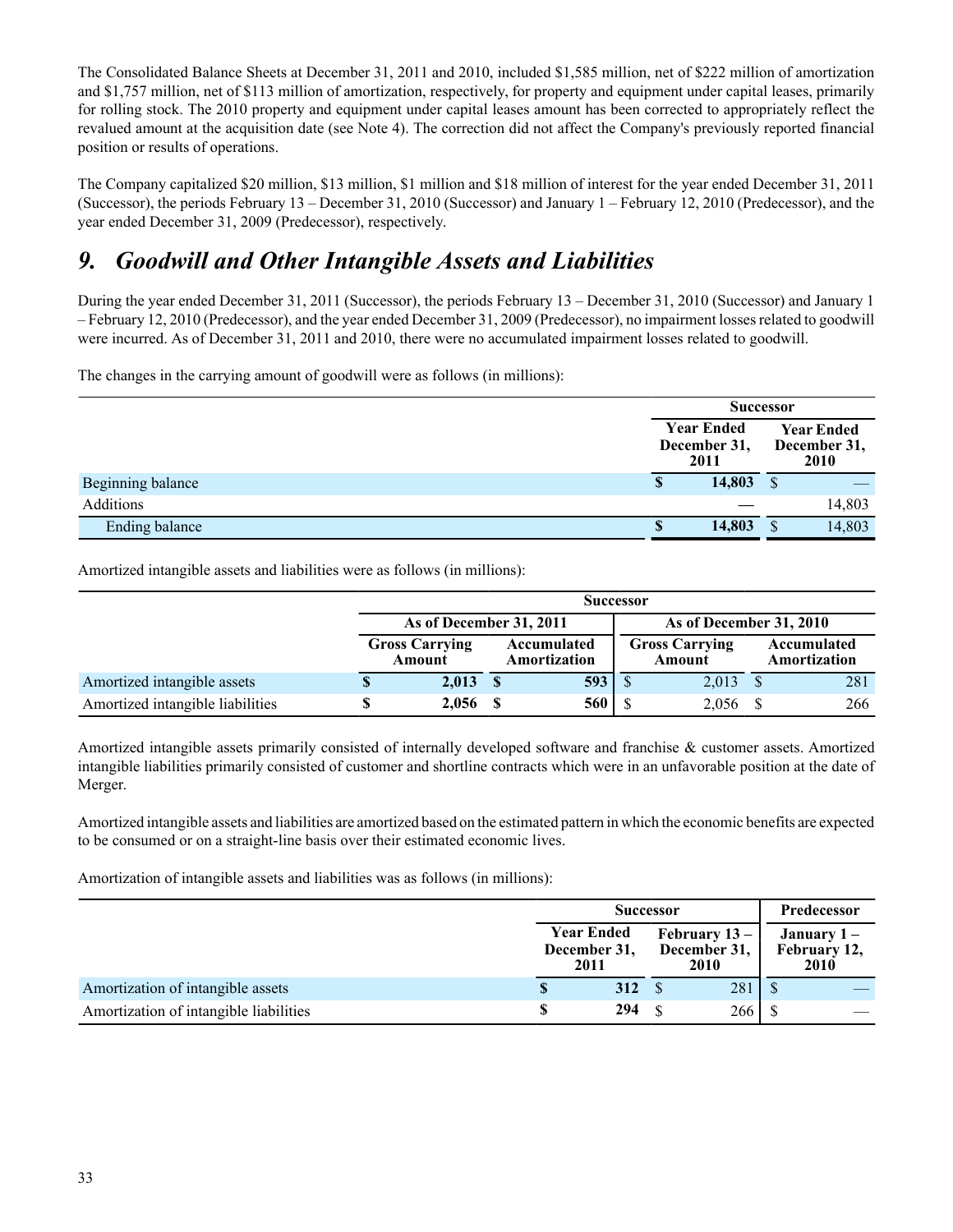The Consolidated Balance Sheets at December 31, 2011 and 2010, included $1,585 million, net of $222 million of amortization and $1,757 million, net of $113 million of amortization, respectively, for property and equipment under capital leases, primarily for rolling stock. The 2010 property and equipment under capital leases amount has been corrected to appropriately reflect the revalued amount at the acquisition date (see Note 4). The correction did not affect the Company's previously reported financial position or results of operations.

The Company capitalized $20 million, $13 million, $1 million and $18 million of interest for the year ended December 31, 2011 (Successor), the periods February 13 – December 31, 2010 (Successor) and January 1 – February 12, 2010 (Predecessor), and the year ended December 31, 2009 (Predecessor), respectively.

## *9. Goodwill and Other Intangible Assets and Liabilities*

During the year ended December 31, 2011 (Successor), the periods February 13 – December 31, 2010 (Successor) and January 1 – February 12, 2010 (Predecessor), and the year ended December 31, 2009 (Predecessor), no impairment losses related to goodwill were incurred. As of December 31, 2011 and 2010, there were no accumulated impairment losses related to goodwill.

The changes in the carrying amount of goodwill were as follows (in millions):

| | Successor | |
|---|---|---|
| | **Year Ended December 31, 2011** | **Year Ended December 31, 2010** |
| Beginning balance | **$ 14,803** | $ — |
| Additions | **—** | 14,803 |
| Ending balance | **$ 14,803** | $ 14,803 |

Amortized intangible assets and liabilities were as follows (in millions):

| | Successor | | | |
|---|---|---|---|---|
| | As of December 31, 2011 | | As of December 31, 2010 | |
| | **Gross Carrying Amount** | **Accumulated Amortization** | **Gross Carrying Amount** | **Accumulated Amortization** |
| Amortized intangible assets | **$ 2,013** | **$ 593** | $ 2,013 | $ 281 |
| Amortized intangible liabilities | **$ 2,056** | **$ 560** | $ 2,056 | $ 266 |

Amortized intangible assets primarily consisted of internally developed software and franchise & customer assets. Amortized intangible liabilities primarily consisted of customer and shortline contracts which were in an unfavorable position at the date of Merger.

Amortized intangible assets and liabilities are amortized based on the estimated pattern in which the economic benefits are expected to be consumed or on a straight-line basis over their estimated economic lives.

Amortization of intangible assets and liabilities was as follows (in millions):

| | Successor | | Predecessor |
|---|---|---|---|
| | **Year Ended December 31, 2011** | **February 13 – December 31, 2010** | **January 1 – February 12, 2010** |
| Amortization of intangible assets | **$ 312** | $ 281 | $ — |
| Amortization of intangible liabilities | **$ 294** | $ 266 | $ — |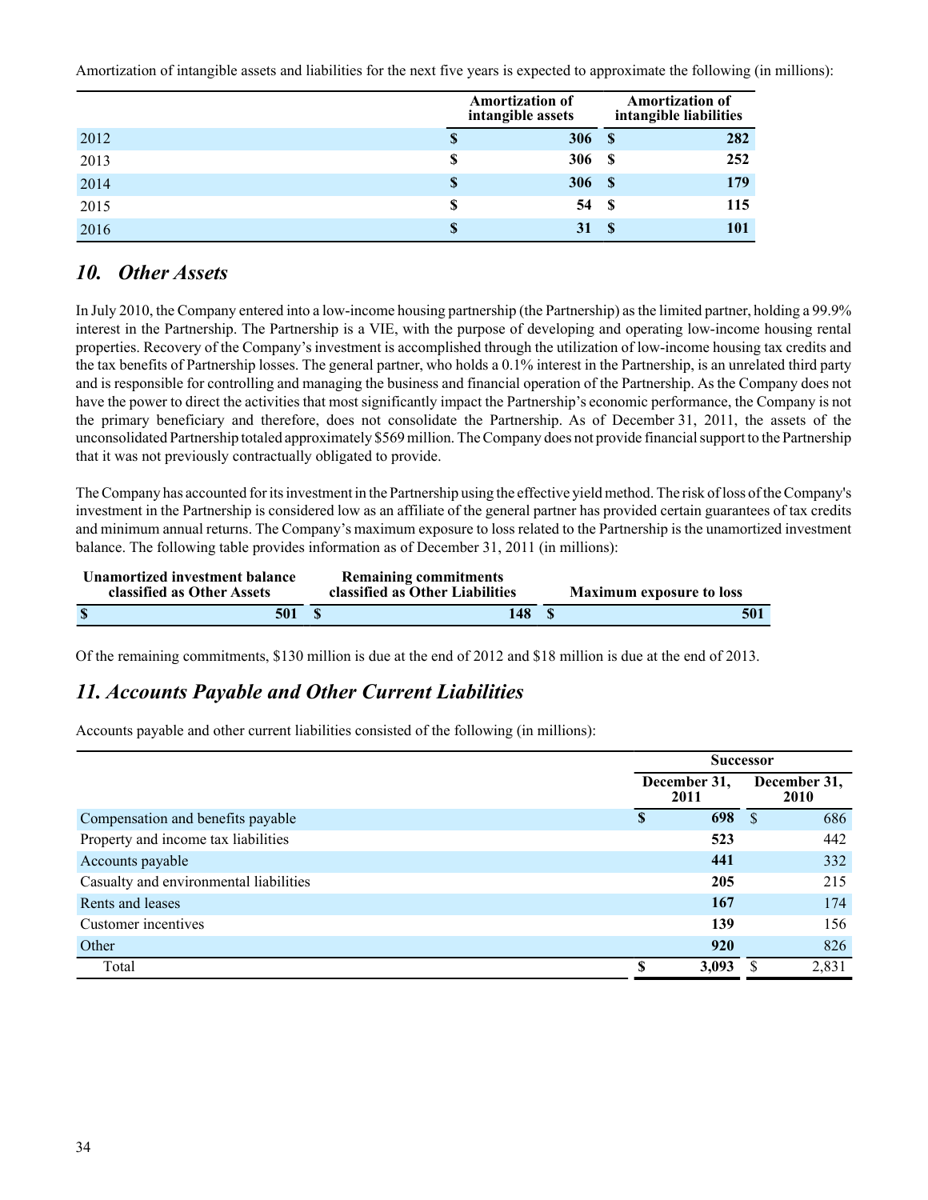Amortization of intangible assets and liabilities for the next five years is expected to approximate the following (in millions):

| | Amortization of intangible assets | Amortization of intangible liabilities |
|---|---|---|
| 2012 | $ 306 | $ 282 |
| 2013 | $ 306 | $ 252 |
| 2014 | $ 306 | $ 179 |
| 2015 | $ 54 | $ 115 |
| 2016 | $ 31 | $ 101 |

## *10. Other Assets*

In July 2010, the Company entered into a low-income housing partnership (the Partnership) as the limited partner, holding a 99.9% interest in the Partnership. The Partnership is a VIE, with the purpose of developing and operating low-income housing rental properties. Recovery of the Company's investment is accomplished through the utilization of low-income housing tax credits and the tax benefits of Partnership losses. The general partner, who holds a 0.1% interest in the Partnership, is an unrelated third party and is responsible for controlling and managing the business and financial operation of the Partnership. As the Company does not have the power to direct the activities that most significantly impact the Partnership's economic performance, the Company is not the primary beneficiary and therefore, does not consolidate the Partnership. As of December 31, 2011, the assets of the unconsolidated Partnership totaled approximately $569 million. The Company does not provide financial support to the Partnership that it was not previously contractually obligated to provide.

The Company has accounted for its investment in the Partnership using the effective yield method. The risk of loss of the Company's investment in the Partnership is considered low as an affiliate of the general partner has provided certain guarantees of tax credits and minimum annual returns. The Company's maximum exposure to loss related to the Partnership is the unamortized investment balance. The following table provides information as of December 31, 2011 (in millions):

| Unamortized investment balance classified as Other Assets | Remaining commitments classified as Other Liabilities | Maximum exposure to loss |
|---|---|---|
| $ 501 | $ 148 | $ 501 |

Of the remaining commitments, $130 million is due at the end of 2012 and $18 million is due at the end of 2013.

## *11. Accounts Payable and Other Current Liabilities*

Accounts payable and other current liabilities consisted of the following (in millions):

| | Successor | |
|---|---|---|
| | December 31, 2011 | December 31, 2010 |
| Compensation and benefits payable | $ 698 | $ 686 |
| Property and income tax liabilities | 523 | 442 |
| Accounts payable | 441 | 332 |
| Casualty and environmental liabilities | 205 | 215 |
| Rents and leases | 167 | 174 |
| Customer incentives | 139 | 156 |
| Other | 920 | 826 |
| Total | $ 3,093 | $ 2,831 |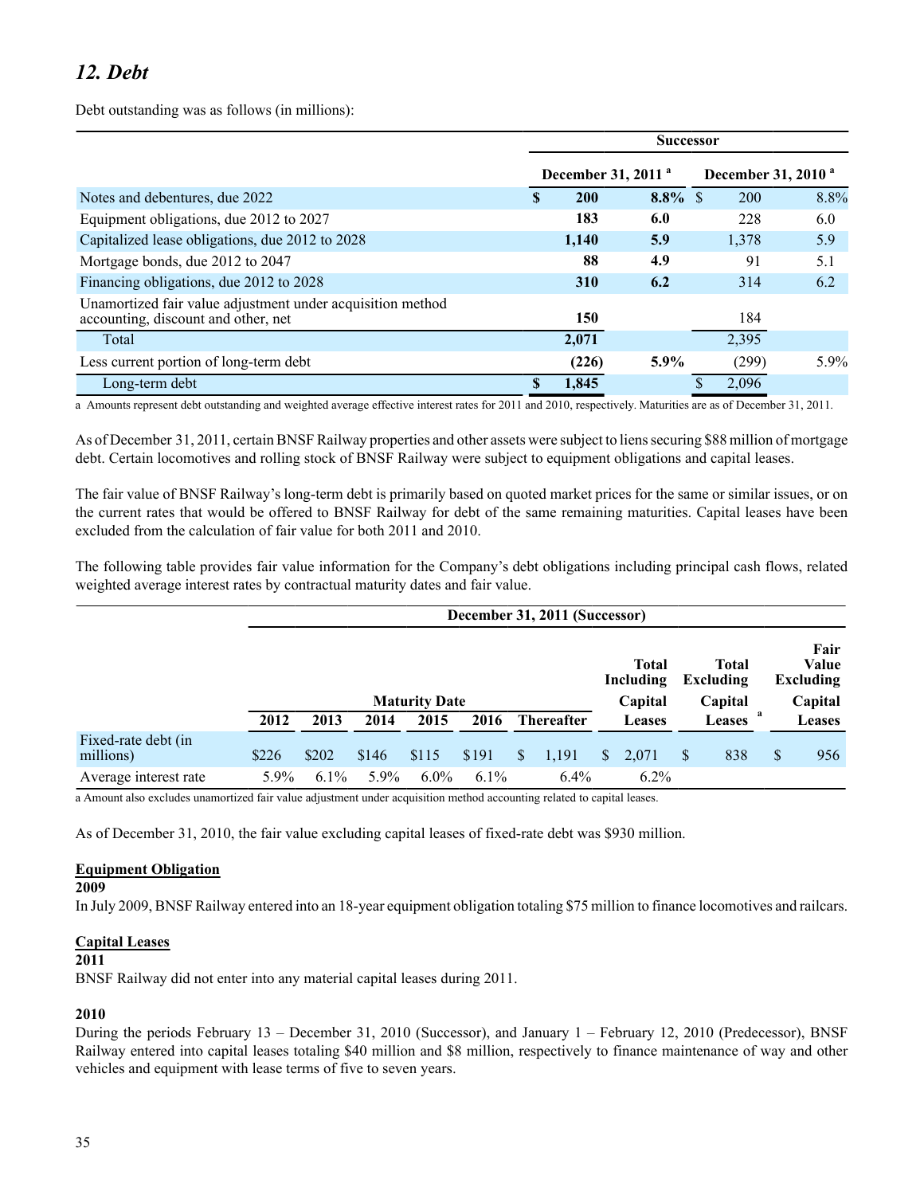## *12. Debt*

Debt outstanding was as follows (in millions):

| | Successor | | | |
|---|---|---|---|---|
| | December 31, 2011 [a] | | December 31, 2010 [a] | |
| Notes and debentures, due 2022 | **$ 200** | **8.8%** | $ 200 | 8.8% |
| Equipment obligations, due 2012 to 2027 | **183** | **6.0** | 228 | 6.0 |
| Capitalized lease obligations, due 2012 to 2028 | **1,140** | **5.9** | 1,378 | 5.9 |
| Mortgage bonds, due 2012 to 2047 | **88** | **4.9** | 91 | 5.1 |
| Financing obligations, due 2012 to 2028 | **310** | **6.2** | 314 | 6.2 |
| Unamortized fair value adjustment under acquisition method accounting, discount and other, net | **150** | | 184 | |
| Total | **2,071** | | 2,395 | |
| Less current portion of long-term debt | **(226)** | **5.9%** | (299) | 5.9% |
| Long-term debt | **$ 1,845** | | $ 2,096 | |

a Amounts represent debt outstanding and weighted average effective interest rates for 2011 and 2010, respectively. Maturities are as of December 31, 2011.

As of December 31, 2011, certain BNSF Railway properties and other assets were subject to liens securing $88 million of mortgage debt. Certain locomotives and rolling stock of BNSF Railway were subject to equipment obligations and capital leases.

The fair value of BNSF Railway's long-term debt is primarily based on quoted market prices for the same or similar issues, or on the current rates that would be offered to BNSF Railway for debt of the same remaining maturities. Capital leases have been excluded from the calculation of fair value for both 2011 and 2010.

The following table provides fair value information for the Company's debt obligations including principal cash flows, related weighted average interest rates by contractual maturity dates and fair value.

| | December 31, 2011 (Successor) | | | | | | | | |
|---|---|---|---|---|---|---|---|---|---|
| | Maturity Date | | | | | | Total Including Capital Leases | Total Excluding Capital Leases [a] | Fair Value Excluding Capital Leases |
| | 2012 | 2013 | 2014 | 2015 | 2016 | Thereafter | | | |
| Fixed-rate debt (in millions) | $226 | $202 | $146 | $115 | $191 | $ 1,191 | $ 2,071 | $ 838 | $ 956 |
| Average interest rate | 5.9% | 6.1% | 5.9% | 6.0% | 6.1% | 6.4% | 6.2% | | |

a Amount also excludes unamortized fair value adjustment under acquisition method accounting related to capital leases.

As of December 31, 2010, the fair value excluding capital leases of fixed-rate debt was $930 million.

**Equipment Obligation**

**2009**

In July 2009, BNSF Railway entered into an 18-year equipment obligation totaling $75 million to finance locomotives and railcars.

**Capital Leases**

**2011**

BNSF Railway did not enter into any material capital leases during 2011.

**2010**

During the periods February 13 – December 31, 2010 (Successor), and January 1 – February 12, 2010 (Predecessor), BNSF Railway entered into capital leases totaling $40 million and $8 million, respectively to finance maintenance of way and other vehicles and equipment with lease terms of five to seven years.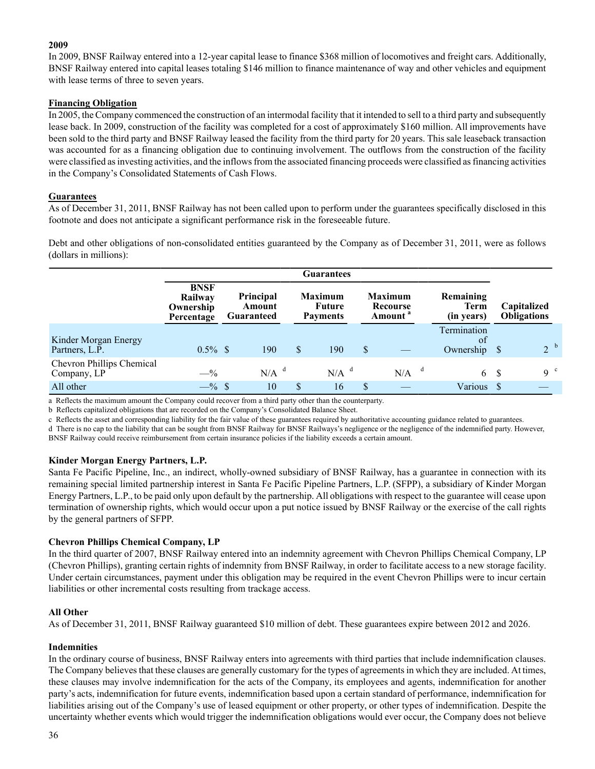**2009**

In 2009, BNSF Railway entered into a 12-year capital lease to finance $368 million of locomotives and freight cars. Additionally, BNSF Railway entered into capital leases totaling $146 million to finance maintenance of way and other vehicles and equipment with lease terms of three to seven years.

**Financing Obligation**

In 2005, the Company commenced the construction of an intermodal facility that it intended to sell to a third party and subsequently lease back. In 2009, construction of the facility was completed for a cost of approximately $160 million. All improvements have been sold to the third party and BNSF Railway leased the facility from the third party for 20 years. This sale leaseback transaction was accounted for as a financing obligation due to continuing involvement. The outflows from the construction of the facility were classified as investing activities, and the inflows from the associated financing proceeds were classified as financing activities in the Company's Consolidated Statements of Cash Flows.

**Guarantees**

As of December 31, 2011, BNSF Railway has not been called upon to perform under the guarantees specifically disclosed in this footnote and does not anticipate a significant performance risk in the foreseeable future.

Debt and other obligations of non-consolidated entities guaranteed by the Company as of December 31, 2011, were as follows (dollars in millions):

| | Guarantees | | | | | |
|---|---|---|---|---|---|---|
| | BNSF Railway Ownership Percentage | Principal Amount Guaranteed | Maximum Future Payments | Maximum Recourse Amount [a] | Remaining Term (in years) | Capitalized Obligations |
| Kinder Morgan Energy Partners, L.P. | 0.5% | $ 190 | $ 190 | $ — | Termination of Ownership | $ 2 [b] |
| Chevron Phillips Chemical Company, LP | —% | N/A [d] | N/A [d] | N/A [d] | 6 | $ 9 [c] |
| All other | —% | $ 10 | $ 16 | $ — | Various | $ — |

a Reflects the maximum amount the Company could recover from a third party other than the counterparty.

b Reflects capitalized obligations that are recorded on the Company's Consolidated Balance Sheet.

c Reflects the asset and corresponding liability for the fair value of these guarantees required by authoritative accounting guidance related to guarantees.

d There is no cap to the liability that can be sought from BNSF Railway for BNSF Railways's negligence or the negligence of the indemnified party. However, BNSF Railway could receive reimbursement from certain insurance policies if the liability exceeds a certain amount.

**Kinder Morgan Energy Partners, L.P.**

Santa Fe Pacific Pipeline, Inc., an indirect, wholly-owned subsidiary of BNSF Railway, has a guarantee in connection with its remaining special limited partnership interest in Santa Fe Pacific Pipeline Partners, L.P. (SFPP), a subsidiary of Kinder Morgan Energy Partners, L.P., to be paid only upon default by the partnership. All obligations with respect to the guarantee will cease upon termination of ownership rights, which would occur upon a put notice issued by BNSF Railway or the exercise of the call rights by the general partners of SFPP.

**Chevron Phillips Chemical Company, LP**

In the third quarter of 2007, BNSF Railway entered into an indemnity agreement with Chevron Phillips Chemical Company, LP (Chevron Phillips), granting certain rights of indemnity from BNSF Railway, in order to facilitate access to a new storage facility. Under certain circumstances, payment under this obligation may be required in the event Chevron Phillips were to incur certain liabilities or other incremental costs resulting from trackage access.

**All Other**

As of December 31, 2011, BNSF Railway guaranteed $10 million of debt. These guarantees expire between 2012 and 2026.

**Indemnities**

In the ordinary course of business, BNSF Railway enters into agreements with third parties that include indemnification clauses. The Company believes that these clauses are generally customary for the types of agreements in which they are included. At times, these clauses may involve indemnification for the acts of the Company, its employees and agents, indemnification for another party's acts, indemnification for future events, indemnification based upon a certain standard of performance, indemnification for liabilities arising out of the Company's use of leased equipment or other property, or other types of indemnification. Despite the uncertainty whether events which would trigger the indemnification obligations would ever occur, the Company does not believe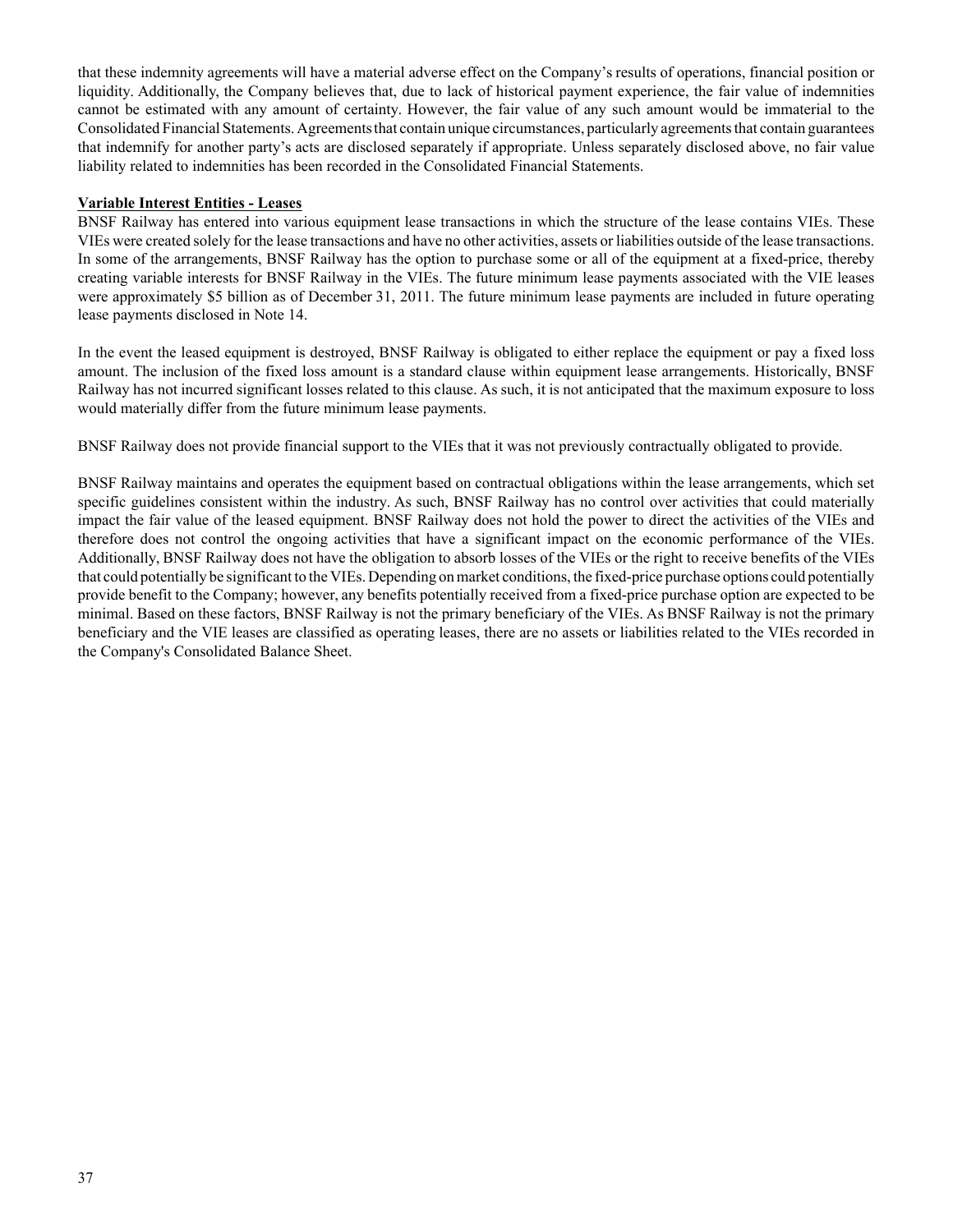that these indemnity agreements will have a material adverse effect on the Company's results of operations, financial position or liquidity. Additionally, the Company believes that, due to lack of historical payment experience, the fair value of indemnities cannot be estimated with any amount of certainty. However, the fair value of any such amount would be immaterial to the Consolidated Financial Statements. Agreements that contain unique circumstances, particularly agreements that contain guarantees that indemnify for another party's acts are disclosed separately if appropriate. Unless separately disclosed above, no fair value liability related to indemnities has been recorded in the Consolidated Financial Statements.

**Variable Interest Entities - Leases**

BNSF Railway has entered into various equipment lease transactions in which the structure of the lease contains VIEs. These VIEs were created solely for the lease transactions and have no other activities, assets or liabilities outside of the lease transactions. In some of the arrangements, BNSF Railway has the option to purchase some or all of the equipment at a fixed-price, thereby creating variable interests for BNSF Railway in the VIEs. The future minimum lease payments associated with the VIE leases were approximately $5 billion as of December 31, 2011. The future minimum lease payments are included in future operating lease payments disclosed in Note 14.

In the event the leased equipment is destroyed, BNSF Railway is obligated to either replace the equipment or pay a fixed loss amount. The inclusion of the fixed loss amount is a standard clause within equipment lease arrangements. Historically, BNSF Railway has not incurred significant losses related to this clause. As such, it is not anticipated that the maximum exposure to loss would materially differ from the future minimum lease payments.

BNSF Railway does not provide financial support to the VIEs that it was not previously contractually obligated to provide.

BNSF Railway maintains and operates the equipment based on contractual obligations within the lease arrangements, which set specific guidelines consistent within the industry. As such, BNSF Railway has no control over activities that could materially impact the fair value of the leased equipment. BNSF Railway does not hold the power to direct the activities of the VIEs and therefore does not control the ongoing activities that have a significant impact on the economic performance of the VIEs. Additionally, BNSF Railway does not have the obligation to absorb losses of the VIEs or the right to receive benefits of the VIEs that could potentially be significant to the VIEs. Depending on market conditions, the fixed-price purchase options could potentially provide benefit to the Company; however, any benefits potentially received from a fixed-price purchase option are expected to be minimal. Based on these factors, BNSF Railway is not the primary beneficiary of the VIEs. As BNSF Railway is not the primary beneficiary and the VIE leases are classified as operating leases, there are no assets or liabilities related to the VIEs recorded in the Company's Consolidated Balance Sheet.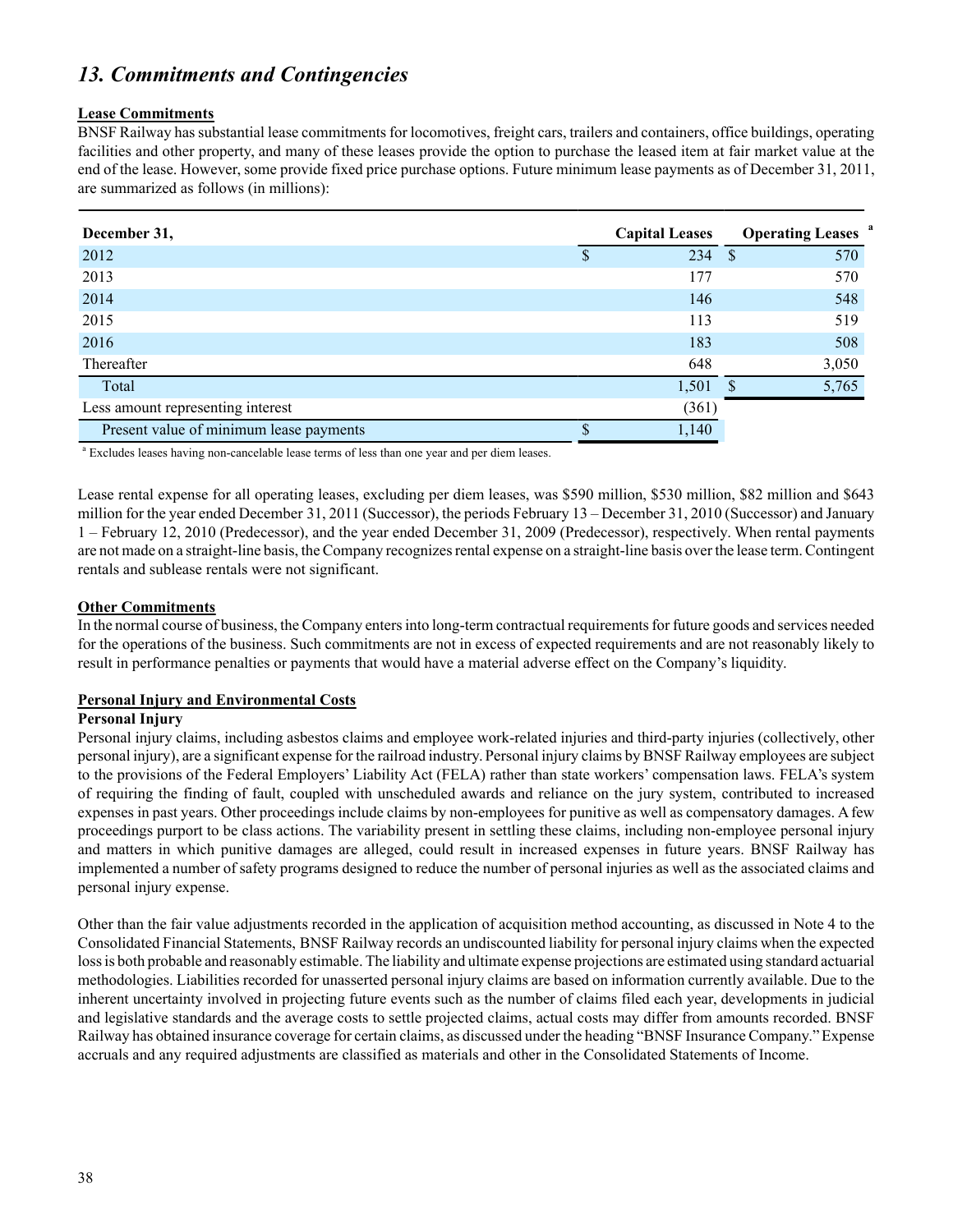## *13. Commitments and Contingencies*

**Lease Commitments**

BNSF Railway has substantial lease commitments for locomotives, freight cars, trailers and containers, office buildings, operating facilities and other property, and many of these leases provide the option to purchase the leased item at fair market value at the end of the lease. However, some provide fixed price purchase options. Future minimum lease payments as of December 31, 2011, are summarized as follows (in millions):

| December 31, | Capital Leases | Operating Leases [a] |
|---|---|---|
| 2012 | $ 234 | $ 570 |
| 2013 | 177 | 570 |
| 2014 | 146 | 548 |
| 2015 | 113 | 519 |
| 2016 | 183 | 508 |
| Thereafter | 648 | 3,050 |
| Total | 1,501 | $ 5,765 |
| Less amount representing interest | (361) | |
| Present value of minimum lease payments | $ 1,140 | |

[a] Excludes leases having non-cancelable lease terms of less than one year and per diem leases.

Lease rental expense for all operating leases, excluding per diem leases, was $590 million, $530 million, $82 million and $643 million for the year ended December 31, 2011 (Successor), the periods February 13 – December 31, 2010 (Successor) and January 1 – February 12, 2010 (Predecessor), and the year ended December 31, 2009 (Predecessor), respectively. When rental payments are not made on a straight-line basis, the Company recognizes rental expense on a straight-line basis over the lease term. Contingent rentals and sublease rentals were not significant.

**Other Commitments**

In the normal course of business, the Company enters into long-term contractual requirements for future goods and services needed for the operations of the business. Such commitments are not in excess of expected requirements and are not reasonably likely to result in performance penalties or payments that would have a material adverse effect on the Company's liquidity.

**Personal Injury and Environmental Costs**

**Personal Injury**

Personal injury claims, including asbestos claims and employee work-related injuries and third-party injuries (collectively, other personal injury), are a significant expense for the railroad industry. Personal injury claims by BNSF Railway employees are subject to the provisions of the Federal Employers' Liability Act (FELA) rather than state workers' compensation laws. FELA's system of requiring the finding of fault, coupled with unscheduled awards and reliance on the jury system, contributed to increased expenses in past years. Other proceedings include claims by non-employees for punitive as well as compensatory damages. A few proceedings purport to be class actions. The variability present in settling these claims, including non-employee personal injury and matters in which punitive damages are alleged, could result in increased expenses in future years. BNSF Railway has implemented a number of safety programs designed to reduce the number of personal injuries as well as the associated claims and personal injury expense.

Other than the fair value adjustments recorded in the application of acquisition method accounting, as discussed in Note 4 to the Consolidated Financial Statements, BNSF Railway records an undiscounted liability for personal injury claims when the expected loss is both probable and reasonably estimable. The liability and ultimate expense projections are estimated using standard actuarial methodologies. Liabilities recorded for unasserted personal injury claims are based on information currently available. Due to the inherent uncertainty involved in projecting future events such as the number of claims filed each year, developments in judicial and legislative standards and the average costs to settle projected claims, actual costs may differ from amounts recorded. BNSF Railway has obtained insurance coverage for certain claims, as discussed under the heading "BNSF Insurance Company." Expense accruals and any required adjustments are classified as materials and other in the Consolidated Statements of Income.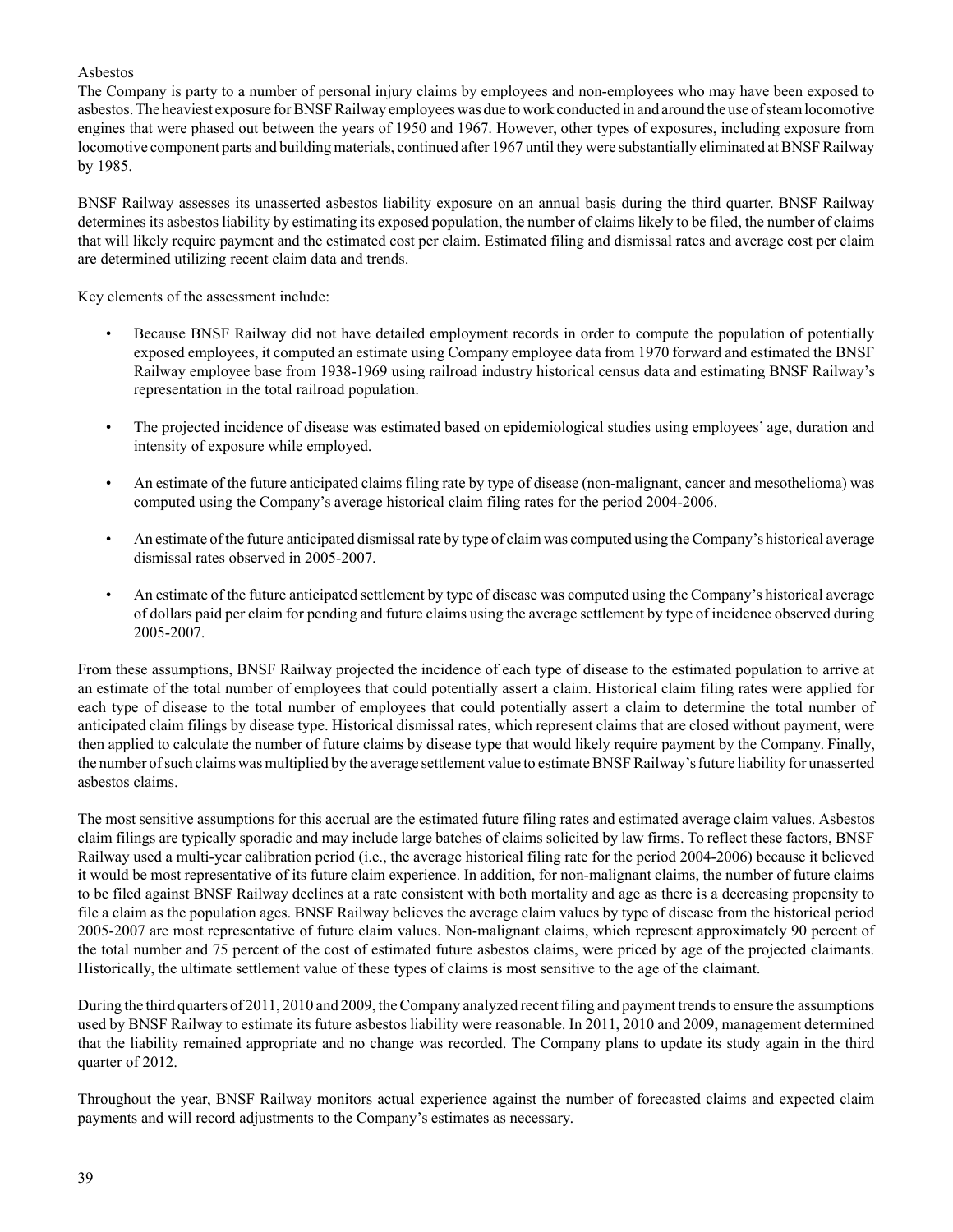Asbestos

The Company is party to a number of personal injury claims by employees and non-employees who may have been exposed to asbestos. The heaviest exposure for BNSF Railway employees was due to work conducted in and around the use of steam locomotive engines that were phased out between the years of 1950 and 1967. However, other types of exposures, including exposure from locomotive component parts and building materials, continued after 1967 until they were substantially eliminated at BNSF Railway by 1985.

BNSF Railway assesses its unasserted asbestos liability exposure on an annual basis during the third quarter. BNSF Railway determines its asbestos liability by estimating its exposed population, the number of claims likely to be filed, the number of claims that will likely require payment and the estimated cost per claim. Estimated filing and dismissal rates and average cost per claim are determined utilizing recent claim data and trends.

Key elements of the assessment include:

- Because BNSF Railway did not have detailed employment records in order to compute the population of potentially exposed employees, it computed an estimate using Company employee data from 1970 forward and estimated the BNSF Railway employee base from 1938-1969 using railroad industry historical census data and estimating BNSF Railway's representation in the total railroad population.
- The projected incidence of disease was estimated based on epidemiological studies using employees' age, duration and intensity of exposure while employed.
- An estimate of the future anticipated claims filing rate by type of disease (non-malignant, cancer and mesothelioma) was computed using the Company's average historical claim filing rates for the period 2004-2006.
- An estimate of the future anticipated dismissal rate by type of claim was computed using the Company's historical average dismissal rates observed in 2005-2007.
- An estimate of the future anticipated settlement by type of disease was computed using the Company's historical average of dollars paid per claim for pending and future claims using the average settlement by type of incidence observed during 2005-2007.

From these assumptions, BNSF Railway projected the incidence of each type of disease to the estimated population to arrive at an estimate of the total number of employees that could potentially assert a claim. Historical claim filing rates were applied for each type of disease to the total number of employees that could potentially assert a claim to determine the total number of anticipated claim filings by disease type. Historical dismissal rates, which represent claims that are closed without payment, were then applied to calculate the number of future claims by disease type that would likely require payment by the Company. Finally, the number of such claims was multiplied by the average settlement value to estimate BNSF Railway's future liability for unasserted asbestos claims.

The most sensitive assumptions for this accrual are the estimated future filing rates and estimated average claim values. Asbestos claim filings are typically sporadic and may include large batches of claims solicited by law firms. To reflect these factors, BNSF Railway used a multi-year calibration period (i.e., the average historical filing rate for the period 2004-2006) because it believed it would be most representative of its future claim experience. In addition, for non-malignant claims, the number of future claims to be filed against BNSF Railway declines at a rate consistent with both mortality and age as there is a decreasing propensity to file a claim as the population ages. BNSF Railway believes the average claim values by type of disease from the historical period 2005-2007 are most representative of future claim values. Non-malignant claims, which represent approximately 90 percent of the total number and 75 percent of the cost of estimated future asbestos claims, were priced by age of the projected claimants. Historically, the ultimate settlement value of these types of claims is most sensitive to the age of the claimant.

During the third quarters of 2011, 2010 and 2009, the Company analyzed recent filing and payment trends to ensure the assumptions used by BNSF Railway to estimate its future asbestos liability were reasonable. In 2011, 2010 and 2009, management determined that the liability remained appropriate and no change was recorded. The Company plans to update its study again in the third quarter of 2012.

Throughout the year, BNSF Railway monitors actual experience against the number of forecasted claims and expected claim payments and will record adjustments to the Company's estimates as necessary.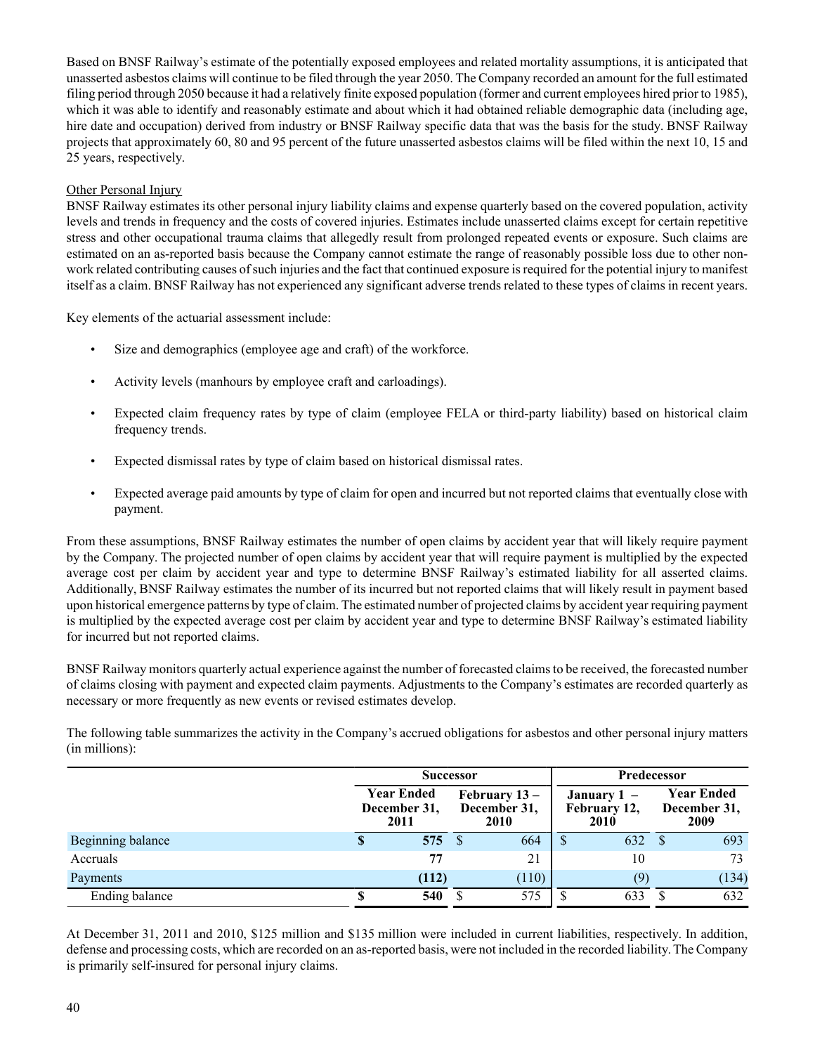Based on BNSF Railway's estimate of the potentially exposed employees and related mortality assumptions, it is anticipated that unasserted asbestos claims will continue to be filed through the year 2050. The Company recorded an amount for the full estimated filing period through 2050 because it had a relatively finite exposed population (former and current employees hired prior to 1985), which it was able to identify and reasonably estimate and about which it had obtained reliable demographic data (including age, hire date and occupation) derived from industry or BNSF Railway specific data that was the basis for the study. BNSF Railway projects that approximately 60, 80 and 95 percent of the future unasserted asbestos claims will be filed within the next 10, 15 and 25 years, respectively.

Other Personal Injury

BNSF Railway estimates its other personal injury liability claims and expense quarterly based on the covered population, activity levels and trends in frequency and the costs of covered injuries. Estimates include unasserted claims except for certain repetitive stress and other occupational trauma claims that allegedly result from prolonged repeated events or exposure. Such claims are estimated on an as-reported basis because the Company cannot estimate the range of reasonably possible loss due to other non-work related contributing causes of such injuries and the fact that continued exposure is required for the potential injury to manifest itself as a claim. BNSF Railway has not experienced any significant adverse trends related to these types of claims in recent years.

Key elements of the actuarial assessment include:

- Size and demographics (employee age and craft) of the workforce.
- Activity levels (manhours by employee craft and carloadings).
- Expected claim frequency rates by type of claim (employee FELA or third-party liability) based on historical claim frequency trends.
- Expected dismissal rates by type of claim based on historical dismissal rates.
- Expected average paid amounts by type of claim for open and incurred but not reported claims that eventually close with payment.

From these assumptions, BNSF Railway estimates the number of open claims by accident year that will likely require payment by the Company. The projected number of open claims by accident year that will require payment is multiplied by the expected average cost per claim by accident year and type to determine BNSF Railway's estimated liability for all asserted claims. Additionally, BNSF Railway estimates the number of its incurred but not reported claims that will likely result in payment based upon historical emergence patterns by type of claim. The estimated number of projected claims by accident year requiring payment is multiplied by the expected average cost per claim by accident year and type to determine BNSF Railway's estimated liability for incurred but not reported claims.

BNSF Railway monitors quarterly actual experience against the number of forecasted claims to be received, the forecasted number of claims closing with payment and expected claim payments. Adjustments to the Company's estimates are recorded quarterly as necessary or more frequently as new events or revised estimates develop.

The following table summarizes the activity in the Company's accrued obligations for asbestos and other personal injury matters (in millions):

| | Successor | | Predecessor | |
|---|---|---|---|---|
| | **Year Ended December 31, 2011** | **February 13 – December 31, 2010** | **January 1 – February 12, 2010** | **Year Ended December 31, 2009** |
| Beginning balance | **$ 575** | $ 664 | $ 632 | $ 693 |
| Accruals | **77** | 21 | 10 | 73 |
| Payments | **(112)** | (110) | (9) | (134) |
| Ending balance | **$ 540** | $ 575 | $ 633 | $ 632 |

At December 31, 2011 and 2010, $125 million and $135 million were included in current liabilities, respectively. In addition, defense and processing costs, which are recorded on an as-reported basis, were not included in the recorded liability. The Company is primarily self-insured for personal injury claims.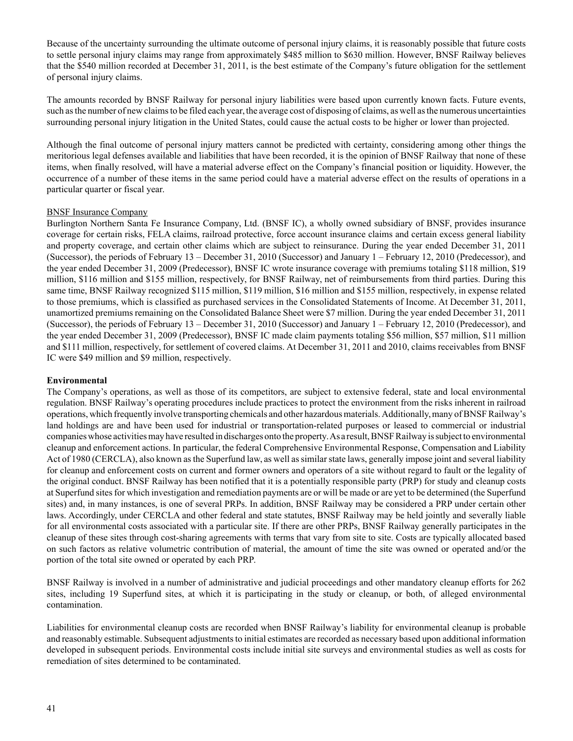Because of the uncertainty surrounding the ultimate outcome of personal injury claims, it is reasonably possible that future costs to settle personal injury claims may range from approximately $485 million to $630 million. However, BNSF Railway believes that the $540 million recorded at December 31, 2011, is the best estimate of the Company's future obligation for the settlement of personal injury claims.

The amounts recorded by BNSF Railway for personal injury liabilities were based upon currently known facts. Future events, such as the number of new claims to be filed each year, the average cost of disposing of claims, as well as the numerous uncertainties surrounding personal injury litigation in the United States, could cause the actual costs to be higher or lower than projected.

Although the final outcome of personal injury matters cannot be predicted with certainty, considering among other things the meritorious legal defenses available and liabilities that have been recorded, it is the opinion of BNSF Railway that none of these items, when finally resolved, will have a material adverse effect on the Company's financial position or liquidity. However, the occurrence of a number of these items in the same period could have a material adverse effect on the results of operations in a particular quarter or fiscal year.

BNSF Insurance Company

Burlington Northern Santa Fe Insurance Company, Ltd. (BNSF IC), a wholly owned subsidiary of BNSF, provides insurance coverage for certain risks, FELA claims, railroad protective, force account insurance claims and certain excess general liability and property coverage, and certain other claims which are subject to reinsurance. During the year ended December 31, 2011 (Successor), the periods of February 13 – December 31, 2010 (Successor) and January 1 – February 12, 2010 (Predecessor), and the year ended December 31, 2009 (Predecessor), BNSF IC wrote insurance coverage with premiums totaling $118 million, $19 million, $116 million and $155 million, respectively, for BNSF Railway, net of reimbursements from third parties. During this same time, BNSF Railway recognized $115 million, $119 million, $16 million and $155 million, respectively, in expense related to those premiums, which is classified as purchased services in the Consolidated Statements of Income. At December 31, 2011, unamortized premiums remaining on the Consolidated Balance Sheet were $7 million. During the year ended December 31, 2011 (Successor), the periods of February 13 – December 31, 2010 (Successor) and January 1 – February 12, 2010 (Predecessor), and the year ended December 31, 2009 (Predecessor), BNSF IC made claim payments totaling $56 million, $57 million, $11 million and $111 million, respectively, for settlement of covered claims. At December 31, 2011 and 2010, claims receivables from BNSF IC were $49 million and $9 million, respectively.

**Environmental**

The Company's operations, as well as those of its competitors, are subject to extensive federal, state and local environmental regulation. BNSF Railway's operating procedures include practices to protect the environment from the risks inherent in railroad operations, which frequently involve transporting chemicals and other hazardous materials. Additionally, many of BNSF Railway's land holdings are and have been used for industrial or transportation-related purposes or leased to commercial or industrial companies whose activities may have resulted in discharges onto the property. As a result, BNSF Railway is subject to environmental cleanup and enforcement actions. In particular, the federal Comprehensive Environmental Response, Compensation and Liability Act of 1980 (CERCLA), also known as the Superfund law, as well as similar state laws, generally impose joint and several liability for cleanup and enforcement costs on current and former owners and operators of a site without regard to fault or the legality of the original conduct. BNSF Railway has been notified that it is a potentially responsible party (PRP) for study and cleanup costs at Superfund sites for which investigation and remediation payments are or will be made or are yet to be determined (the Superfund sites) and, in many instances, is one of several PRPs. In addition, BNSF Railway may be considered a PRP under certain other laws. Accordingly, under CERCLA and other federal and state statutes, BNSF Railway may be held jointly and severally liable for all environmental costs associated with a particular site. If there are other PRPs, BNSF Railway generally participates in the cleanup of these sites through cost-sharing agreements with terms that vary from site to site. Costs are typically allocated based on such factors as relative volumetric contribution of material, the amount of time the site was owned or operated and/or the portion of the total site owned or operated by each PRP.

BNSF Railway is involved in a number of administrative and judicial proceedings and other mandatory cleanup efforts for 262 sites, including 19 Superfund sites, at which it is participating in the study or cleanup, or both, of alleged environmental contamination.

Liabilities for environmental cleanup costs are recorded when BNSF Railway's liability for environmental cleanup is probable and reasonably estimable. Subsequent adjustments to initial estimates are recorded as necessary based upon additional information developed in subsequent periods. Environmental costs include initial site surveys and environmental studies as well as costs for remediation of sites determined to be contaminated.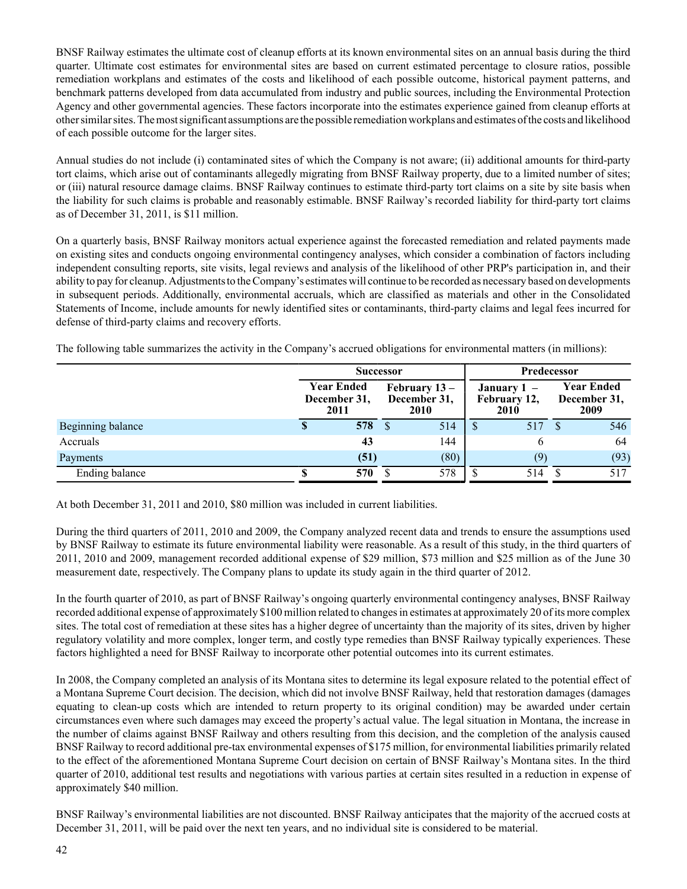BNSF Railway estimates the ultimate cost of cleanup efforts at its known environmental sites on an annual basis during the third quarter. Ultimate cost estimates for environmental sites are based on current estimated percentage to closure ratios, possible remediation workplans and estimates of the costs and likelihood of each possible outcome, historical payment patterns, and benchmark patterns developed from data accumulated from industry and public sources, including the Environmental Protection Agency and other governmental agencies. These factors incorporate into the estimates experience gained from cleanup efforts at other similar sites. The most significant assumptions are the possible remediation workplans and estimates of the costs and likelihood of each possible outcome for the larger sites.

Annual studies do not include (i) contaminated sites of which the Company is not aware; (ii) additional amounts for third-party tort claims, which arise out of contaminants allegedly migrating from BNSF Railway property, due to a limited number of sites; or (iii) natural resource damage claims. BNSF Railway continues to estimate third-party tort claims on a site by site basis when the liability for such claims is probable and reasonably estimable. BNSF Railway's recorded liability for third-party tort claims as of December 31, 2011, is $11 million.

On a quarterly basis, BNSF Railway monitors actual experience against the forecasted remediation and related payments made on existing sites and conducts ongoing environmental contingency analyses, which consider a combination of factors including independent consulting reports, site visits, legal reviews and analysis of the likelihood of other PRP's participation in, and their ability to pay for cleanup. Adjustments to the Company's estimates will continue to be recorded as necessary based on developments in subsequent periods. Additionally, environmental accruals, which are classified as materials and other in the Consolidated Statements of Income, include amounts for newly identified sites or contaminants, third-party claims and legal fees incurred for defense of third-party claims and recovery efforts.

The following table summarizes the activity in the Company's accrued obligations for environmental matters (in millions):

| | Successor | | Predecessor | |
|---|---|---|---|---|
| | Year Ended December 31, 2011 | February 13 – December 31, 2010 | January 1 – February 12, 2010 | Year Ended December 31, 2009 |
| Beginning balance | $ 578 | $ 514 | $ 517 | $ 546 |
| Accruals | 43 | 144 | 6 | 64 |
| Payments | (51) | (80) | (9) | (93) |
| Ending balance | $ 570 | $ 578 | $ 514 | $ 517 |

At both December 31, 2011 and 2010, $80 million was included in current liabilities.

During the third quarters of 2011, 2010 and 2009, the Company analyzed recent data and trends to ensure the assumptions used by BNSF Railway to estimate its future environmental liability were reasonable. As a result of this study, in the third quarters of 2011, 2010 and 2009, management recorded additional expense of $29 million, $73 million and $25 million as of the June 30 measurement date, respectively. The Company plans to update its study again in the third quarter of 2012.

In the fourth quarter of 2010, as part of BNSF Railway's ongoing quarterly environmental contingency analyses, BNSF Railway recorded additional expense of approximately $100 million related to changes in estimates at approximately 20 of its more complex sites. The total cost of remediation at these sites has a higher degree of uncertainty than the majority of its sites, driven by higher regulatory volatility and more complex, longer term, and costly type remedies than BNSF Railway typically experiences. These factors highlighted a need for BNSF Railway to incorporate other potential outcomes into its current estimates.

In 2008, the Company completed an analysis of its Montana sites to determine its legal exposure related to the potential effect of a Montana Supreme Court decision. The decision, which did not involve BNSF Railway, held that restoration damages (damages equating to clean-up costs which are intended to return property to its original condition) may be awarded under certain circumstances even where such damages may exceed the property's actual value. The legal situation in Montana, the increase in the number of claims against BNSF Railway and others resulting from this decision, and the completion of the analysis caused BNSF Railway to record additional pre-tax environmental expenses of $175 million, for environmental liabilities primarily related to the effect of the aforementioned Montana Supreme Court decision on certain of BNSF Railway's Montana sites. In the third quarter of 2010, additional test results and negotiations with various parties at certain sites resulted in a reduction in expense of approximately $40 million.

BNSF Railway's environmental liabilities are not discounted. BNSF Railway anticipates that the majority of the accrued costs at December 31, 2011, will be paid over the next ten years, and no individual site is considered to be material.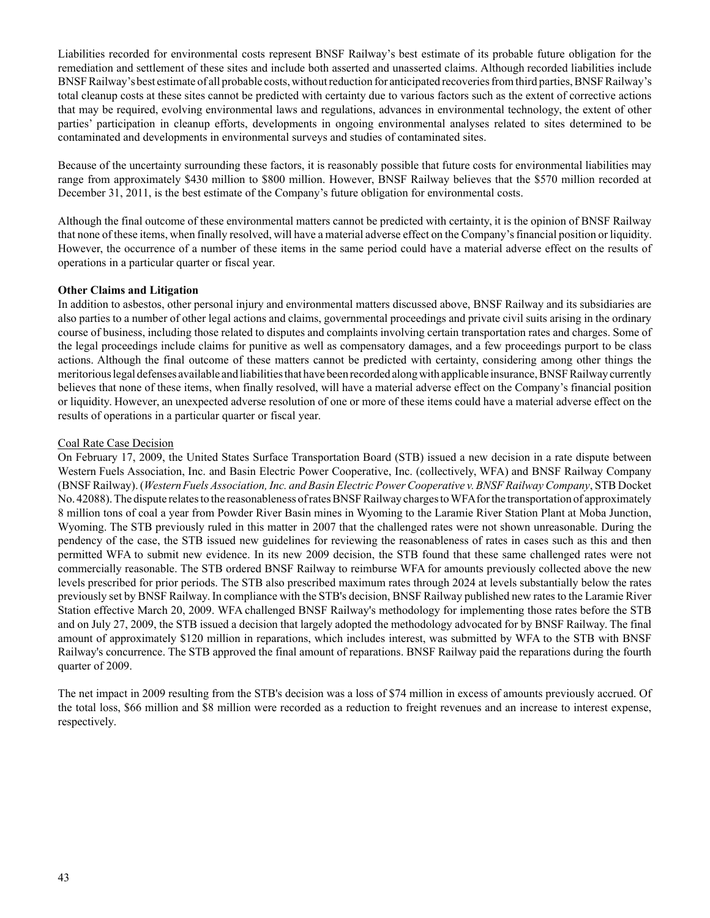Liabilities recorded for environmental costs represent BNSF Railway's best estimate of its probable future obligation for the remediation and settlement of these sites and include both asserted and unasserted claims. Although recorded liabilities include BNSF Railway's best estimate of all probable costs, without reduction for anticipated recoveries from third parties, BNSF Railway's total cleanup costs at these sites cannot be predicted with certainty due to various factors such as the extent of corrective actions that may be required, evolving environmental laws and regulations, advances in environmental technology, the extent of other parties' participation in cleanup efforts, developments in ongoing environmental analyses related to sites determined to be contaminated and developments in environmental surveys and studies of contaminated sites.

Because of the uncertainty surrounding these factors, it is reasonably possible that future costs for environmental liabilities may range from approximately $430 million to $800 million. However, BNSF Railway believes that the $570 million recorded at December 31, 2011, is the best estimate of the Company's future obligation for environmental costs.

Although the final outcome of these environmental matters cannot be predicted with certainty, it is the opinion of BNSF Railway that none of these items, when finally resolved, will have a material adverse effect on the Company's financial position or liquidity. However, the occurrence of a number of these items in the same period could have a material adverse effect on the results of operations in a particular quarter or fiscal year.

**Other Claims and Litigation**

In addition to asbestos, other personal injury and environmental matters discussed above, BNSF Railway and its subsidiaries are also parties to a number of other legal actions and claims, governmental proceedings and private civil suits arising in the ordinary course of business, including those related to disputes and complaints involving certain transportation rates and charges. Some of the legal proceedings include claims for punitive as well as compensatory damages, and a few proceedings purport to be class actions. Although the final outcome of these matters cannot be predicted with certainty, considering among other things the meritorious legal defenses available and liabilities that have been recorded along with applicable insurance, BNSF Railway currently believes that none of these items, when finally resolved, will have a material adverse effect on the Company's financial position or liquidity. However, an unexpected adverse resolution of one or more of these items could have a material adverse effect on the results of operations in a particular quarter or fiscal year.

Coal Rate Case Decision

On February 17, 2009, the United States Surface Transportation Board (STB) issued a new decision in a rate dispute between Western Fuels Association, Inc. and Basin Electric Power Cooperative, Inc. (collectively, WFA) and BNSF Railway Company (BNSF Railway). (*Western Fuels Association, Inc. and Basin Electric Power Cooperative v. BNSF Railway Company*, STB Docket No. 42088). The dispute relates to the reasonableness of rates BNSF Railway charges to WFA for the transportation of approximately 8 million tons of coal a year from Powder River Basin mines in Wyoming to the Laramie River Station Plant at Moba Junction, Wyoming. The STB previously ruled in this matter in 2007 that the challenged rates were not shown unreasonable. During the pendency of the case, the STB issued new guidelines for reviewing the reasonableness of rates in cases such as this and then permitted WFA to submit new evidence. In its new 2009 decision, the STB found that these same challenged rates were not commercially reasonable. The STB ordered BNSF Railway to reimburse WFA for amounts previously collected above the new levels prescribed for prior periods. The STB also prescribed maximum rates through 2024 at levels substantially below the rates previously set by BNSF Railway. In compliance with the STB's decision, BNSF Railway published new rates to the Laramie River Station effective March 20, 2009. WFA challenged BNSF Railway's methodology for implementing those rates before the STB and on July 27, 2009, the STB issued a decision that largely adopted the methodology advocated for by BNSF Railway. The final amount of approximately $120 million in reparations, which includes interest, was submitted by WFA to the STB with BNSF Railway's concurrence. The STB approved the final amount of reparations. BNSF Railway paid the reparations during the fourth quarter of 2009.

The net impact in 2009 resulting from the STB's decision was a loss of $74 million in excess of amounts previously accrued. Of the total loss, $66 million and $8 million were recorded as a reduction to freight revenues and an increase to interest expense, respectively.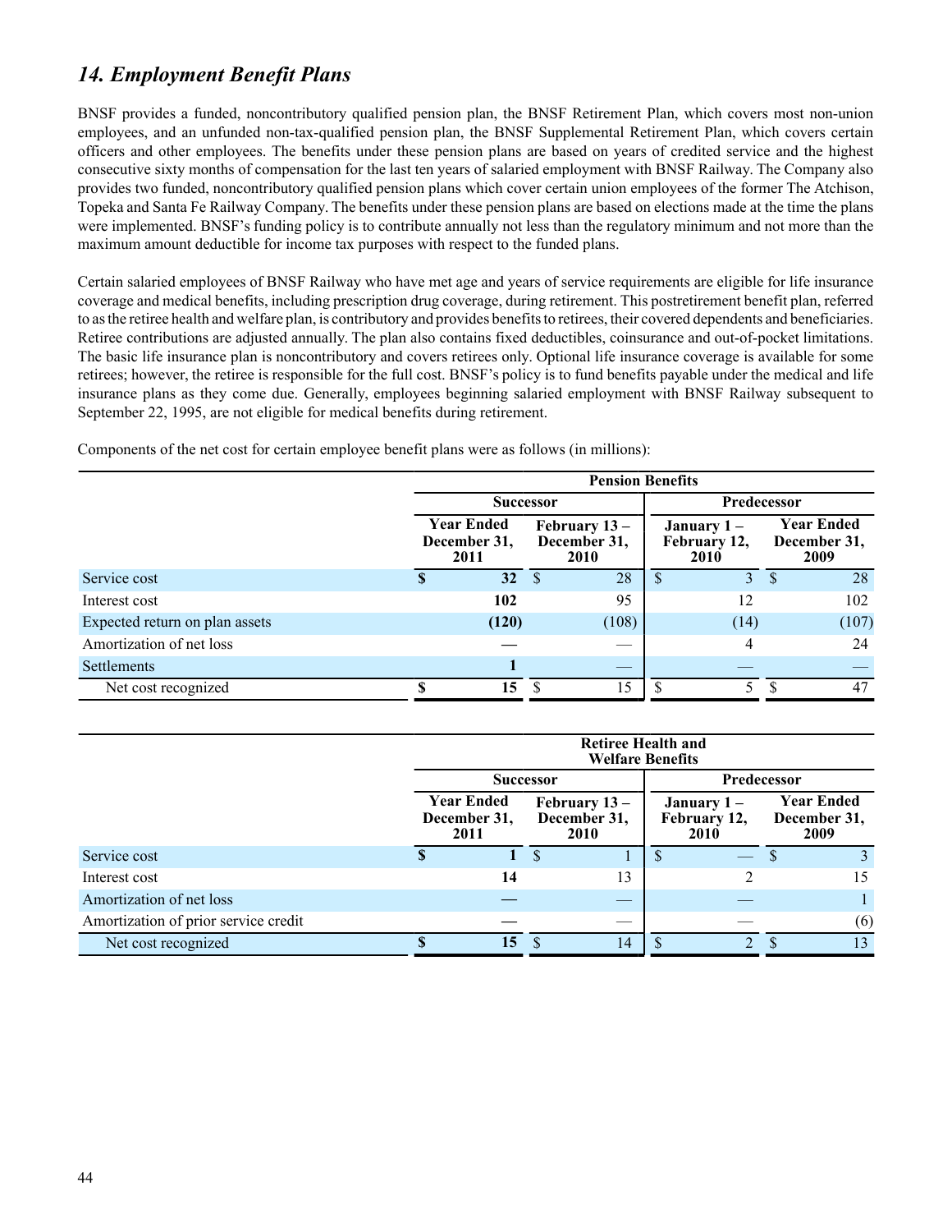## *14. Employment Benefit Plans*

BNSF provides a funded, noncontributory qualified pension plan, the BNSF Retirement Plan, which covers most non-union employees, and an unfunded non-tax-qualified pension plan, the BNSF Supplemental Retirement Plan, which covers certain officers and other employees. The benefits under these pension plans are based on years of credited service and the highest consecutive sixty months of compensation for the last ten years of salaried employment with BNSF Railway. The Company also provides two funded, noncontributory qualified pension plans which cover certain union employees of the former The Atchison, Topeka and Santa Fe Railway Company. The benefits under these pension plans are based on elections made at the time the plans were implemented. BNSF's funding policy is to contribute annually not less than the regulatory minimum and not more than the maximum amount deductible for income tax purposes with respect to the funded plans.

Certain salaried employees of BNSF Railway who have met age and years of service requirements are eligible for life insurance coverage and medical benefits, including prescription drug coverage, during retirement. This postretirement benefit plan, referred to as the retiree health and welfare plan, is contributory and provides benefits to retirees, their covered dependents and beneficiaries. Retiree contributions are adjusted annually. The plan also contains fixed deductibles, coinsurance and out-of-pocket limitations. The basic life insurance plan is noncontributory and covers retirees only. Optional life insurance coverage is available for some retirees; however, the retiree is responsible for the full cost. BNSF's policy is to fund benefits payable under the medical and life insurance plans as they come due. Generally, employees beginning salaried employment with BNSF Railway subsequent to September 22, 1995, are not eligible for medical benefits during retirement.

Components of the net cost for certain employee benefit plans were as follows (in millions):

| | Pension Benefits | | | |
|---|---|---|---|---|
| | Successor | | Predecessor | |
| | Year Ended December 31, 2011 | February 13 – December 31, 2010 | January 1 – February 12, 2010 | Year Ended December 31, 2009 |
| Service cost | **$ 32** | $ 28 | $ 3 | $ 28 |
| Interest cost | **102** | 95 | 12 | 102 |
| Expected return on plan assets | **(120)** | (108) | (14) | (107) |
| Amortization of net loss | **—** | — | 4 | 24 |
| Settlements | **1** | — | — | — |
| Net cost recognized | **$ 15** | $ 15 | $ 5 | $ 47 |

| | Retiree Health and Welfare Benefits | | | |
|---|---|---|---|---|
| | Successor | | Predecessor | |
| | Year Ended December 31, 2011 | February 13 – December 31, 2010 | January 1 – February 12, 2010 | Year Ended December 31, 2009 |
| Service cost | **$ 1** | $ 1 | $ — | $ 3 |
| Interest cost | **14** | 13 | 2 | 15 |
| Amortization of net loss | **—** | — | — | 1 |
| Amortization of prior service credit | **—** | — | — | (6) |
| Net cost recognized | **$ 15** | $ 14 | $ 2 | $ 13 |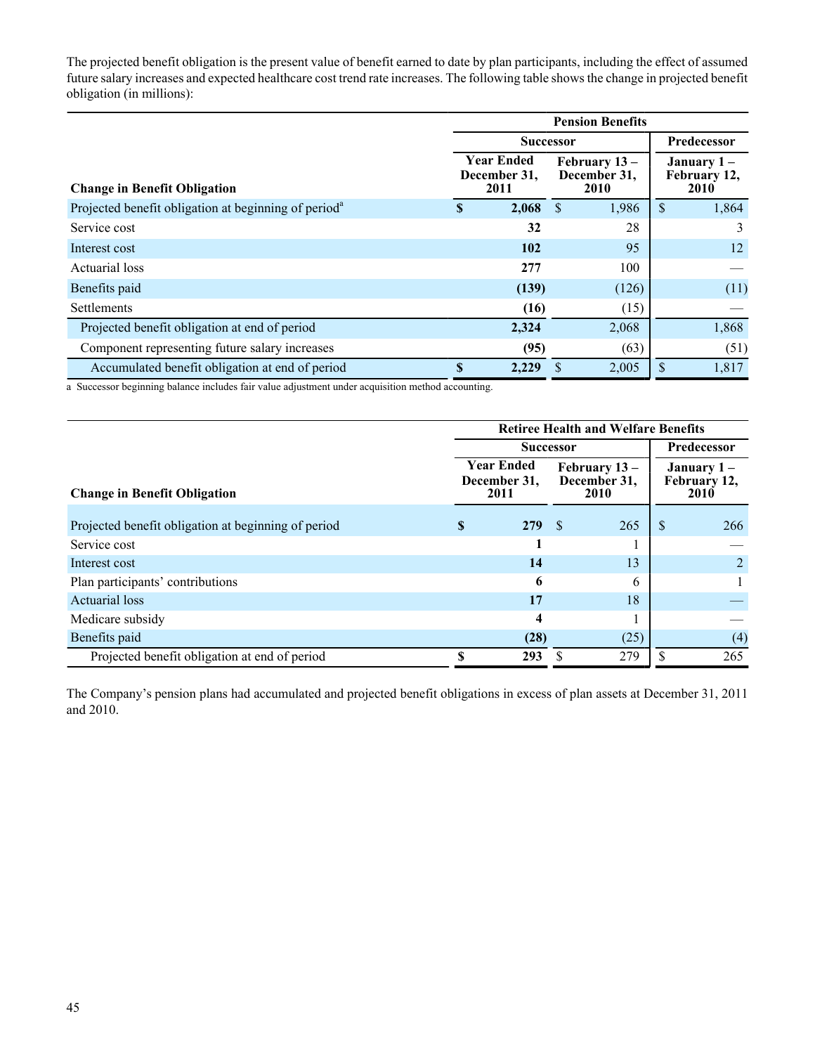The projected benefit obligation is the present value of benefit earned to date by plan participants, including the effect of assumed future salary increases and expected healthcare cost trend rate increases. The following table shows the change in projected benefit obligation (in millions):

| | Pension Benefits | | |
|---|---|---|---|
| | Successor | | Predecessor |
| Change in Benefit Obligation | Year Ended December 31, 2011 | February 13 – December 31, 2010 | January 1 – February 12, 2010 |
| Projected benefit obligation at beginning of period[a] | **$ 2,068** | $ 1,986 | $ 1,864 |
| Service cost | **32** | 28 | 3 |
| Interest cost | **102** | 95 | 12 |
| Actuarial loss | **277** | 100 | — |
| Benefits paid | **(139)** | (126) | (11) |
| Settlements | **(16)** | (15) | — |
| Projected benefit obligation at end of period | **2,324** | 2,068 | 1,868 |
| Component representing future salary increases | **(95)** | (63) | (51) |
| Accumulated benefit obligation at end of period | **$ 2,229** | $ 2,005 | $ 1,817 |

a Successor beginning balance includes fair value adjustment under acquisition method accounting.

| | Retiree Health and Welfare Benefits | | |
|---|---|---|---|
| | Successor | | Predecessor |
| Change in Benefit Obligation | Year Ended December 31, 2011 | February 13 – December 31, 2010 | January 1 – February 12, 2010 |
| Projected benefit obligation at beginning of period | **$ 279** | $ 265 | $ 266 |
| Service cost | **1** | 1 | — |
| Interest cost | **14** | 13 | 2 |
| Plan participants' contributions | **6** | 6 | 1 |
| Actuarial loss | **17** | 18 | — |
| Medicare subsidy | **4** | 1 | — |
| Benefits paid | **(28)** | (25) | (4) |
| Projected benefit obligation at end of period | **$ 293** | $ 279 | $ 265 |

The Company's pension plans had accumulated and projected benefit obligations in excess of plan assets at December 31, 2011 and 2010.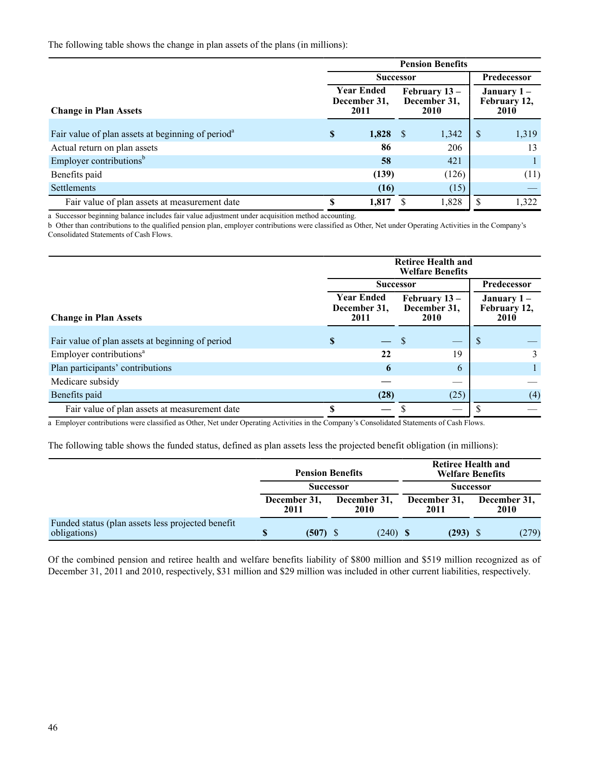The following table shows the change in plan assets of the plans (in millions):

| | Pension Benefits | | |
|---|---|---|---|
| | Successor | | Predecessor |
| Change in Plan Assets | Year Ended December 31, 2011 | February 13 – December 31, 2010 | January 1 – February 12, 2010 |
| Fair value of plan assets at beginning of period[a] | **$ 1,828** | $ 1,342 | $ 1,319 |
| Actual return on plan assets | **86** | 206 | 13 |
| Employer contributions[b] | **58** | 421 | 1 |
| Benefits paid | **(139)** | (126) | (11) |
| Settlements | **(16)** | (15) | — |
| Fair value of plan assets at measurement date | **$ 1,817** | $ 1,828 | $ 1,322 |

a Successor beginning balance includes fair value adjustment under acquisition method accounting.
b Other than contributions to the qualified pension plan, employer contributions were classified as Other, Net under Operating Activities in the Company's Consolidated Statements of Cash Flows.

| | Retiree Health and Welfare Benefits | | |
|---|---|---|---|
| | Successor | | Predecessor |
| Change in Plan Assets | Year Ended December 31, 2011 | February 13 – December 31, 2010 | January 1 – February 12, 2010 |
| Fair value of plan assets at beginning of period | **$ —** | $ — | $ — |
| Employer contributions[a] | **22** | 19 | 3 |
| Plan participants' contributions | **6** | 6 | 1 |
| Medicare subsidy | **—** | — | — |
| Benefits paid | **(28)** | (25) | (4) |
| Fair value of plan assets at measurement date | **$ —** | $ — | $ — |

a Employer contributions were classified as Other, Net under Operating Activities in the Company's Consolidated Statements of Cash Flows.

The following table shows the funded status, defined as plan assets less the projected benefit obligation (in millions):

| | Pension Benefits | | Retiree Health and Welfare Benefits | |
|---|---|---|---|---|
| | Successor | | Successor | |
| | December 31, 2011 | December 31, 2010 | December 31, 2011 | December 31, 2010 |
| Funded status (plan assets less projected benefit obligations) | **$ (507)** | $ (240) | **$ (293)** | $ (279) |

Of the combined pension and retiree health and welfare benefits liability of $800 million and $519 million recognized as of December 31, 2011 and 2010, respectively, $31 million and $29 million was included in other current liabilities, respectively.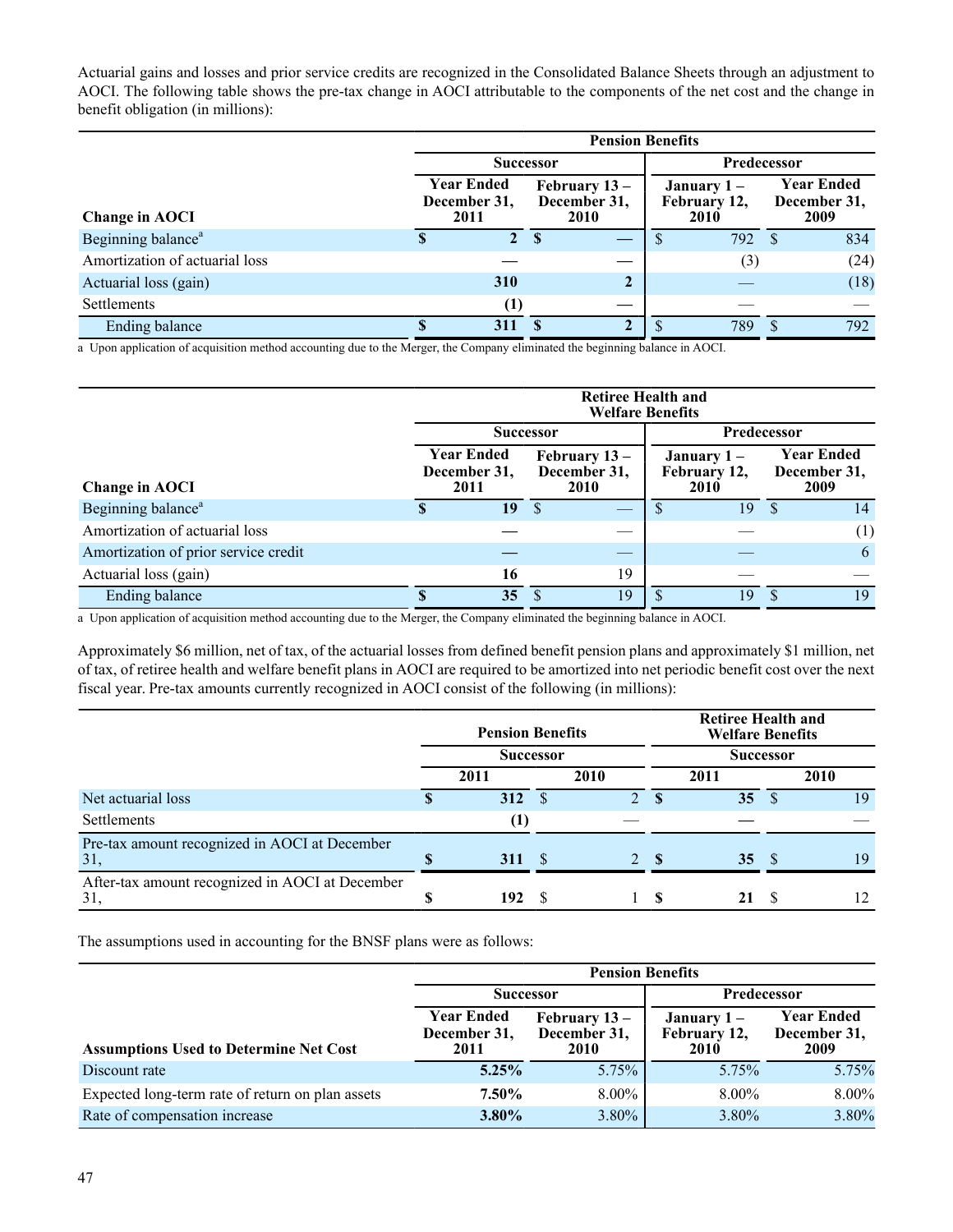Actuarial gains and losses and prior service credits are recognized in the Consolidated Balance Sheets through an adjustment to AOCI. The following table shows the pre-tax change in AOCI attributable to the components of the net cost and the change in benefit obligation (in millions):

| | Pension Benefits | | | |
|---|---|---|---|---|
| | Successor | | Predecessor | |
| Change in AOCI | Year Ended December 31, 2011 | February 13 – December 31, 2010 | January 1 – February 12, 2010 | Year Ended December 31, 2009 |
| Beginning balance[a] | $ 2 | $ — | $ 792 | $ 834 |
| Amortization of actuarial loss | — | — | (3) | (24) |
| Actuarial loss (gain) | 310 | 2 | — | (18) |
| Settlements | (1) | — | — | — |
| Ending balance | $ 311 | $ 2 | $ 789 | $ 792 |

a Upon application of acquisition method accounting due to the Merger, the Company eliminated the beginning balance in AOCI.

| | Retiree Health and Welfare Benefits | | | |
|---|---|---|---|---|
| | Successor | | Predecessor | |
| Change in AOCI | Year Ended December 31, 2011 | February 13 – December 31, 2010 | January 1 – February 12, 2010 | Year Ended December 31, 2009 |
| Beginning balance[a] | $ 19 | $ — | $ 19 | $ 14 |
| Amortization of actuarial loss | — | — | — | (1) |
| Amortization of prior service credit | — | — | — | 6 |
| Actuarial loss (gain) | 16 | 19 | — | — |
| Ending balance | $ 35 | $ 19 | $ 19 | $ 19 |

a Upon application of acquisition method accounting due to the Merger, the Company eliminated the beginning balance in AOCI.

Approximately $6 million, net of tax, of the actuarial losses from defined benefit pension plans and approximately $1 million, net of tax, of retiree health and welfare benefit plans in AOCI are required to be amortized into net periodic benefit cost over the next fiscal year. Pre-tax amounts currently recognized in AOCI consist of the following (in millions):

| | Pension Benefits | | Retiree Health and Welfare Benefits | |
|---|---|---|---|---|
| | Successor | | Successor | |
| | 2011 | 2010 | 2011 | 2010 |
| Net actuarial loss | $ 312 | $ 2 | $ 35 | $ 19 |
| Settlements | (1) | — | — | — |
| Pre-tax amount recognized in AOCI at December 31, | $ 311 | $ 2 | $ 35 | $ 19 |
| After-tax amount recognized in AOCI at December 31, | $ 192 | $ 1 | $ 21 | $ 12 |

The assumptions used in accounting for the BNSF plans were as follows:

| | Pension Benefits | | | |
|---|---|---|---|---|
| | Successor | | Predecessor | |
| Assumptions Used to Determine Net Cost | Year Ended December 31, 2011 | February 13 – December 31, 2010 | January 1 – February 12, 2010 | Year Ended December 31, 2009 |
| Discount rate | 5.25% | 5.75% | 5.75% | 5.75% |
| Expected long-term rate of return on plan assets | 7.50% | 8.00% | 8.00% | 8.00% |
| Rate of compensation increase | 3.80% | 3.80% | 3.80% | 3.80% |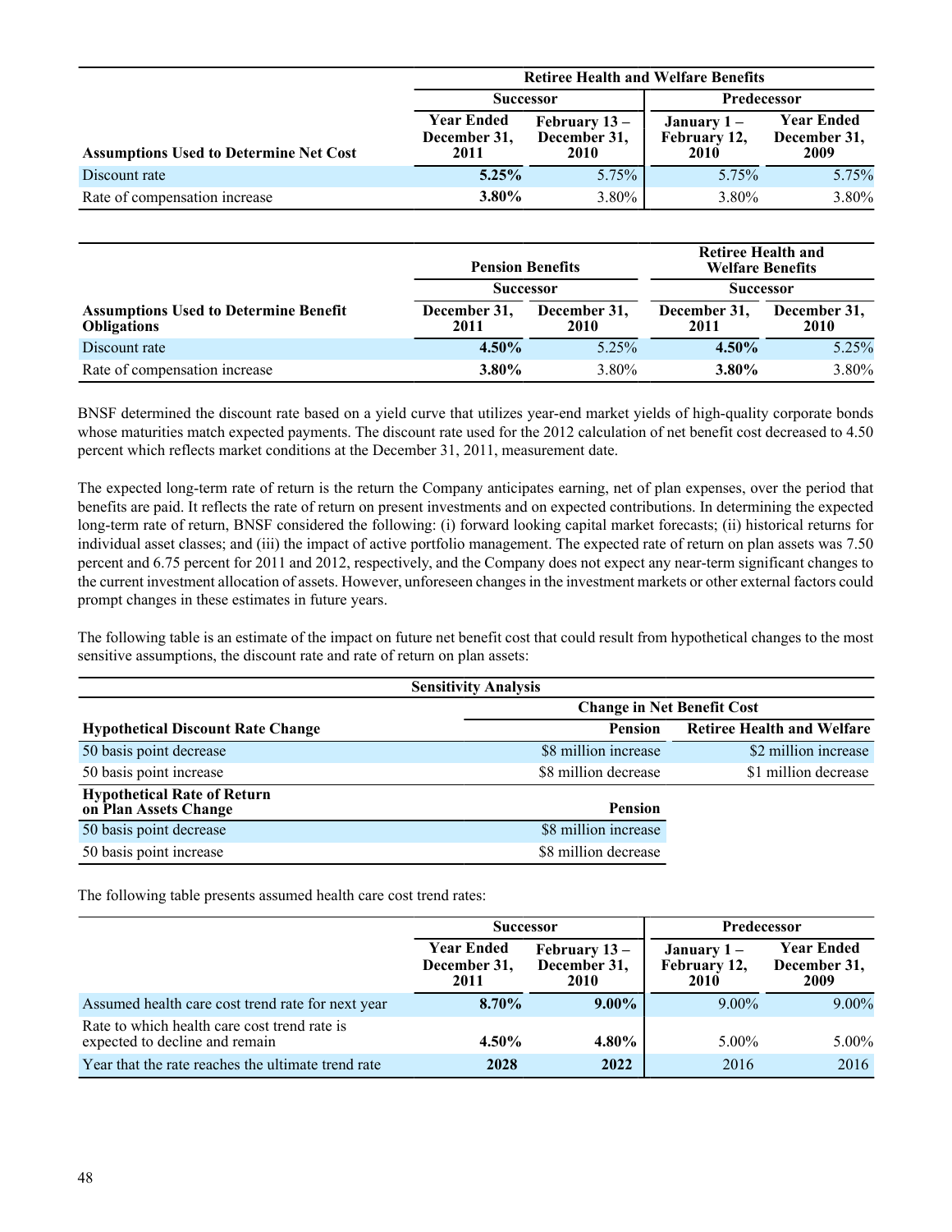| Assumptions Used to Determine Net Cost | Retiree Health and Welfare Benefits | | | |
|---|---|---|---|---|
| | Successor | | Predecessor | |
| | Year Ended December 31, 2011 | February 13 – December 31, 2010 | January 1 – February 12, 2010 | Year Ended December 31, 2009 |
| Discount rate | **5.25%** | 5.75% | 5.75% | 5.75% |
| Rate of compensation increase | **3.80%** | 3.80% | 3.80% | 3.80% |

| Assumptions Used to Determine Benefit Obligations | Pension Benefits | | Retiree Health and Welfare Benefits | |
|---|---|---|---|---|
| | Successor | | Successor | |
| | December 31, 2011 | December 31, 2010 | December 31, 2011 | December 31, 2010 |
| Discount rate | **4.50%** | 5.25% | **4.50%** | 5.25% |
| Rate of compensation increase | **3.80%** | 3.80% | **3.80%** | 3.80% |

BNSF determined the discount rate based on a yield curve that utilizes year-end market yields of high-quality corporate bonds whose maturities match expected payments. The discount rate used for the 2012 calculation of net benefit cost decreased to 4.50 percent which reflects market conditions at the December 31, 2011, measurement date.

The expected long-term rate of return is the return the Company anticipates earning, net of plan expenses, over the period that benefits are paid. It reflects the rate of return on present investments and on expected contributions. In determining the expected long-term rate of return, BNSF considered the following: (i) forward looking capital market forecasts; (ii) historical returns for individual asset classes; and (iii) the impact of active portfolio management. The expected rate of return on plan assets was 7.50 percent and 6.75 percent for 2011 and 2012, respectively, and the Company does not expect any near-term significant changes to the current investment allocation of assets. However, unforeseen changes in the investment markets or other external factors could prompt changes in these estimates in future years.

The following table is an estimate of the impact on future net benefit cost that could result from hypothetical changes to the most sensitive assumptions, the discount rate and rate of return on plan assets:

| Sensitivity Analysis | | |
|---|---|---|
| | Change in Net Benefit Cost | |
| **Hypothetical Discount Rate Change** | **Pension** | **Retiree Health and Welfare** |
| 50 basis point decrease | $8 million increase | $2 million increase |
| 50 basis point increase | $8 million decrease | $1 million decrease |
| **Hypothetical Rate of Return on Plan Assets Change** | **Pension** | |
| 50 basis point decrease | $8 million increase | |
| 50 basis point increase | $8 million decrease | |

The following table presents assumed health care cost trend rates:

| | Successor | | Predecessor | |
|---|---|---|---|---|
| | Year Ended December 31, 2011 | February 13 – December 31, 2010 | January 1 – February 12, 2010 | Year Ended December 31, 2009 |
| Assumed health care cost trend rate for next year | **8.70%** | **9.00%** | 9.00% | 9.00% |
| Rate to which health care cost trend rate is expected to decline and remain | **4.50%** | **4.80%** | 5.00% | 5.00% |
| Year that the rate reaches the ultimate trend rate | **2028** | **2022** | 2016 | 2016 |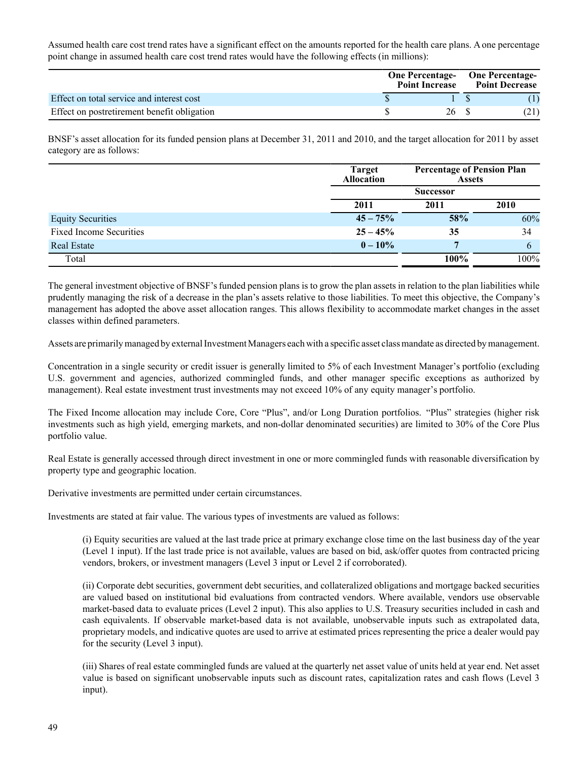Assumed health care cost trend rates have a significant effect on the amounts reported for the health care plans. A one percentage point change in assumed health care cost trend rates would have the following effects (in millions):

| | One Percentage-Point Increase | One Percentage-Point Decrease |
|---|---|---|
| Effect on total service and interest cost | $ 1 | $ (1) |
| Effect on postretirement benefit obligation | $ 26 | $ (21) |

BNSF's asset allocation for its funded pension plans at December 31, 2011 and 2010, and the target allocation for 2011 by asset category are as follows:

| | Target Allocation | Percentage of Pension Plan Assets | |
|---|---|---|---|
| | | Successor | |
| | **2011** | **2011** | **2010** |
| Equity Securities | **45 – 75%** | **58%** | 60% |
| Fixed Income Securities | **25 – 45%** | **35** | 34 |
| Real Estate | **0 – 10%** | **7** | 6 |
| Total | | **100%** | 100% |

The general investment objective of BNSF's funded pension plans is to grow the plan assets in relation to the plan liabilities while prudently managing the risk of a decrease in the plan's assets relative to those liabilities. To meet this objective, the Company's management has adopted the above asset allocation ranges. This allows flexibility to accommodate market changes in the asset classes within defined parameters.

Assets are primarily managed by external Investment Managers each with a specific asset class mandate as directed by management.

Concentration in a single security or credit issuer is generally limited to 5% of each Investment Manager's portfolio (excluding U.S. government and agencies, authorized commingled funds, and other manager specific exceptions as authorized by management). Real estate investment trust investments may not exceed 10% of any equity manager's portfolio.

The Fixed Income allocation may include Core, Core "Plus", and/or Long Duration portfolios. "Plus" strategies (higher risk investments such as high yield, emerging markets, and non-dollar denominated securities) are limited to 30% of the Core Plus portfolio value.

Real Estate is generally accessed through direct investment in one or more commingled funds with reasonable diversification by property type and geographic location.

Derivative investments are permitted under certain circumstances.

Investments are stated at fair value. The various types of investments are valued as follows:

(i) Equity securities are valued at the last trade price at primary exchange close time on the last business day of the year (Level 1 input). If the last trade price is not available, values are based on bid, ask/offer quotes from contracted pricing vendors, brokers, or investment managers (Level 3 input or Level 2 if corroborated).

(ii) Corporate debt securities, government debt securities, and collateralized obligations and mortgage backed securities are valued based on institutional bid evaluations from contracted vendors. Where available, vendors use observable market-based data to evaluate prices (Level 2 input). This also applies to U.S. Treasury securities included in cash and cash equivalents. If observable market-based data is not available, unobservable inputs such as extrapolated data, proprietary models, and indicative quotes are used to arrive at estimated prices representing the price a dealer would pay for the security (Level 3 input).

(iii) Shares of real estate commingled funds are valued at the quarterly net asset value of units held at year end. Net asset value is based on significant unobservable inputs such as discount rates, capitalization rates and cash flows (Level 3 input).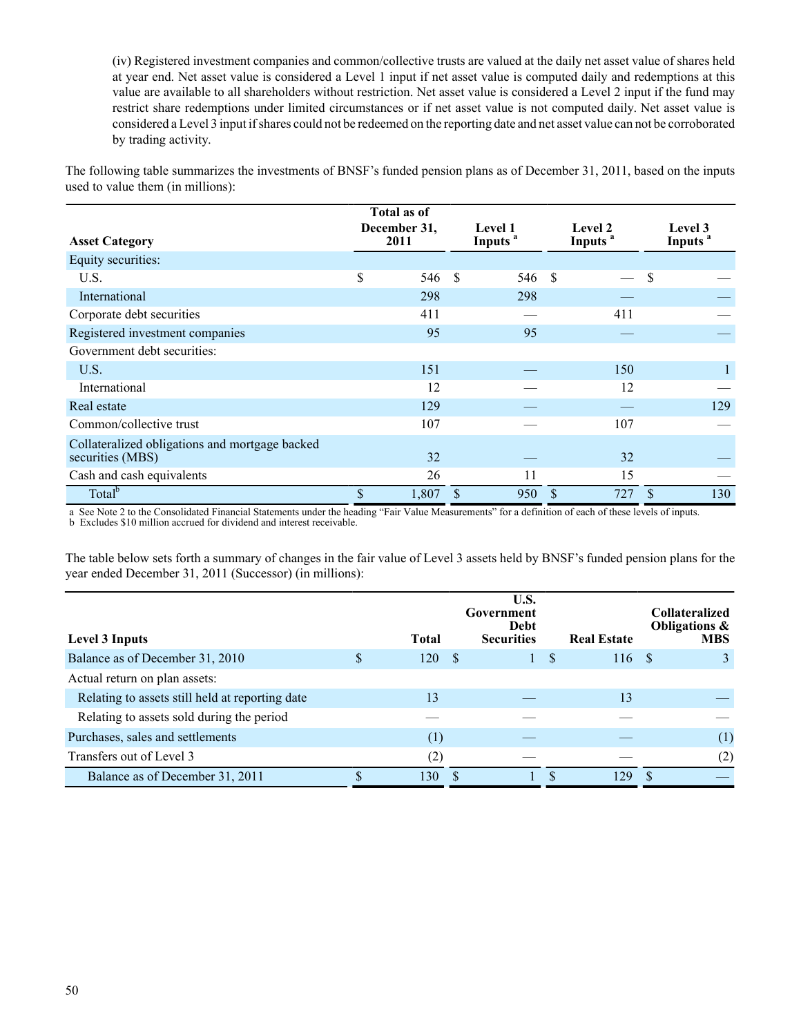(iv) Registered investment companies and common/collective trusts are valued at the daily net asset value of shares held at year end. Net asset value is considered a Level 1 input if net asset value is computed daily and redemptions at this value are available to all shareholders without restriction. Net asset value is considered a Level 2 input if the fund may restrict share redemptions under limited circumstances or if net asset value is not computed daily. Net asset value is considered a Level 3 input if shares could not be redeemed on the reporting date and net asset value can not be corroborated by trading activity.

The following table summarizes the investments of BNSF's funded pension plans as of December 31, 2011, based on the inputs used to value them (in millions):

| Asset Category | Total as of December 31, 2011 | Level 1 Inputs [a] | Level 2 Inputs [a] | Level 3 Inputs [a] |
|---|---|---|---|---|
| Equity securities: | | | | |
| U.S. | $ 546 | $ 546 | $ — | $ — |
| International | 298 | 298 | — | — |
| Corporate debt securities | 411 | — | 411 | — |
| Registered investment companies | 95 | 95 | — | — |
| Government debt securities: | | | | |
| U.S. | 151 | — | 150 | 1 |
| International | 12 | — | 12 | — |
| Real estate | 129 | — | — | 129 |
| Common/collective trust | 107 | — | 107 | — |
| Collateralized obligations and mortgage backed securities (MBS) | 32 | — | 32 | — |
| Cash and cash equivalents | 26 | 11 | 15 | — |
| Total[b] | $ 1,807 | $ 950 | $ 727 | $ 130 |

a See Note 2 to the Consolidated Financial Statements under the heading "Fair Value Measurements" for a definition of each of these levels of inputs.
b Excludes $10 million accrued for dividend and interest receivable.

The table below sets forth a summary of changes in the fair value of Level 3 assets held by BNSF's funded pension plans for the year ended December 31, 2011 (Successor) (in millions):

| Level 3 Inputs | Total | U.S. Government Debt Securities | Real Estate | Collateralized Obligations & MBS |
|---|---|---|---|---|
| Balance as of December 31, 2010 | $ 120 | $ 1 | $ 116 | $ 3 |
| Actual return on plan assets: | | | | |
| Relating to assets still held at reporting date | 13 | — | 13 | — |
| Relating to assets sold during the period | — | — | — | — |
| Purchases, sales and settlements | (1) | — | — | (1) |
| Transfers out of Level 3 | (2) | — | — | (2) |
| Balance as of December 31, 2011 | $ 130 | $ 1 | $ 129 | $ — |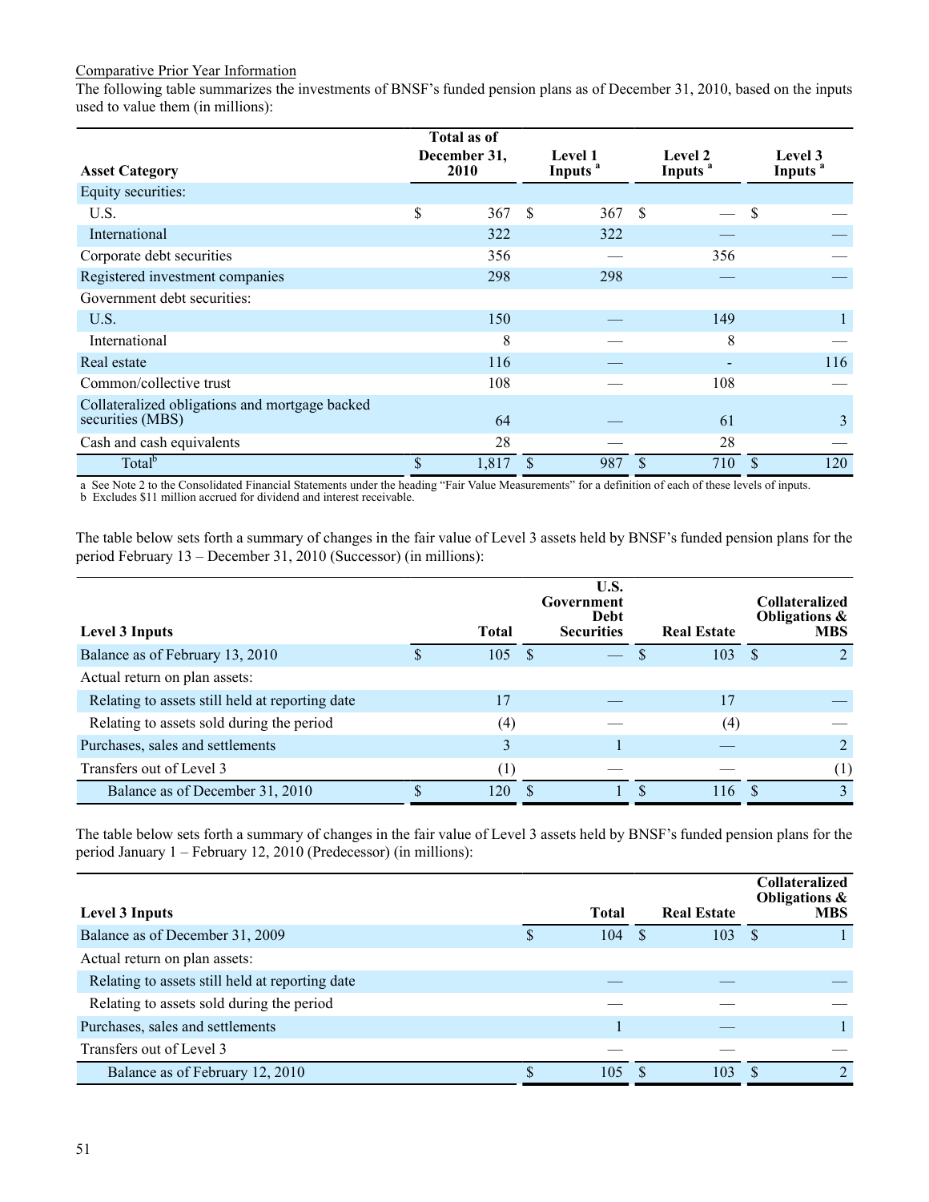Comparative Prior Year Information

The following table summarizes the investments of BNSF's funded pension plans as of December 31, 2010, based on the inputs used to value them (in millions):

| Asset Category | Total as of December 31, 2010 | Level 1 Inputs [a] | Level 2 Inputs [a] | Level 3 Inputs [a] |
|---|---|---|---|---|
| Equity securities: | | | | |
| U.S. | $ 367 | $ 367 | $ — | $ — |
| International | 322 | 322 | — | — |
| Corporate debt securities | 356 | — | 356 | — |
| Registered investment companies | 298 | 298 | — | — |
| Government debt securities: | | | | |
| U.S. | 150 | — | 149 | 1 |
| International | 8 | — | 8 | — |
| Real estate | 116 | — | - | 116 |
| Common/collective trust | 108 | — | 108 | — |
| Collateralized obligations and mortgage backed securities (MBS) | 64 | — | 61 | 3 |
| Cash and cash equivalents | 28 | — | 28 | — |
| Total[b] | $ 1,817 | $ 987 | $ 710 | $ 120 |

a See Note 2 to the Consolidated Financial Statements under the heading "Fair Value Measurements" for a definition of each of these levels of inputs.
b Excludes $11 million accrued for dividend and interest receivable.

The table below sets forth a summary of changes in the fair value of Level 3 assets held by BNSF's funded pension plans for the period February 13 – December 31, 2010 (Successor) (in millions):

| Level 3 Inputs | Total | U.S. Government Debt Securities | Real Estate | Collateralized Obligations & MBS |
|---|---|---|---|---|
| Balance as of February 13, 2010 | $ 105 | $ — | $ 103 | $ 2 |
| Actual return on plan assets: | | | | |
| Relating to assets still held at reporting date | 17 | — | 17 | — |
| Relating to assets sold during the period | (4) | — | (4) | — |
| Purchases, sales and settlements | 3 | 1 | — | 2 |
| Transfers out of Level 3 | (1) | — | — | (1) |
| Balance as of December 31, 2010 | $ 120 | $ 1 | $ 116 | $ 3 |

The table below sets forth a summary of changes in the fair value of Level 3 assets held by BNSF's funded pension plans for the period January 1 – February 12, 2010 (Predecessor) (in millions):

| Level 3 Inputs | Total | Real Estate | Collateralized Obligations & MBS |
|---|---|---|---|
| Balance as of December 31, 2009 | $ 104 | $ 103 | $ 1 |
| Actual return on plan assets: | | | |
| Relating to assets still held at reporting date | — | — | — |
| Relating to assets sold during the period | — | — | — |
| Purchases, sales and settlements | 1 | — | 1 |
| Transfers out of Level 3 | — | — | — |
| Balance as of February 12, 2010 | $ 105 | $ 103 | $ 2 |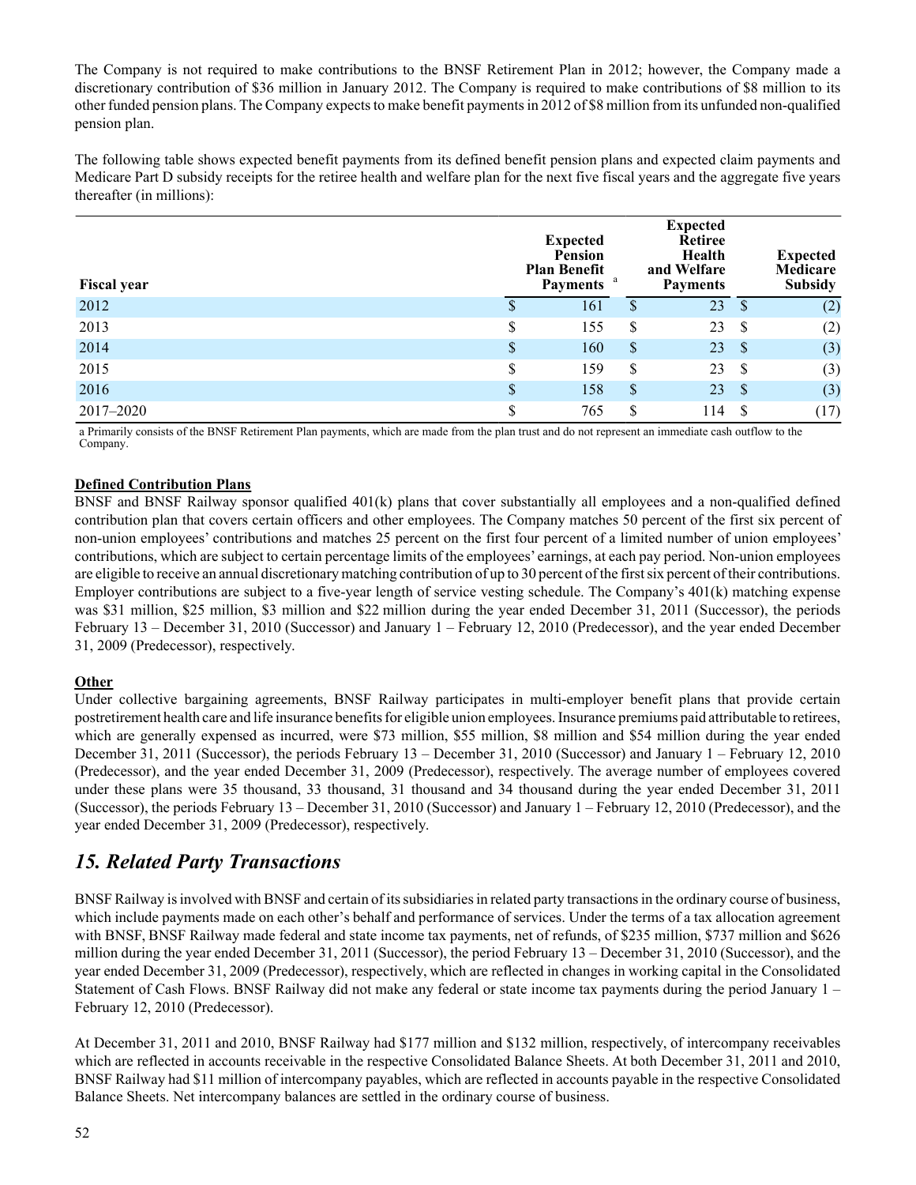The Company is not required to make contributions to the BNSF Retirement Plan in 2012; however, the Company made a discretionary contribution of $36 million in January 2012. The Company is required to make contributions of $8 million to its other funded pension plans. The Company expects to make benefit payments in 2012 of $8 million from its unfunded non-qualified pension plan.

The following table shows expected benefit payments from its defined benefit pension plans and expected claim payments and Medicare Part D subsidy receipts for the retiree health and welfare plan for the next five fiscal years and the aggregate five years thereafter (in millions):

| Fiscal year | Expected Pension Plan Benefit Payments [a] | Expected Retiree Health and Welfare Payments | Expected Medicare Subsidy |
|---|---|---|---|
| 2012 | $ 161 | $ 23 | $ (2) |
| 2013 | $ 155 | $ 23 | $ (2) |
| 2014 | $ 160 | $ 23 | $ (3) |
| 2015 | $ 159 | $ 23 | $ (3) |
| 2016 | $ 158 | $ 23 | $ (3) |
| 2017–2020 | $ 765 | $ 114 | $ (17) |

a Primarily consists of the BNSF Retirement Plan payments, which are made from the plan trust and do not represent an immediate cash outflow to the Company.

**Defined Contribution Plans**

BNSF and BNSF Railway sponsor qualified 401(k) plans that cover substantially all employees and a non-qualified defined contribution plan that covers certain officers and other employees. The Company matches 50 percent of the first six percent of non-union employees' contributions and matches 25 percent on the first four percent of a limited number of union employees' contributions, which are subject to certain percentage limits of the employees' earnings, at each pay period. Non-union employees are eligible to receive an annual discretionary matching contribution of up to 30 percent of the first six percent of their contributions. Employer contributions are subject to a five-year length of service vesting schedule. The Company's 401(k) matching expense was $31 million, $25 million, $3 million and $22 million during the year ended December 31, 2011 (Successor), the periods February 13 – December 31, 2010 (Successor) and January 1 – February 12, 2010 (Predecessor), and the year ended December 31, 2009 (Predecessor), respectively.

**Other**

Under collective bargaining agreements, BNSF Railway participates in multi-employer benefit plans that provide certain postretirement health care and life insurance benefits for eligible union employees. Insurance premiums paid attributable to retirees, which are generally expensed as incurred, were $73 million, $55 million, $8 million and $54 million during the year ended December 31, 2011 (Successor), the periods February 13 – December 31, 2010 (Successor) and January 1 – February 12, 2010 (Predecessor), and the year ended December 31, 2009 (Predecessor), respectively. The average number of employees covered under these plans were 35 thousand, 33 thousand, 31 thousand and 34 thousand during the year ended December 31, 2011 (Successor), the periods February 13 – December 31, 2010 (Successor) and January 1 – February 12, 2010 (Predecessor), and the year ended December 31, 2009 (Predecessor), respectively.

## *15. Related Party Transactions*

BNSF Railway is involved with BNSF and certain of its subsidiaries in related party transactions in the ordinary course of business, which include payments made on each other's behalf and performance of services. Under the terms of a tax allocation agreement with BNSF, BNSF Railway made federal and state income tax payments, net of refunds, of $235 million, $737 million and $626 million during the year ended December 31, 2011 (Successor), the period February 13 – December 31, 2010 (Successor), and the year ended December 31, 2009 (Predecessor), respectively, which are reflected in changes in working capital in the Consolidated Statement of Cash Flows. BNSF Railway did not make any federal or state income tax payments during the period January 1 – February 12, 2010 (Predecessor).

At December 31, 2011 and 2010, BNSF Railway had $177 million and $132 million, respectively, of intercompany receivables which are reflected in accounts receivable in the respective Consolidated Balance Sheets. At both December 31, 2011 and 2010, BNSF Railway had $11 million of intercompany payables, which are reflected in accounts payable in the respective Consolidated Balance Sheets. Net intercompany balances are settled in the ordinary course of business.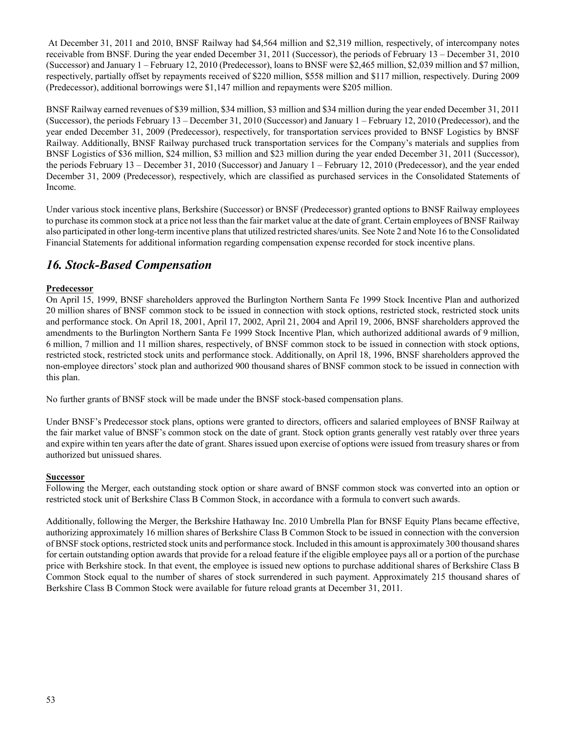At December 31, 2011 and 2010, BNSF Railway had $4,564 million and $2,319 million, respectively, of intercompany notes receivable from BNSF. During the year ended December 31, 2011 (Successor), the periods of February 13 – December 31, 2010 (Successor) and January 1 – February 12, 2010 (Predecessor), loans to BNSF were $2,465 million, $2,039 million and $7 million, respectively, partially offset by repayments received of $220 million, $558 million and $117 million, respectively. During 2009 (Predecessor), additional borrowings were $1,147 million and repayments were $205 million.

BNSF Railway earned revenues of $39 million, $34 million, $3 million and $34 million during the year ended December 31, 2011 (Successor), the periods February 13 – December 31, 2010 (Successor) and January 1 – February 12, 2010 (Predecessor), and the year ended December 31, 2009 (Predecessor), respectively, for transportation services provided to BNSF Logistics by BNSF Railway. Additionally, BNSF Railway purchased truck transportation services for the Company's materials and supplies from BNSF Logistics of $36 million, $24 million, $3 million and $23 million during the year ended December 31, 2011 (Successor), the periods February 13 – December 31, 2010 (Successor) and January 1 – February 12, 2010 (Predecessor), and the year ended December 31, 2009 (Predecessor), respectively, which are classified as purchased services in the Consolidated Statements of Income.

Under various stock incentive plans, Berkshire (Successor) or BNSF (Predecessor) granted options to BNSF Railway employees to purchase its common stock at a price not less than the fair market value at the date of grant. Certain employees of BNSF Railway also participated in other long-term incentive plans that utilized restricted shares/units. See Note 2 and Note 16 to the Consolidated Financial Statements for additional information regarding compensation expense recorded for stock incentive plans.

## *16. Stock-Based Compensation*

**Predecessor**

On April 15, 1999, BNSF shareholders approved the Burlington Northern Santa Fe 1999 Stock Incentive Plan and authorized 20 million shares of BNSF common stock to be issued in connection with stock options, restricted stock, restricted stock units and performance stock. On April 18, 2001, April 17, 2002, April 21, 2004 and April 19, 2006, BNSF shareholders approved the amendments to the Burlington Northern Santa Fe 1999 Stock Incentive Plan, which authorized additional awards of 9 million, 6 million, 7 million and 11 million shares, respectively, of BNSF common stock to be issued in connection with stock options, restricted stock, restricted stock units and performance stock. Additionally, on April 18, 1996, BNSF shareholders approved the non-employee directors' stock plan and authorized 900 thousand shares of BNSF common stock to be issued in connection with this plan.

No further grants of BNSF stock will be made under the BNSF stock-based compensation plans.

Under BNSF's Predecessor stock plans, options were granted to directors, officers and salaried employees of BNSF Railway at the fair market value of BNSF's common stock on the date of grant. Stock option grants generally vest ratably over three years and expire within ten years after the date of grant. Shares issued upon exercise of options were issued from treasury shares or from authorized but unissued shares.

**Successor**

Following the Merger, each outstanding stock option or share award of BNSF common stock was converted into an option or restricted stock unit of Berkshire Class B Common Stock, in accordance with a formula to convert such awards.

Additionally, following the Merger, the Berkshire Hathaway Inc. 2010 Umbrella Plan for BNSF Equity Plans became effective, authorizing approximately 16 million shares of Berkshire Class B Common Stock to be issued in connection with the conversion of BNSF stock options, restricted stock units and performance stock. Included in this amount is approximately 300 thousand shares for certain outstanding option awards that provide for a reload feature if the eligible employee pays all or a portion of the purchase price with Berkshire stock. In that event, the employee is issued new options to purchase additional shares of Berkshire Class B Common Stock equal to the number of shares of stock surrendered in such payment. Approximately 215 thousand shares of Berkshire Class B Common Stock were available for future reload grants at December 31, 2011.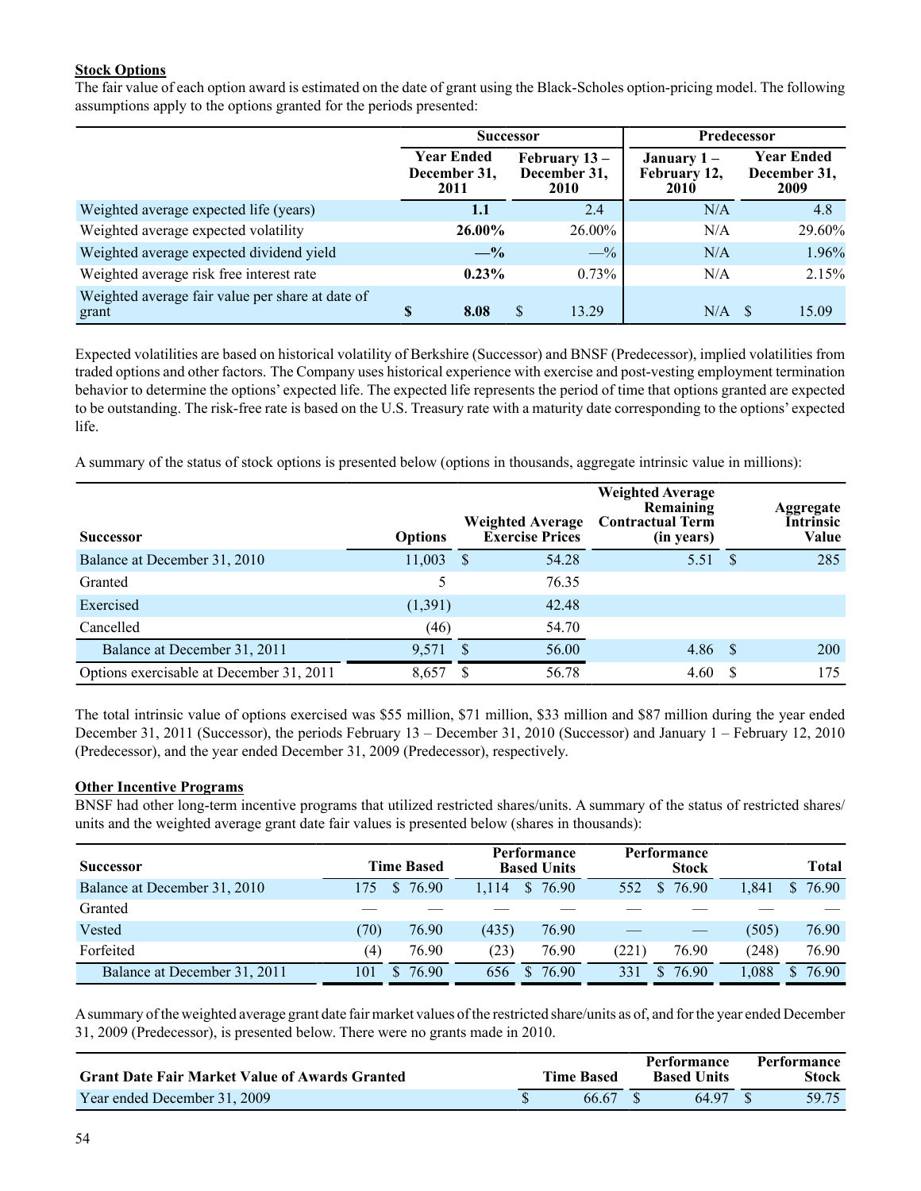**Stock Options**

The fair value of each option award is estimated on the date of grant using the Black-Scholes option-pricing model. The following assumptions apply to the options granted for the periods presented:

| | Successor | | Predecessor | |
|---|---|---|---|---|
| | **Year Ended December 31, 2011** | **February 13 – December 31, 2010** | **January 1 – February 12, 2010** | **Year Ended December 31, 2009** |
| Weighted average expected life (years) | **1.1** | 2.4 | N/A | 4.8 |
| Weighted average expected volatility | **26.00%** | 26.00% | N/A | 29.60% |
| Weighted average expected dividend yield | **—%** | —% | N/A | 1.96% |
| Weighted average risk free interest rate | **0.23%** | 0.73% | N/A | 2.15% |
| Weighted average fair value per share at date of grant | **$ 8.08** | $ 13.29 | N/A | $ 15.09 |

Expected volatilities are based on historical volatility of Berkshire (Successor) and BNSF (Predecessor), implied volatilities from traded options and other factors. The Company uses historical experience with exercise and post-vesting employment termination behavior to determine the options' expected life. The expected life represents the period of time that options granted are expected to be outstanding. The risk-free rate is based on the U.S. Treasury rate with a maturity date corresponding to the options' expected life.

A summary of the status of stock options is presented below (options in thousands, aggregate intrinsic value in millions):

| Successor | Options | Weighted Average Exercise Prices | Weighted Average Remaining Contractual Term (in years) | Aggregate Intrinsic Value |
|---|---|---|---|---|
| Balance at December 31, 2010 | 11,003 | $ 54.28 | 5.51 | $ 285 |
| Granted | 5 | 76.35 | | |
| Exercised | (1,391) | 42.48 | | |
| Cancelled | (46) | 54.70 | | |
| Balance at December 31, 2011 | 9,571 | $ 56.00 | 4.86 | $ 200 |
| Options exercisable at December 31, 2011 | 8,657 | $ 56.78 | 4.60 | $ 175 |

The total intrinsic value of options exercised was $55 million, $71 million, $33 million and $87 million during the year ended December 31, 2011 (Successor), the periods February 13 – December 31, 2010 (Successor) and January 1 – February 12, 2010 (Predecessor), and the year ended December 31, 2009 (Predecessor), respectively.

**Other Incentive Programs**

BNSF had other long-term incentive programs that utilized restricted shares/units. A summary of the status of restricted shares/units and the weighted average grant date fair values is presented below (shares in thousands):

| Successor | Time Based | | Performance Based Units | | Performance Stock | | Total | |
|---|---|---|---|---|---|---|---|---|
| Balance at December 31, 2010 | 175 | $ 76.90 | 1,114 | $ 76.90 | 552 | $ 76.90 | 1,841 | $ 76.90 |
| Granted | — | — | — | — | — | — | — | — |
| Vested | (70) | 76.90 | (435) | 76.90 | — | — | (505) | 76.90 |
| Forfeited | (4) | 76.90 | (23) | 76.90 | (221) | 76.90 | (248) | 76.90 |
| Balance at December 31, 2011 | 101 | $ 76.90 | 656 | $ 76.90 | 331 | $ 76.90 | 1,088 | $ 76.90 |

A summary of the weighted average grant date fair market values of the restricted share/units as of, and for the year ended December 31, 2009 (Predecessor), is presented below. There were no grants made in 2010.

| Grant Date Fair Market Value of Awards Granted | Time Based | Performance Based Units | Performance Stock |
|---|---|---|---|
| Year ended December 31, 2009 | $ 66.67 | $ 64.97 | $ 59.75 |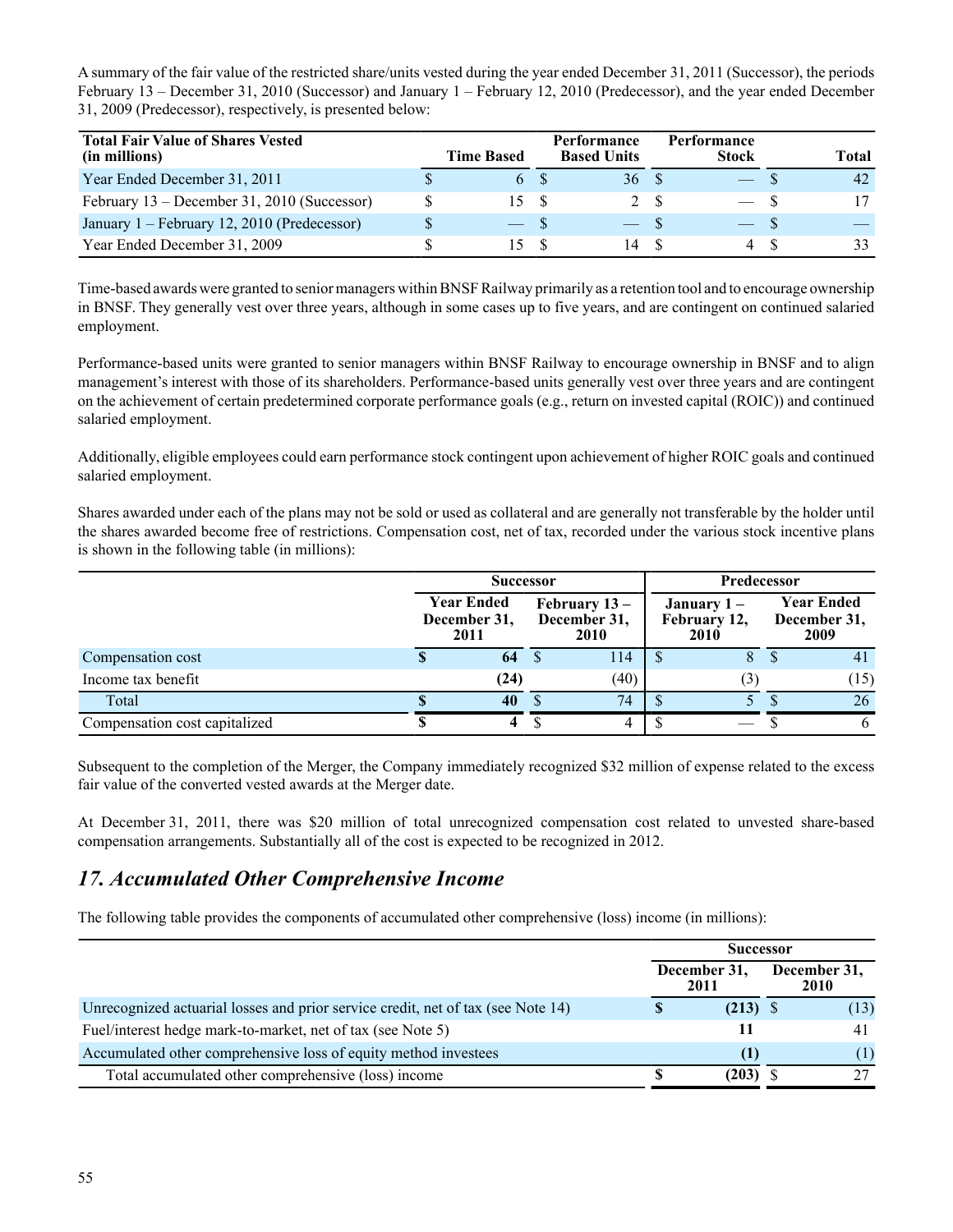A summary of the fair value of the restricted share/units vested during the year ended December 31, 2011 (Successor), the periods February 13 – December 31, 2010 (Successor) and January 1 – February 12, 2010 (Predecessor), and the year ended December 31, 2009 (Predecessor), respectively, is presented below:

| **Total Fair Value of Shares Vested (in millions)** | **Time Based** | **Performance Based Units** | **Performance Stock** | **Total** |
|---|---|---|---|---|
| Year Ended December 31, 2011 | $ 6 | $ 36 | $ — | $ 42 |
| February 13 – December 31, 2010 (Successor) | $ 15 | $ 2 | $ — | $ 17 |
| January 1 – February 12, 2010 (Predecessor) | $ — | $ — | $ — | $ — |
| Year Ended December 31, 2009 | $ 15 | $ 14 | $ 4 | $ 33 |

Time-based awards were granted to senior managers within BNSF Railway primarily as a retention tool and to encourage ownership in BNSF. They generally vest over three years, although in some cases up to five years, and are contingent on continued salaried employment.

Performance-based units were granted to senior managers within BNSF Railway to encourage ownership in BNSF and to align management's interest with those of its shareholders. Performance-based units generally vest over three years and are contingent on the achievement of certain predetermined corporate performance goals (e.g., return on invested capital (ROIC)) and continued salaried employment.

Additionally, eligible employees could earn performance stock contingent upon achievement of higher ROIC goals and continued salaried employment.

Shares awarded under each of the plans may not be sold or used as collateral and are generally not transferable by the holder until the shares awarded become free of restrictions. Compensation cost, net of tax, recorded under the various stock incentive plans is shown in the following table (in millions):

| | **Successor** | | **Predecessor** | |
|---|---|---|---|---|
| | **Year Ended December 31, 2011** | **February 13 – December 31, 2010** | **January 1 – February 12, 2010** | **Year Ended December 31, 2009** |
| Compensation cost | **$ 64** | $ 114 | $ 8 | $ 41 |
| Income tax benefit | **(24)** | (40) | (3) | (15) |
| Total | **$ 40** | $ 74 | $ 5 | $ 26 |
| Compensation cost capitalized | **$ 4** | $ 4 | $ — | $ 6 |

Subsequent to the completion of the Merger, the Company immediately recognized $32 million of expense related to the excess fair value of the converted vested awards at the Merger date.

At December 31, 2011, there was $20 million of total unrecognized compensation cost related to unvested share-based compensation arrangements. Substantially all of the cost is expected to be recognized in 2012.

## *17. Accumulated Other Comprehensive Income*

The following table provides the components of accumulated other comprehensive (loss) income (in millions):

| | **Successor** | |
|---|---|---|
| | **December 31, 2011** | **December 31, 2010** |
| Unrecognized actuarial losses and prior service credit, net of tax (see Note 14) | **$ (213)** | $ (13) |
| Fuel/interest hedge mark-to-market, net of tax (see Note 5) | **11** | 41 |
| Accumulated other comprehensive loss of equity method investees | **(1)** | (1) |
| Total accumulated other comprehensive (loss) income | **$ (203)** | $ 27 |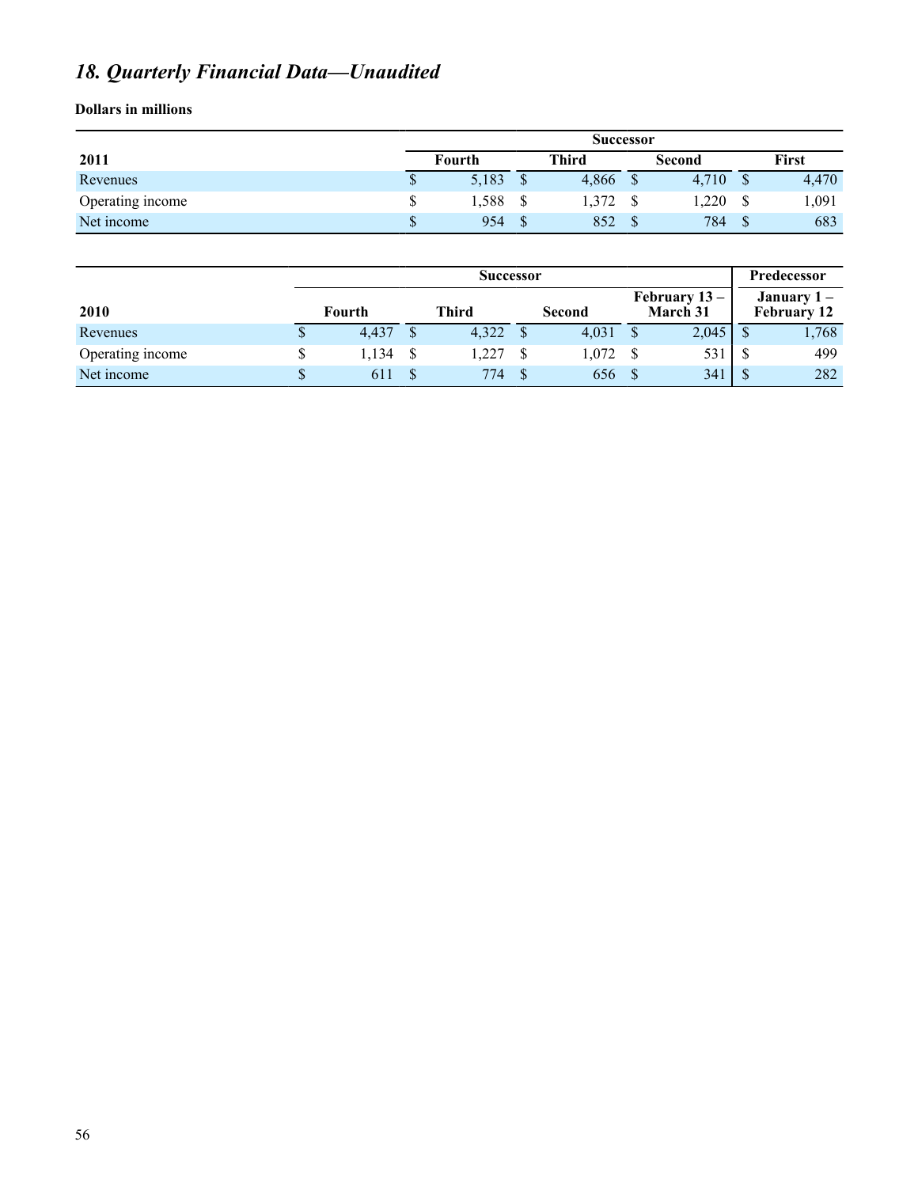## *18. Quarterly Financial Data—Unaudited*

**Dollars in millions**

| | Successor | | | |
|---|---|---|---|---|
| **2011** | **Fourth** | **Third** | **Second** | **First** |
| Revenues | $ 5,183 | $ 4,866 | $ 4,710 | $ 4,470 |
| Operating income | $ 1,588 | $ 1,372 | $ 1,220 | $ 1,091 |
| Net income | $ 954 | $ 852 | $ 784 | $ 683 |

| | Successor | | | | Predecessor |
|---|---|---|---|---|---|
| **2010** | **Fourth** | **Third** | **Second** | **February 13 – March 31** | **January 1 – February 12** |
| Revenues | $ 4,437 | $ 4,322 | $ 4,031 | $ 2,045 | $ 1,768 |
| Operating income | $ 1,134 | $ 1,227 | $ 1,072 | $ 531 | $ 499 |
| Net income | $ 611 | $ 774 | $ 656 | $ 341 | $ 282 |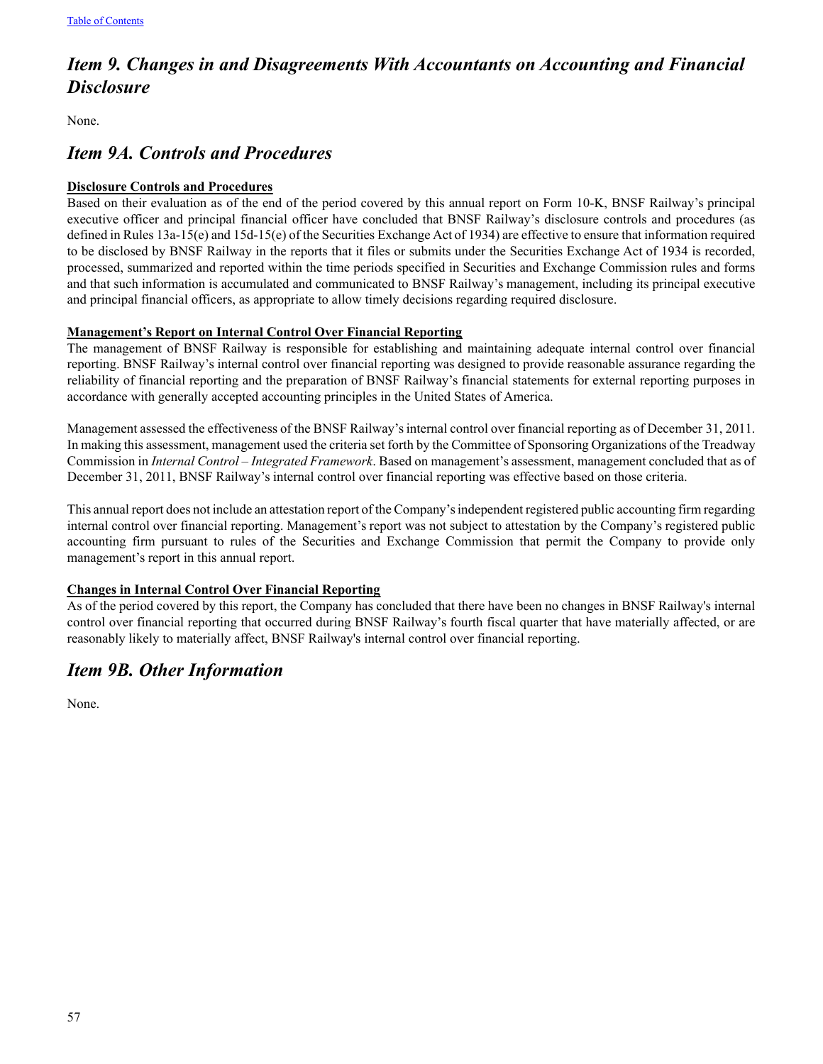## *Item 9. Changes in and Disagreements With Accountants on Accounting and Financial Disclosure*

None.

## *Item 9A. Controls and Procedures*

**Disclosure Controls and Procedures**

Based on their evaluation as of the end of the period covered by this annual report on Form 10-K, BNSF Railway's principal executive officer and principal financial officer have concluded that BNSF Railway's disclosure controls and procedures (as defined in Rules 13a-15(e) and 15d-15(e) of the Securities Exchange Act of 1934) are effective to ensure that information required to be disclosed by BNSF Railway in the reports that it files or submits under the Securities Exchange Act of 1934 is recorded, processed, summarized and reported within the time periods specified in Securities and Exchange Commission rules and forms and that such information is accumulated and communicated to BNSF Railway's management, including its principal executive and principal financial officers, as appropriate to allow timely decisions regarding required disclosure.

**Management's Report on Internal Control Over Financial Reporting**

The management of BNSF Railway is responsible for establishing and maintaining adequate internal control over financial reporting. BNSF Railway's internal control over financial reporting was designed to provide reasonable assurance regarding the reliability of financial reporting and the preparation of BNSF Railway's financial statements for external reporting purposes in accordance with generally accepted accounting principles in the United States of America.

Management assessed the effectiveness of the BNSF Railway's internal control over financial reporting as of December 31, 2011. In making this assessment, management used the criteria set forth by the Committee of Sponsoring Organizations of the Treadway Commission in *Internal Control – Integrated Framework*. Based on management's assessment, management concluded that as of December 31, 2011, BNSF Railway's internal control over financial reporting was effective based on those criteria.

This annual report does not include an attestation report of the Company's independent registered public accounting firm regarding internal control over financial reporting. Management's report was not subject to attestation by the Company's registered public accounting firm pursuant to rules of the Securities and Exchange Commission that permit the Company to provide only management's report in this annual report.

**Changes in Internal Control Over Financial Reporting**

As of the period covered by this report, the Company has concluded that there have been no changes in BNSF Railway's internal control over financial reporting that occurred during BNSF Railway's fourth fiscal quarter that have materially affected, or are reasonably likely to materially affect, BNSF Railway's internal control over financial reporting.

## *Item 9B. Other Information*

None.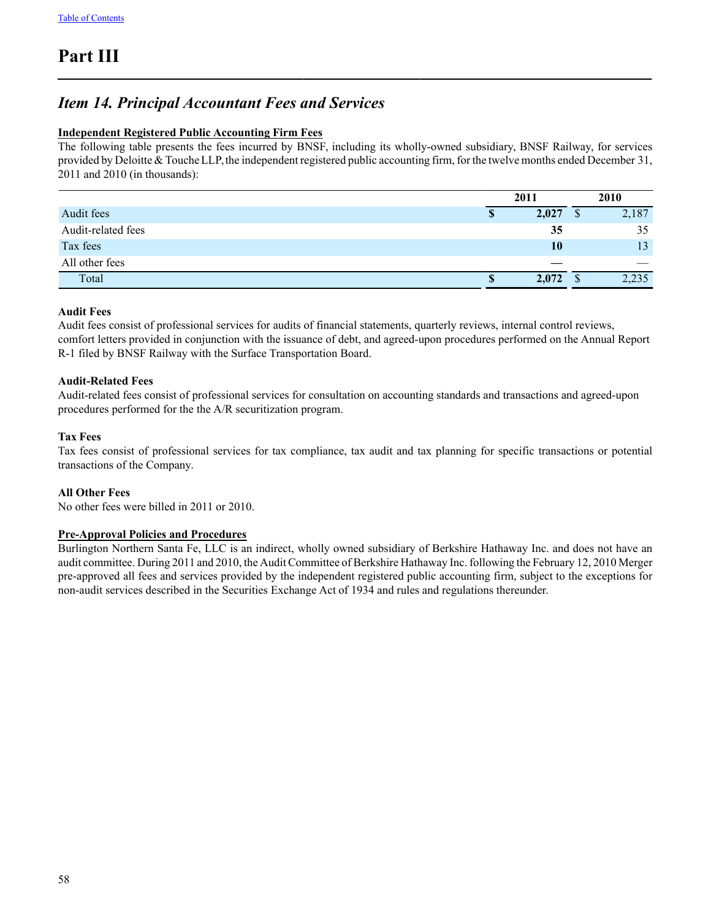# Part III

## *Item 14. Principal Accountant Fees and Services*

**Independent Registered Public Accounting Firm Fees**

The following table presents the fees incurred by BNSF, including its wholly-owned subsidiary, BNSF Railway, for services provided by Deloitte & Touche LLP, the independent registered public accounting firm, for the twelve months ended December 31, 2011 and 2010 (in thousands):

| | 2011 | 2010 |
|---|---|---|
| Audit fees | **$ 2,027** | $ 2,187 |
| Audit-related fees | **35** | 35 |
| Tax fees | **10** | 13 |
| All other fees | **—** | — |
| Total | **$ 2,072** | $ 2,235 |

**Audit Fees**

Audit fees consist of professional services for audits of financial statements, quarterly reviews, internal control reviews, comfort letters provided in conjunction with the issuance of debt, and agreed-upon procedures performed on the Annual Report R-1 filed by BNSF Railway with the Surface Transportation Board.

**Audit-Related Fees**

Audit-related fees consist of professional services for consultation on accounting standards and transactions and agreed-upon procedures performed for the the A/R securitization program.

**Tax Fees**

Tax fees consist of professional services for tax compliance, tax audit and tax planning for specific transactions or potential transactions of the Company.

**All Other Fees**

No other fees were billed in 2011 or 2010.

**Pre-Approval Policies and Procedures**

Burlington Northern Santa Fe, LLC is an indirect, wholly owned subsidiary of Berkshire Hathaway Inc. and does not have an audit committee. During 2011 and 2010, the Audit Committee of Berkshire Hathaway Inc. following the February 12, 2010 Merger pre-approved all fees and services provided by the independent registered public accounting firm, subject to the exceptions for non-audit services described in the Securities Exchange Act of 1934 and rules and regulations thereunder.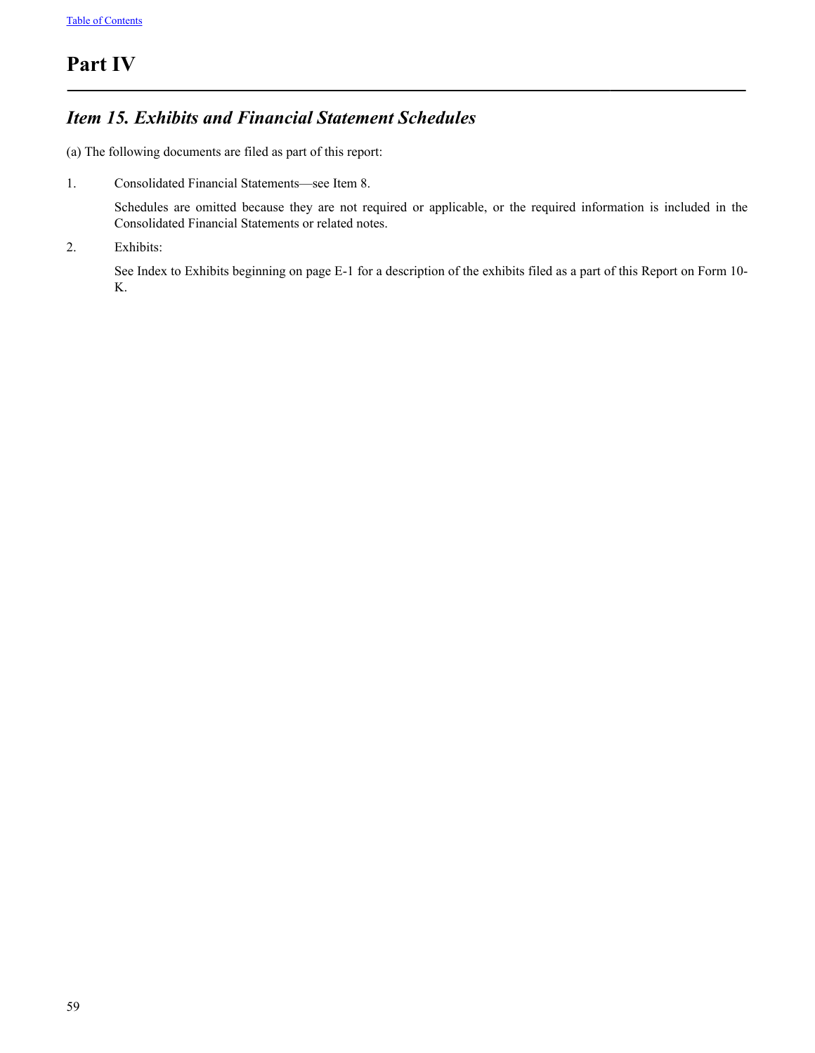# Part IV

## *Item 15. Exhibits and Financial Statement Schedules*

(a) The following documents are filed as part of this report:

1. Consolidated Financial Statements—see Item 8.

   Schedules are omitted because they are not required or applicable, or the required information is included in the Consolidated Financial Statements or related notes.

2. Exhibits:

   See Index to Exhibits beginning on page E-1 for a description of the exhibits filed as a part of this Report on Form 10-K.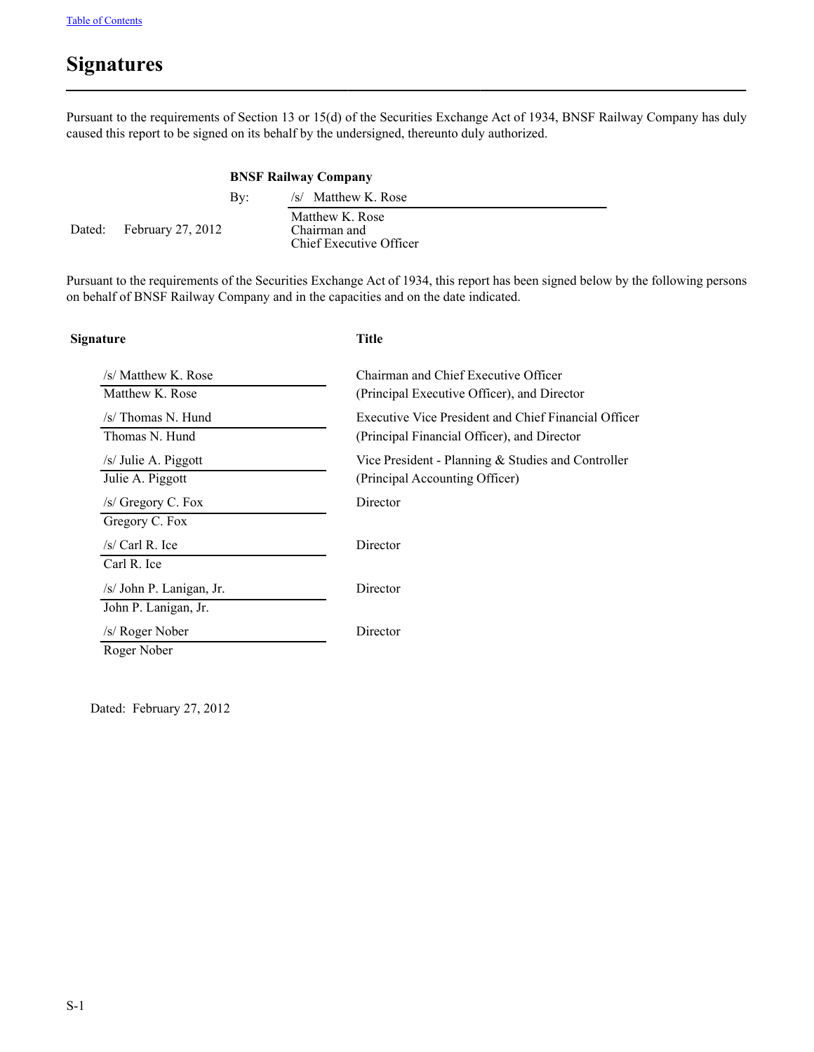# Signatures

Pursuant to the requirements of Section 13 or 15(d) of the Securities Exchange Act of 1934, BNSF Railway Company has duly caused this report to be signed on its behalf by the undersigned, thereunto duly authorized.

**BNSF Railway Company**

By: /s/ Matthew K. Rose
Matthew K. Rose
Chairman and
Chief Executive Officer

Dated: February 27, 2012

Pursuant to the requirements of the Securities Exchange Act of 1934, this report has been signed below by the following persons on behalf of BNSF Railway Company and in the capacities and on the date indicated.

| Signature | Title |
|---|---|
| /s/ Matthew K. Rose<br>Matthew K. Rose | Chairman and Chief Executive Officer<br>(Principal Executive Officer), and Director |
| /s/ Thomas N. Hund<br>Thomas N. Hund | Executive Vice President and Chief Financial Officer<br>(Principal Financial Officer), and Director |
| /s/ Julie A. Piggott<br>Julie A. Piggott | Vice President - Planning & Studies and Controller<br>(Principal Accounting Officer) |
| /s/ Gregory C. Fox<br>Gregory C. Fox | Director |
| /s/ Carl R. Ice<br>Carl R. Ice | Director |
| /s/ John P. Lanigan, Jr.<br>John P. Lanigan, Jr. | Director |
| /s/ Roger Nober<br>Roger Nober | Director |

Dated: February 27, 2012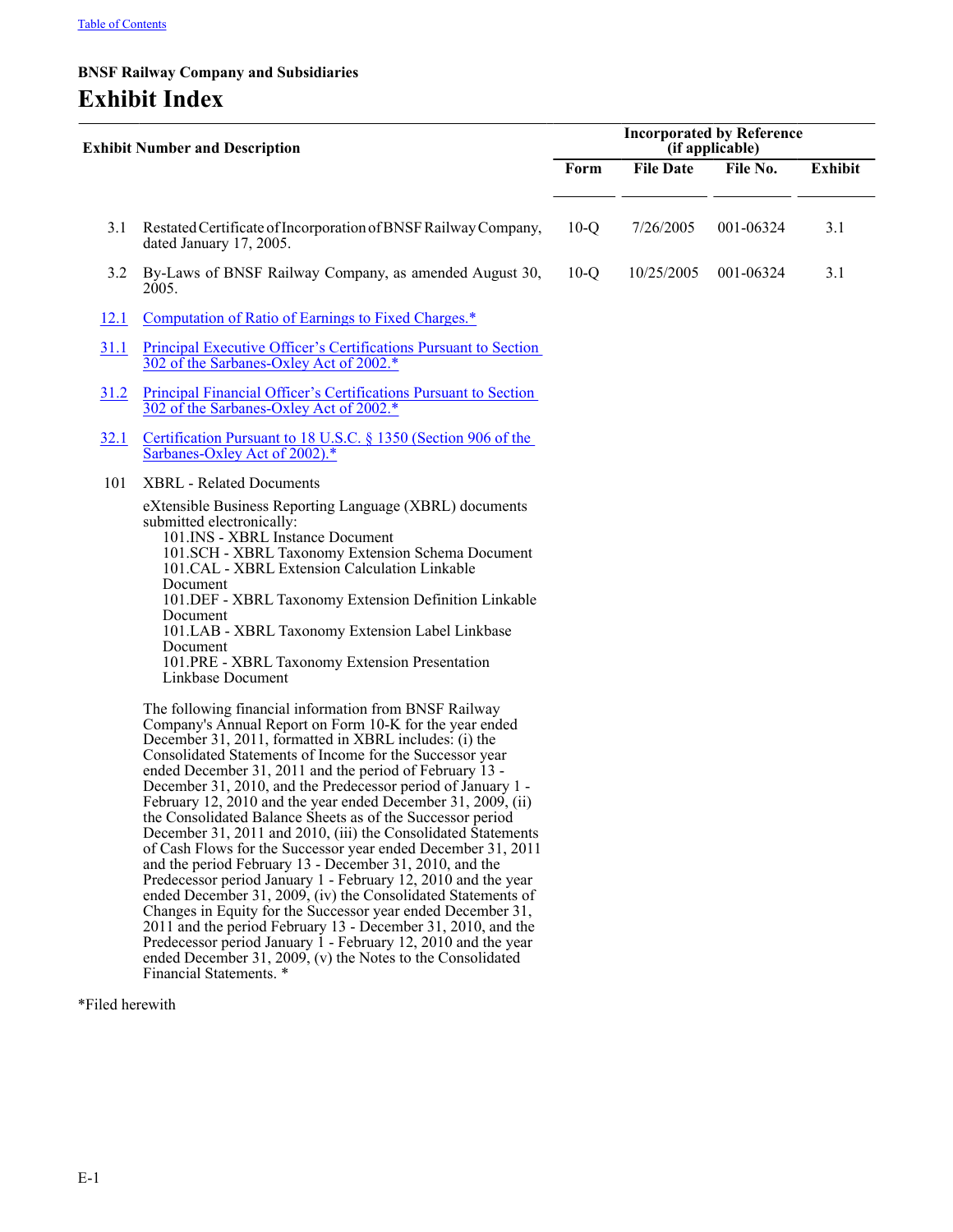**BNSF Railway Company and Subsidiaries**

# Exhibit Index

| Exhibit Number and Description | | Incorporated by Reference (if applicable) | | | |
|---|---|---|---|---|---|
| | | Form | File Date | File No. | Exhibit |
| 3.1 | Restated Certificate of Incorporation of BNSF Railway Company, dated January 17, 2005. | 10-Q | 7/26/2005 | 001-06324 | 3.1 |
| 3.2 | By-Laws of BNSF Railway Company, as amended August 30, 2005. | 10-Q | 10/25/2005 | 001-06324 | 3.1 |
| 12.1 | Computation of Ratio of Earnings to Fixed Charges.* | | | | |
| 31.1 | Principal Executive Officer's Certifications Pursuant to Section 302 of the Sarbanes-Oxley Act of 2002.* | | | | |
| 31.2 | Principal Financial Officer's Certifications Pursuant to Section 302 of the Sarbanes-Oxley Act of 2002.* | | | | |
| 32.1 | Certification Pursuant to 18 U.S.C. § 1350 (Section 906 of the Sarbanes-Oxley Act of 2002).* | | | | |
| 101 | XBRL - Related Documents<br><br>eXtensible Business Reporting Language (XBRL) documents submitted electronically:<br>101.INS - XBRL Instance Document<br>101.SCH - XBRL Taxonomy Extension Schema Document<br>101.CAL - XBRL Extension Calculation Linkable Document<br>101.DEF - XBRL Taxonomy Extension Definition Linkable Document<br>101.LAB - XBRL Taxonomy Extension Label Linkbase Document<br>101.PRE - XBRL Taxonomy Extension Presentation Linkbase Document<br><br>The following financial information from BNSF Railway Company's Annual Report on Form 10-K for the year ended December 31, 2011, formatted in XBRL includes: (i) the Consolidated Statements of Income for the Successor year ended December 31, 2011 and the period of February 13 - December 31, 2010, and the Predecessor period of January 1 - February 12, 2010 and the year ended December 31, 2009, (ii) the Consolidated Balance Sheets as of the Successor period December 31, 2011 and 2010, (iii) the Consolidated Statements of Cash Flows for the Successor year ended December 31, 2011 and the period February 13 - December 31, 2010, and the Predecessor period January 1 - February 12, 2010 and the year ended December 31, 2009, (iv) the Consolidated Statements of Changes in Equity for the Successor year ended December 31, 2011 and the period February 13 - December 31, 2010, and the Predecessor period January 1 - February 12, 2010 and the year ended December 31, 2009, (v) the Notes to the Consolidated Financial Statements. * | | | | |

*Filed herewith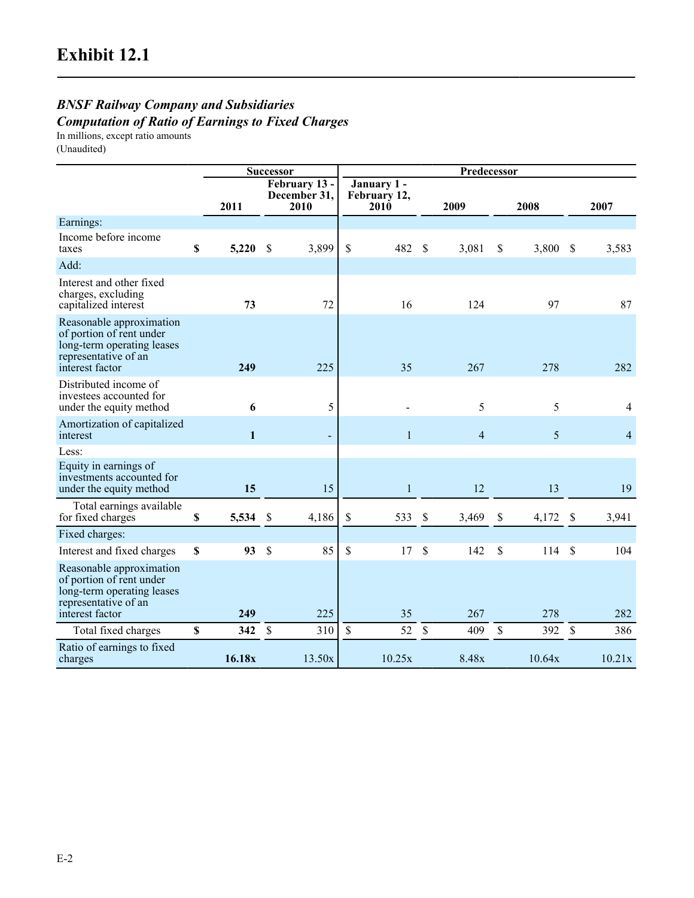# Exhibit 12.1

***BNSF Railway Company and Subsidiaries***
***Computation of Ratio of Earnings to Fixed Charges***

In millions, except ratio amounts
(Unaudited)

| | Successor | | Predecessor | | | |
|---|---|---|---|---|---|---|
| | **2011** | **February 13 - December 31, 2010** | **January 1 - February 12, 2010** | **2009** | **2008** | **2007** |
| Earnings: | | | | | | |
| Income before income taxes | **$ 5,220** | $ 3,899 | $ 482 | $ 3,081 | $ 3,800 | $ 3,583 |
| Add: | | | | | | |
| Interest and other fixed charges, excluding capitalized interest | **73** | 72 | 16 | 124 | 97 | 87 |
| Reasonable approximation of portion of rent under long-term operating leases representative of an interest factor | **249** | 225 | 35 | 267 | 278 | 282 |
| Distributed income of investees accounted for under the equity method | **6** | 5 | - | 5 | 5 | 4 |
| Amortization of capitalized interest | **1** | - | 1 | 4 | 5 | 4 |
| Less: | | | | | | |
| Equity in earnings of investments accounted for under the equity method | **15** | 15 | 1 | 12 | 13 | 19 |
| Total earnings available for fixed charges | **$ 5,534** | $ 4,186 | $ 533 | $ 3,469 | $ 4,172 | $ 3,941 |
| Fixed charges: | | | | | | |
| Interest and fixed charges | **$ 93** | $ 85 | $ 17 | $ 142 | $ 114 | $ 104 |
| Reasonable approximation of portion of rent under long-term operating leases representative of an interest factor | **249** | 225 | 35 | 267 | 278 | 282 |
| Total fixed charges | **$ 342** | $ 310 | $ 52 | $ 409 | $ 392 | $ 386 |
| Ratio of earnings to fixed charges | **16.18x** | 13.50x | 10.25x | 8.48x | 10.64x | 10.21x |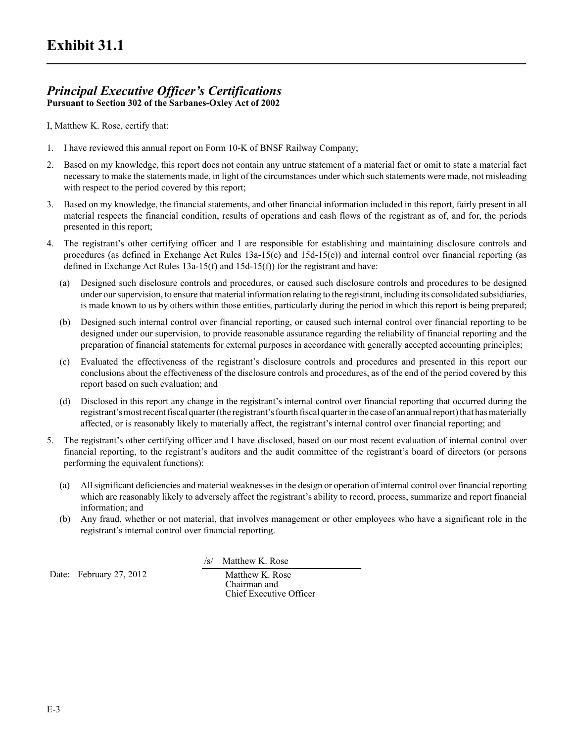# Exhibit 31.1

## *Principal Executive Officer's Certifications*
**Pursuant to Section 302 of the Sarbanes-Oxley Act of 2002**

I, Matthew K. Rose, certify that:

1. I have reviewed this annual report on Form 10-K of BNSF Railway Company;
2. Based on my knowledge, this report does not contain any untrue statement of a material fact or omit to state a material fact necessary to make the statements made, in light of the circumstances under which such statements were made, not misleading with respect to the period covered by this report;
3. Based on my knowledge, the financial statements, and other financial information included in this report, fairly present in all material respects the financial condition, results of operations and cash flows of the registrant as of, and for, the periods presented in this report;
4. The registrant's other certifying officer and I are responsible for establishing and maintaining disclosure controls and procedures (as defined in Exchange Act Rules 13a-15(e) and 15d-15(e)) and internal control over financial reporting (as defined in Exchange Act Rules 13a-15(f) and 15d-15(f)) for the registrant and have:
   (a) Designed such disclosure controls and procedures, or caused such disclosure controls and procedures to be designed under our supervision, to ensure that material information relating to the registrant, including its consolidated subsidiaries, is made known to us by others within those entities, particularly during the period in which this report is being prepared;
   (b) Designed such internal control over financial reporting, or caused such internal control over financial reporting to be designed under our supervision, to provide reasonable assurance regarding the reliability of financial reporting and the preparation of financial statements for external purposes in accordance with generally accepted accounting principles;
   (c) Evaluated the effectiveness of the registrant's disclosure controls and procedures and presented in this report our conclusions about the effectiveness of the disclosure controls and procedures, as of the end of the period covered by this report based on such evaluation; and
   (d) Disclosed in this report any change in the registrant's internal control over financial reporting that occurred during the registrant's most recent fiscal quarter (the registrant's fourth fiscal quarter in the case of an annual report) that has materially affected, or is reasonably likely to materially affect, the registrant's internal control over financial reporting; and
5. The registrant's other certifying officer and I have disclosed, based on our most recent evaluation of internal control over financial reporting, to the registrant's auditors and the audit committee of the registrant's board of directors (or persons performing the equivalent functions):
   (a) All significant deficiencies and material weaknesses in the design or operation of internal control over financial reporting which are reasonably likely to adversely affect the registrant's ability to record, process, summarize and report financial information; and
   (b) Any fraud, whether or not material, that involves management or other employees who have a significant role in the registrant's internal control over financial reporting.

/s/ Matthew K. Rose

Date: February 27, 2012

Matthew K. Rose
Chairman and
Chief Executive Officer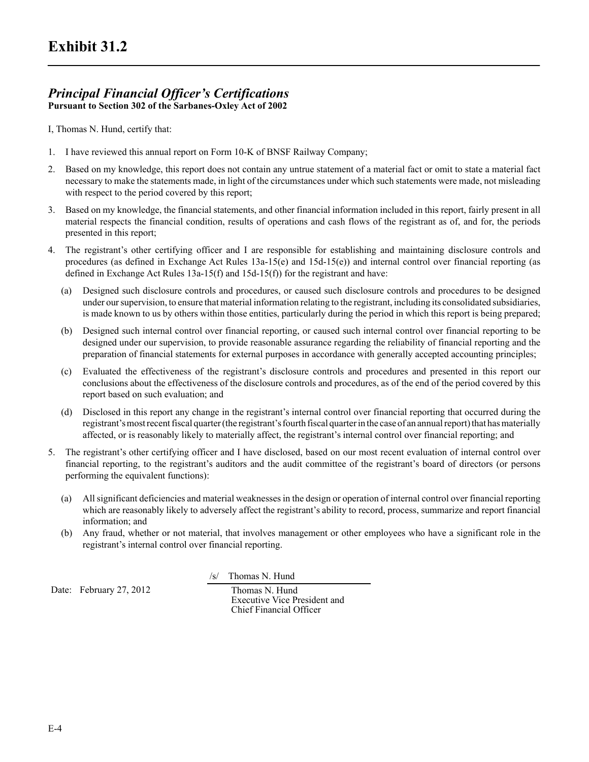# Exhibit 31.2

## *Principal Financial Officer's Certifications*

**Pursuant to Section 302 of the Sarbanes-Oxley Act of 2002**

I, Thomas N. Hund, certify that:

1. I have reviewed this annual report on Form 10-K of BNSF Railway Company;
2. Based on my knowledge, this report does not contain any untrue statement of a material fact or omit to state a material fact necessary to make the statements made, in light of the circumstances under which such statements were made, not misleading with respect to the period covered by this report;
3. Based on my knowledge, the financial statements, and other financial information included in this report, fairly present in all material respects the financial condition, results of operations and cash flows of the registrant as of, and for, the periods presented in this report;
4. The registrant's other certifying officer and I are responsible for establishing and maintaining disclosure controls and procedures (as defined in Exchange Act Rules 13a-15(e) and 15d-15(e)) and internal control over financial reporting (as defined in Exchange Act Rules 13a-15(f) and 15d-15(f)) for the registrant and have:
   (a) Designed such disclosure controls and procedures, or caused such disclosure controls and procedures to be designed under our supervision, to ensure that material information relating to the registrant, including its consolidated subsidiaries, is made known to us by others within those entities, particularly during the period in which this report is being prepared;
   (b) Designed such internal control over financial reporting, or caused such internal control over financial reporting to be designed under our supervision, to provide reasonable assurance regarding the reliability of financial reporting and the preparation of financial statements for external purposes in accordance with generally accepted accounting principles;
   (c) Evaluated the effectiveness of the registrant's disclosure controls and procedures and presented in this report our conclusions about the effectiveness of the disclosure controls and procedures, as of the end of the period covered by this report based on such evaluation; and
   (d) Disclosed in this report any change in the registrant's internal control over financial reporting that occurred during the registrant's most recent fiscal quarter (the registrant's fourth fiscal quarter in the case of an annual report) that has materially affected, or is reasonably likely to materially affect, the registrant's internal control over financial reporting; and
5. The registrant's other certifying officer and I have disclosed, based on our most recent evaluation of internal control over financial reporting, to the registrant's auditors and the audit committee of the registrant's board of directors (or persons performing the equivalent functions):
   (a) All significant deficiencies and material weaknesses in the design or operation of internal control over financial reporting which are reasonably likely to adversely affect the registrant's ability to record, process, summarize and report financial information; and
   (b) Any fraud, whether or not material, that involves management or other employees who have a significant role in the registrant's internal control over financial reporting.

/s/ Thomas N. Hund

Date: February 27, 2012

Thomas N. Hund
Executive Vice President and
Chief Financial Officer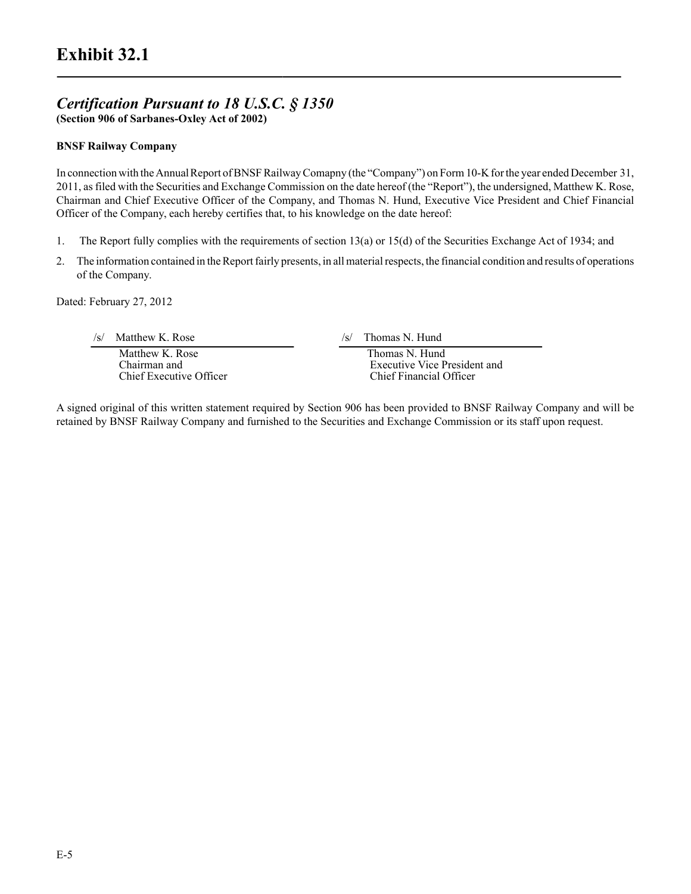# Exhibit 32.1

## *Certification Pursuant to 18 U.S.C. § 1350*

**(Section 906 of Sarbanes-Oxley Act of 2002)**

**BNSF Railway Company**

In connection with the Annual Report of BNSF Railway Comapny (the "Company") on Form 10-K for the year ended December 31, 2011, as filed with the Securities and Exchange Commission on the date hereof (the "Report"), the undersigned, Matthew K. Rose, Chairman and Chief Executive Officer of the Company, and Thomas N. Hund, Executive Vice President and Chief Financial Officer of the Company, each hereby certifies that, to his knowledge on the date hereof:

1. The Report fully complies with the requirements of section 13(a) or 15(d) of the Securities Exchange Act of 1934; and
2. The information contained in the Report fairly presents, in all material respects, the financial condition and results of operations of the Company.

Dated: February 27, 2012

/s/ Matthew K. Rose
Matthew K. Rose
Chairman and
Chief Executive Officer

/s/ Thomas N. Hund
Thomas N. Hund
Executive Vice President and
Chief Financial Officer

A signed original of this written statement required by Section 906 has been provided to BNSF Railway Company and will be retained by BNSF Railway Company and furnished to the Securities and Exchange Commission or its staff upon request.